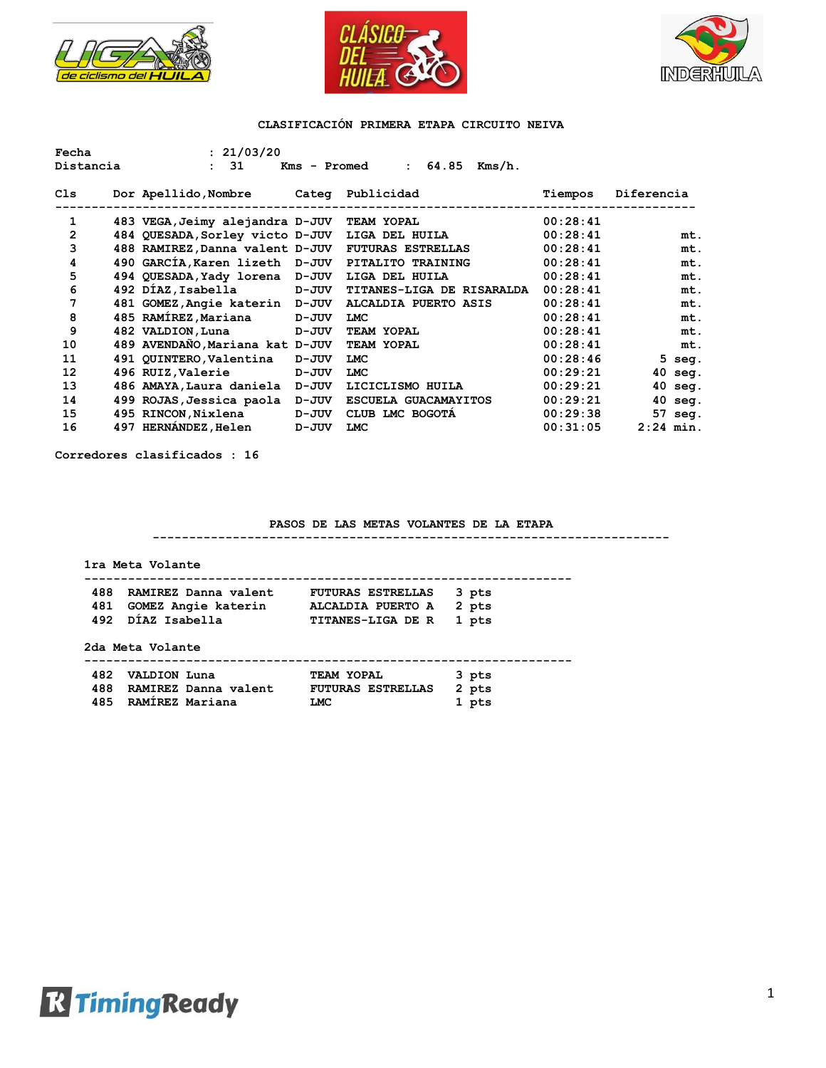# CLASIFICACIÓN PRIMERA ETAPA CIRCUITO NEIVA

Fecha : 21/03/20
Distancia : 31 Kms - Promed : 64.85 Kms/h.

| Cls | Dor | Apellido,Nombre | Categ | Publicidad | Tiempos | Diferencia |
|---|---|---|---|---|---|---|
| 1 | 483 | VEGA,Jeimy alejandra | D-JUV | TEAM YOPAL | 00:28:41 | |
| 2 | 484 | QUESADA,Sorley victo | D-JUV | LIGA DEL HUILA | 00:28:41 | mt. |
| 3 | 488 | RAMIREZ,Danna valent | D-JUV | FUTURAS ESTRELLAS | 00:28:41 | mt. |
| 4 | 490 | GARCÍA,Karen lizeth | D-JUV | PITALITO TRAINING | 00:28:41 | mt. |
| 5 | 494 | QUESADA,Yady lorena | D-JUV | LIGA DEL HUILA | 00:28:41 | mt. |
| 6 | 492 | DÍAZ,Isabella | D-JUV | TITANES-LIGA DE RISARALDA | 00:28:41 | mt. |
| 7 | 481 | GOMEZ,Angie katerin | D-JUV | ALCALDIA PUERTO ASIS | 00:28:41 | mt. |
| 8 | 485 | RAMÍREZ,Mariana | D-JUV | LMC | 00:28:41 | mt. |
| 9 | 482 | VALDION,Luna | D-JUV | TEAM YOPAL | 00:28:41 | mt. |
| 10 | 489 | AVENDAÑO,Mariana kat | D-JUV | TEAM YOPAL | 00:28:41 | mt. |
| 11 | 491 | QUINTERO,Valentina | D-JUV | LMC | 00:28:46 | 5 seg. |
| 12 | 496 | RUIZ,Valerie | D-JUV | LMC | 00:29:21 | 40 seg. |
| 13 | 486 | AMAYA,Laura daniela | D-JUV | LICICLISMO HUILA | 00:29:21 | 40 seg. |
| 14 | 499 | ROJAS,Jessica paola | D-JUV | ESCUELA GUACAMAYITOS | 00:29:21 | 40 seg. |
| 15 | 495 | RINCON,Nixlena | D-JUV | CLUB LMC BOGOTÁ | 00:29:38 | 57 seg. |
| 16 | 497 | HERNÁNDEZ,Helen | D-JUV | LMC | 00:31:05 | 2:24 min. |

Corredores clasificados : 16

## PASOS DE LAS METAS VOLANTES DE LA ETAPA

### 1ra Meta Volante

| Dor | Nombre | Equipo | Puntos |
|---|---|---|---|
| 488 | RAMIREZ Danna valent | FUTURAS ESTRELLAS | 3 pts |
| 481 | GOMEZ Angie katerin | ALCALDIA PUERTO A | 2 pts |
| 492 | DÍAZ Isabella | TITANES-LIGA DE R | 1 pts |

### 2da Meta Volante

| Dor | Nombre | Equipo | Puntos |
|---|---|---|---|
| 482 | VALDION Luna | TEAM YOPAL | 3 pts |
| 488 | RAMIREZ Danna valent | FUTURAS ESTRELLAS | 2 pts |
| 485 | RAMÍREZ Mariana | LMC | 1 pts |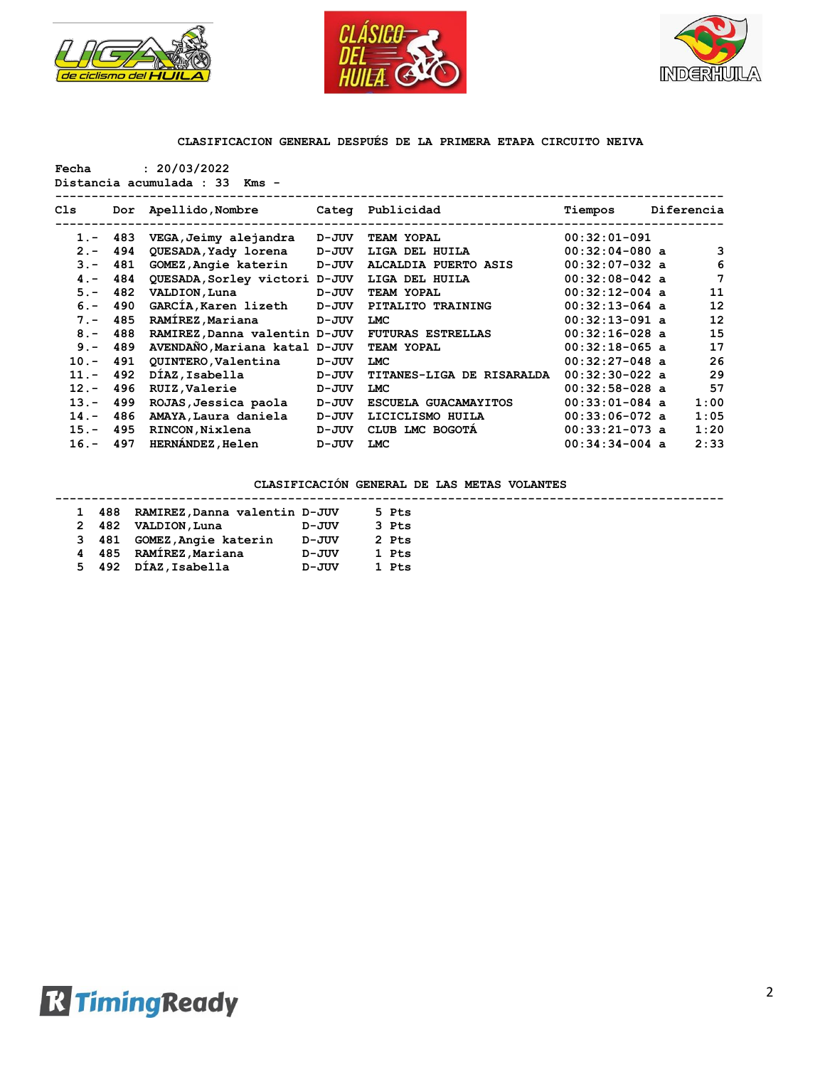## CLASIFICACION GENERAL DESPUÉS DE LA PRIMERA ETAPA CIRCUITO NEIVA

Fecha : 20/03/2022
Distancia acumulada : 33 Kms -

| Cls | Dor | Apellido,Nombre | Categ | Publicidad | Tiempos | Diferencia |
|---|---|---|---|---|---|---|
| 1.- | 483 | VEGA,Jeimy alejandra | D-JUV | TEAM YOPAL | 00:32:01-091 | |
| 2.- | 494 | QUESADA,Yady lorena | D-JUV | LIGA DEL HUILA | 00:32:04-080 a | 3 |
| 3.- | 481 | GOMEZ,Angie katerin | D-JUV | ALCALDIA PUERTO ASIS | 00:32:07-032 a | 6 |
| 4.- | 484 | QUESADA,Sorley victori | D-JUV | LIGA DEL HUILA | 00:32:08-042 a | 7 |
| 5.- | 482 | VALDION,Luna | D-JUV | TEAM YOPAL | 00:32:12-004 a | 11 |
| 6.- | 490 | GARCÍA,Karen lizeth | D-JUV | PITALITO TRAINING | 00:32:13-064 a | 12 |
| 7.- | 485 | RAMÍREZ,Mariana | D-JUV | LMC | 00:32:13-091 a | 12 |
| 8.- | 488 | RAMIREZ,Danna valentin | D-JUV | FUTURAS ESTRELLAS | 00:32:16-028 a | 15 |
| 9.- | 489 | AVENDAÑO,Mariana katal | D-JUV | TEAM YOPAL | 00:32:18-065 a | 17 |
| 10.- | 491 | QUINTERO,Valentina | D-JUV | LMC | 00:32:27-048 a | 26 |
| 11.- | 492 | DÍAZ,Isabella | D-JUV | TITANES-LIGA DE RISARALDA | 00:32:30-022 a | 29 |
| 12.- | 496 | RUIZ,Valerie | D-JUV | LMC | 00:32:58-028 a | 57 |
| 13.- | 499 | ROJAS,Jessica paola | D-JUV | ESCUELA GUACAMAYITOS | 00:33:01-084 a | 1:00 |
| 14.- | 486 | AMAYA,Laura daniela | D-JUV | LICICLISMO HUILA | 00:33:06-072 a | 1:05 |
| 15.- | 495 | RINCON,Nixlena | D-JUV | CLUB LMC BOGOTÁ | 00:33:21-073 a | 1:20 |
| 16.- | 497 | HERNÁNDEZ,Helen | D-JUV | LMC | 00:34:34-004 a | 2:33 |

## CLASIFICACIÓN GENERAL DE LAS METAS VOLANTES

| Cls | Dor | Apellido,Nombre | Categ | Puntos |
|---|---|---|---|---|
| 1 | 488 | RAMIREZ,Danna valentin | D-JUV | 5 Pts |
| 2 | 482 | VALDION,Luna | D-JUV | 3 Pts |
| 3 | 481 | GOMEZ,Angie katerin | D-JUV | 2 Pts |
| 4 | 485 | RAMÍREZ,Mariana | D-JUV | 1 Pts |
| 5 | 492 | DÍAZ,Isabella | D-JUV | 1 Pts |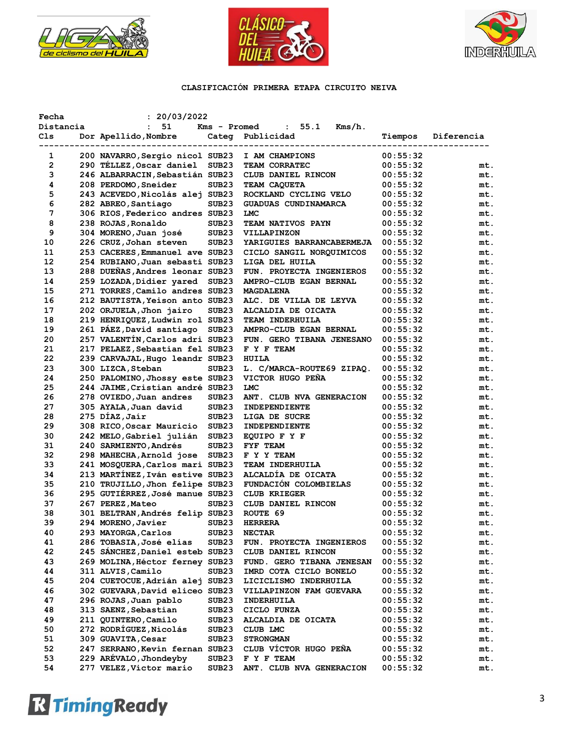# CLASIFICACIÓN PRIMERA ETAPA CIRCUITO NEIVA

Fecha : 20/03/2022
Distancia : 51 Kms - Promed : 55.1 Kms/h.

| Cls | Dor | Apellido,Nombre | Categ | Publicidad | Tiempos | Diferencia |
|---|---|---|---|---|---|---|
| 1 | 200 | NAVARRO,Sergio nicol | SUB23 | I AM CHAMPIONS | 00:55:32 | |
| 2 | 290 | TÉLLEZ,Oscar daniel | SUB23 | TEAM CORRATEC | 00:55:32 | mt. |
| 3 | 246 | ALBARRACIN,Sebastián | SUB23 | CLUB DANIEL RINCON | 00:55:32 | mt. |
| 4 | 208 | PERDOMO,Sneider | SUB23 | TEAM CAQUETA | 00:55:32 | mt. |
| 5 | 243 | ACEVEDO,Nicolás alej | SUB23 | ROCKLAND CYCLING VELO | 00:55:32 | mt. |
| 6 | 282 | ABREO,Santiago | SUB23 | GUADUAS CUNDINAMARCA | 00:55:32 | mt. |
| 7 | 306 | RIOS,Federico andres | SUB23 | LMC | 00:55:32 | mt. |
| 8 | 238 | ROJAS,Ronaldo | SUB23 | TEAM NATIVOS PAYN | 00:55:32 | mt. |
| 9 | 304 | MORENO,Juan josé | SUB23 | VILLAPINZON | 00:55:32 | mt. |
| 10 | 226 | CRUZ,Johan steven | SUB23 | YARIGUIES BARRANCABERMEJA | 00:55:32 | mt. |
| 11 | 253 | CACERES,Emmanuel ave | SUB23 | CICLO SANGIL NORQUIMICOS | 00:55:32 | mt. |
| 12 | 254 | RUBIANO,Juan sebasti | SUB23 | LIGA DEL HUILA | 00:55:32 | mt. |
| 13 | 288 | DUEÑAS,Andres leonar | SUB23 | FUN. PROYECTA INGENIEROS | 00:55:32 | mt. |
| 14 | 259 | LOZADA,Didier yared | SUB23 | AMPRO-CLUB EGAN BERNAL | 00:55:32 | mt. |
| 15 | 271 | TORRES,Camilo andres | SUB23 | MAGDALENA | 00:55:32 | mt. |
| 16 | 212 | BAUTISTA,Yeison anto | SUB23 | ALC. DE VILLA DE LEYVA | 00:55:32 | mt. |
| 17 | 202 | ORJUELA,Jhon jairo | SUB23 | ALCALDIA DE OICATA | 00:55:32 | mt. |
| 18 | 219 | HENRIQUEZ,Ludwin rol | SUB23 | TEAM INDERHUILA | 00:55:32 | mt. |
| 19 | 261 | PÁEZ,David santiago | SUB23 | AMPRO-CLUB EGAN BERNAL | 00:55:32 | mt. |
| 20 | 257 | VALENTÍN,Carlos adri | SUB23 | FUN. GERO TIBANA JENESANO | 00:55:32 | mt. |
| 21 | 217 | PELAEZ,Sebastian fel | SUB23 | F Y F TEAM | 00:55:32 | mt. |
| 22 | 239 | CARVAJAL,Hugo leandr | SUB23 | HUILA | 00:55:32 | mt. |
| 23 | 300 | LIZCA,Steban | SUB23 | L. C/MARCA-ROUTE69 ZIPAQ. | 00:55:32 | mt. |
| 24 | 250 | PALOMINO,Jhossy este | SUB23 | VICTOR HUGO PEÑA | 00:55:32 | mt. |
| 25 | 244 | JAIME,Cristian andré | SUB23 | LMC | 00:55:32 | mt. |
| 26 | 278 | OVIEDO,Juan andres | SUB23 | ANT. CLUB NVA GENERACION | 00:55:32 | mt. |
| 27 | 305 | AYALA,Juan david | SUB23 | INDEPENDIENTE | 00:55:32 | mt. |
| 28 | 275 | DÍAZ,Jaír | SUB23 | LIGA DE SUCRE | 00:55:32 | mt. |
| 29 | 308 | RICO,Oscar Mauricio | SUB23 | INDEPENDIENTE | 00:55:32 | mt. |
| 30 | 242 | MELO,Gabriel julián | SUB23 | EQUIPO F Y F | 00:55:32 | mt. |
| 31 | 240 | SARMIENTO,Andrés | SUB23 | FYF TEAM | 00:55:32 | mt. |
| 32 | 298 | MAHECHA,Arnold jose | SUB23 | F Y Y TEAM | 00:55:32 | mt. |
| 33 | 241 | MOSQUERA,Carlos mari | SUB23 | TEAM INDERHUILA | 00:55:32 | mt. |
| 34 | 213 | MARTÍNEZ,Iván estive | SUB23 | ALCALDÍA DE OICATA | 00:55:32 | mt. |
| 35 | 210 | TRUJILLO,Jhon felipe | SUB23 | FUNDACIÓN COLOMBIELAS | 00:55:32 | mt. |
| 36 | 295 | GUTIÉRREZ,José manue | SUB23 | CLUB KRIEGER | 00:55:32 | mt. |
| 37 | 267 | PEREZ,Mateo | SUB23 | CLUB DANIEL RINCON | 00:55:32 | mt. |
| 38 | 301 | BELTRAN,Andrés felip | SUB23 | ROUTE 69 | 00:55:32 | mt. |
| 39 | 294 | MORENO,Javier | SUB23 | HERRERA | 00:55:32 | mt. |
| 40 | 293 | MAYORGA,Carlos | SUB23 | NECTAR | 00:55:32 | mt. |
| 41 | 286 | TOBASIA,José elías | SUB23 | FUN. PROYECTA INGENIEROS | 00:55:32 | mt. |
| 42 | 245 | SÁNCHEZ,Daniel esteb | SUB23 | CLUB DANIEL RINCON | 00:55:32 | mt. |
| 43 | 269 | MOLINA,Héctor ferney | SUB23 | FUND. GERO TIBANA JENESAN | 00:55:32 | mt. |
| 44 | 311 | ALVIS,Camilo | SUB23 | IMRD COTA CICLO BONELO | 00:55:32 | mt. |
| 45 | 204 | CUETOCUE,Adrián alej | SUB23 | LICICLISMO INDERHUILA | 00:55:32 | mt. |
| 46 | 302 | GUEVARA,David eliceo | SUB23 | VILLAPINZON FAM GUEVARA | 00:55:32 | mt. |
| 47 | 296 | ROJAS,Juan pablo | SUB23 | INDERHUILA | 00:55:32 | mt. |
| 48 | 313 | SAENZ,Sebastian | SUB23 | CICLO FUNZA | 00:55:32 | mt. |
| 49 | 211 | QUINTERO,Camilo | SUB23 | ALCALDIA DE OICATA | 00:55:32 | mt. |
| 50 | 272 | RODRÍGUEZ,Nicolás | SUB23 | CLUB LMC | 00:55:32 | mt. |
| 51 | 309 | GUAVITA,Cesar | SUB23 | STRONGMAN | 00:55:32 | mt. |
| 52 | 247 | SERRANO,Kevin fernan | SUB23 | CLUB VÍCTOR HUGO PEÑA | 00:55:32 | mt. |
| 53 | 229 | ARÉVALO,Jhondeyby | SUB23 | F Y F TEAM | 00:55:32 | mt. |
| 54 | 277 | VELEZ,Victor mario | SUB23 | ANT. CLUB NVA GENERACION | 00:55:32 | mt. |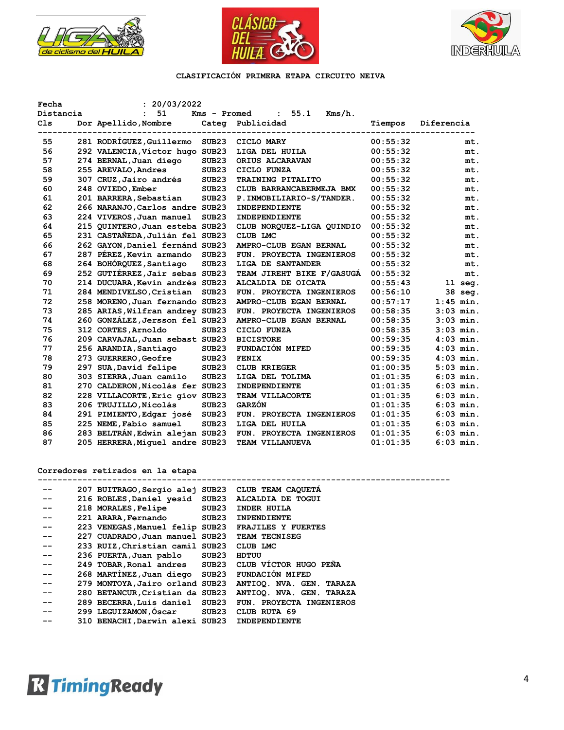**CLASIFICACIÓN PRIMERA ETAPA CIRCUITO NEIVA**

Fecha : 20/03/2022
Distancia : 51 Kms - Promed : 55.1 Kms/h.

| Cls | Dor | Apellido,Nombre | Categ | Publicidad | Tiempos | Diferencia |
|---|---|---|---|---|---|---|
| 55 | 281 | RODRÍGUEZ,Guillermo | SUB23 | CICLO MARY | 00:55:32 | mt. |
| 56 | 292 | VALENCIA,Víctor hugo | SUB23 | LIGA DEL HUILA | 00:55:32 | mt. |
| 57 | 274 | BERNAL,Juan diego | SUB23 | ORIUS ALCARAVAN | 00:55:32 | mt. |
| 58 | 255 | AREVALO,Andres | SUB23 | CICLO FUNZA | 00:55:32 | mt. |
| 59 | 307 | CRUZ,Jairo andrés | SUB23 | TRAINING PITALITO | 00:55:32 | mt. |
| 60 | 248 | OVIEDO,Ember | SUB23 | CLUB BARRANCABERMEJA BMX | 00:55:32 | mt. |
| 61 | 201 | BARRERA,Sebastian | SUB23 | P.INMOBILIARIO-S/TANDER. | 00:55:32 | mt. |
| 62 | 266 | NARANJO,Carlos andre | SUB23 | INDEPENDIENTE | 00:55:32 | mt. |
| 63 | 224 | VIVEROS,Juan manuel | SUB23 | INDEPENDIENTE | 00:55:32 | mt. |
| 64 | 215 | QUINTERO,Juan esteba | SUB23 | CLUB NORQUEZ-LIGA QUINDIO | 00:55:32 | mt. |
| 65 | 231 | CASTAÑEDA,Julián fel | SUB23 | CLUB LMC | 00:55:32 | mt. |
| 66 | 262 | GAYON,Daniel fernánd | SUB23 | AMPRO-CLUB EGAN BERNAL | 00:55:32 | mt. |
| 67 | 287 | PÉREZ,Kevin armando | SUB23 | FUN. PROYECTA INGENIEROS | 00:55:32 | mt. |
| 68 | 264 | BOHÓRQUEZ,Santiago | SUB23 | LIGA DE SANTANDER | 00:55:32 | mt. |
| 69 | 252 | GUTIÉRREZ,Jair sebas | SUB23 | TEAM JIREHT BIKE F/GASUGÁ | 00:55:32 | mt. |
| 70 | 214 | DUCUARA,Kevin andrés | SUB23 | ALCALDIA DE OICATA | 00:55:43 | 11 seg. |
| 71 | 284 | MENDIVELSO,Cristian | SUB23 | FUN. PROYECTA INGENIEROS | 00:56:10 | 38 seg. |
| 72 | 258 | MORENO,Juan fernando | SUB23 | AMPRO-CLUB EGAN BERNAL | 00:57:17 | 1:45 min. |
| 73 | 285 | ARIAS,Wilfran andrey | SUB23 | FUN. PROYECTA INGENIEROS | 00:58:35 | 3:03 min. |
| 74 | 260 | GONZÁLEZ,Jersson fel | SUB23 | AMPRO-CLUB EGAN BERNAL | 00:58:35 | 3:03 min. |
| 75 | 312 | CORTES,Arnoldo | SUB23 | CICLO FUNZA | 00:58:35 | 3:03 min. |
| 76 | 209 | CARVAJAL,Juan sebast | SUB23 | BICISTORE | 00:59:35 | 4:03 min. |
| 77 | 256 | ARANDIA,Santiago | SUB23 | FUNDACIÓN MIFED | 00:59:35 | 4:03 min. |
| 78 | 273 | GUERRERO,Geofre | SUB23 | FENIX | 00:59:35 | 4:03 min. |
| 79 | 297 | SUA,David felipe | SUB23 | CLUB KRIEGER | 01:00:35 | 5:03 min. |
| 80 | 303 | SIERRA,Juan camilo | SUB23 | LIGA DEL TOLIMA | 01:01:35 | 6:03 min. |
| 81 | 270 | CALDERON,Nicolás fer | SUB23 | INDEPENDIENTE | 01:01:35 | 6:03 min. |
| 82 | 228 | VILLACORTE,Eric giov | SUB23 | TEAM VILLACORTE | 01:01:35 | 6:03 min. |
| 83 | 206 | TRUJILLO,Nicolás | SUB23 | GARZÓN | 01:01:35 | 6:03 min. |
| 84 | 291 | PIMIENTO,Edgar josé | SUB23 | FUN. PROYECTA INGENIEROS | 01:01:35 | 6:03 min. |
| 85 | 225 | NEME,Fabio samuel | SUB23 | LIGA DEL HUILA | 01:01:35 | 6:03 min. |
| 86 | 283 | BELTRÁN,Edwin alejan | SUB23 | FUN. PROYECTA INGENIEROS | 01:01:35 | 6:03 min. |
| 87 | 205 | HERRERA,Miguel andre | SUB23 | TEAM VILLANUEVA | 01:01:35 | 6:03 min. |

**Corredores retirados en la etapa**

| Cls | Dor | Apellido,Nombre | Categ | Publicidad |
|---|---|---|---|---|
| -- | 207 | BUITRAGO,Sergio alej | SUB23 | CLUB TEAM CAQUETÁ |
| -- | 216 | ROBLES,Daniel yesid | SUB23 | ALCALDIA DE TOGUI |
| -- | 218 | MORALES,Felipe | SUB23 | INDER HUILA |
| -- | 221 | ARARA,Fernando | SUB23 | INPENDIENTE |
| -- | 223 | VENEGAS,Manuel felip | SUB23 | FRAJILES Y FUERTES |
| -- | 227 | CUADRADO,Juan manuel | SUB23 | TEAM TECNISEG |
| -- | 233 | RUIZ,Christian camil | SUB23 | CLUB LMC |
| -- | 236 | PUERTA,Juan pablo | SUB23 | HDTUU |
| -- | 249 | TOBAR,Ronal andres | SUB23 | CLUB VÍCTOR HUGO PEÑA |
| -- | 268 | MARTÍNEZ,Juan diego | SUB23 | FUNDACIÓN MIFED |
| -- | 279 | MONTOYA,Jairo orland | SUB23 | ANTIOQ. NVA. GEN. TARAZA |
| -- | 280 | BETANCUR,Cristian da | SUB23 | ANTIOQ. NVA. GEN. TARAZA |
| -- | 289 | BECERRA,Luis daniel | SUB23 | FUN. PROYECTA INGENIEROS |
| -- | 299 | LEGUIZAMON,Óscar | SUB23 | CLUB RUTA 69 |
| -- | 310 | BENACHI,Darwin alexi | SUB23 | INDEPENDIENTE |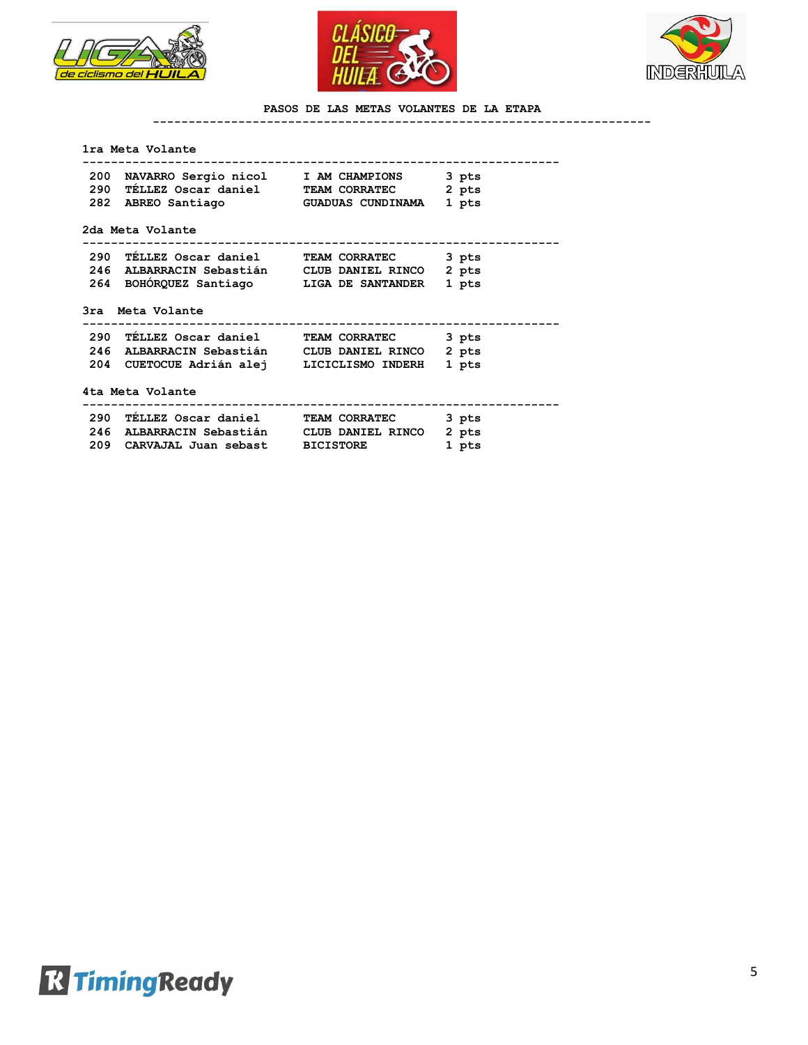## PASOS DE LAS METAS VOLANTES DE LA ETAPA

### 1ra Meta Volante

| | | | |
|---|---|---|---|
| 200 | NAVARRO Sergio nicol | I AM CHAMPIONS | 3 pts |
| 290 | TÉLLEZ Oscar daniel | TEAM CORRATEC | 2 pts |
| 282 | ABREO Santiago | GUADUAS CUNDINAMA | 1 pts |

### 2da Meta Volante

| | | | |
|---|---|---|---|
| 290 | TÉLLEZ Oscar daniel | TEAM CORRATEC | 3 pts |
| 246 | ALBARRACIN Sebastián | CLUB DANIEL RINCO | 2 pts |
| 264 | BOHÓRQUEZ Santiago | LIGA DE SANTANDER | 1 pts |

### 3ra Meta Volante

| | | | |
|---|---|---|---|
| 290 | TÉLLEZ Oscar daniel | TEAM CORRATEC | 3 pts |
| 246 | ALBARRACIN Sebastián | CLUB DANIEL RINCO | 2 pts |
| 204 | CUETOCUE Adrián alej | LICICLISMO INDERH | 1 pts |

### 4ta Meta Volante

| | | | |
|---|---|---|---|
| 290 | TÉLLEZ Oscar daniel | TEAM CORRATEC | 3 pts |
| 246 | ALBARRACIN Sebastián | CLUB DANIEL RINCO | 2 pts |
| 209 | CARVAJAL Juan sebast | BICISTORE | 1 pts |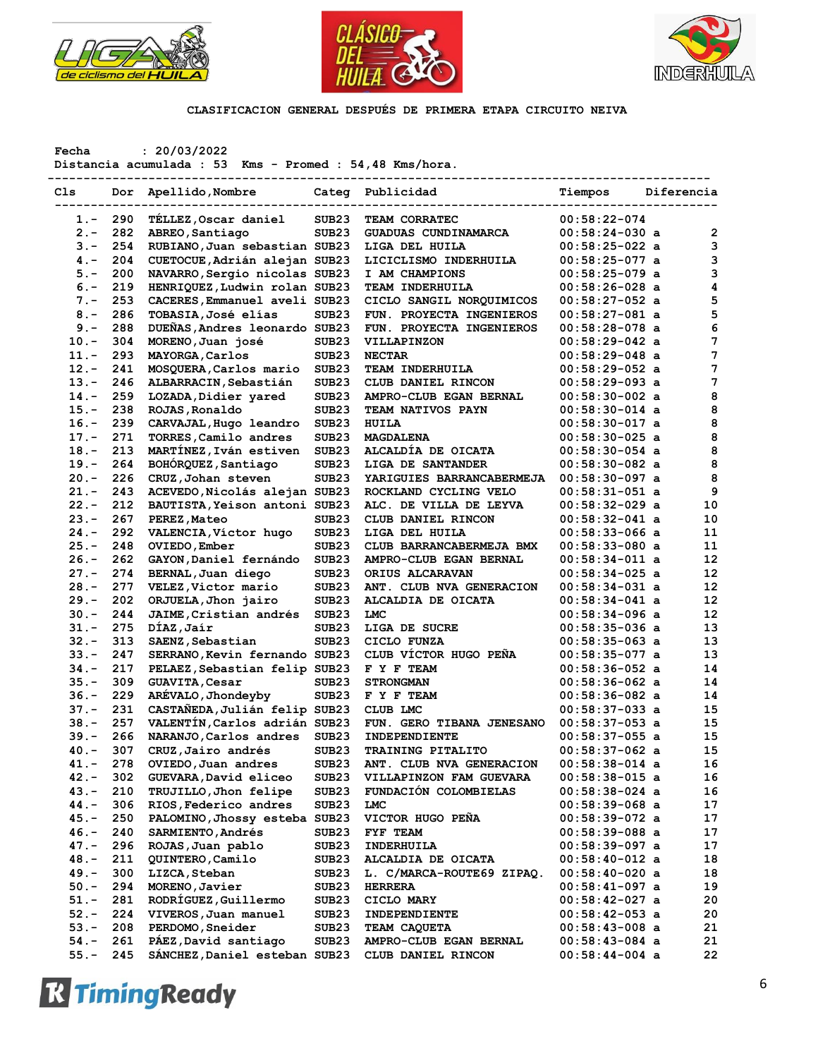CLASIFICACION GENERAL DESPUÉS DE PRIMERA ETAPA CIRCUITO NEIVA

Fecha : 20/03/2022
Distancia acumulada : 53 Kms - Promed : 54,48 Kms/hora.

| Cls | Dor | Apellido,Nombre | Categ | Publicidad | Tiempos | Diferencia |
|---|---|---|---|---|---|---|
| 1.- | 290 | TÉLLEZ,Oscar daniel | SUB23 | TEAM CORRATEC | 00:58:22-074 | |
| 2.- | 282 | ABREO,Santiago | SUB23 | GUADUAS CUNDINAMARCA | 00:58:24-030 a | 2 |
| 3.- | 254 | RUBIANO,Juan sebastian | SUB23 | LIGA DEL HUILA | 00:58:25-022 a | 3 |
| 4.- | 204 | CUETOCUE,Adrián alejan | SUB23 | LICICLISMO INDERHUILA | 00:58:25-077 a | 3 |
| 5.- | 200 | NAVARRO,Sergio nicolas | SUB23 | I AM CHAMPIONS | 00:58:25-079 a | 3 |
| 6.- | 219 | HENRIQUEZ,Ludwin rolan | SUB23 | TEAM INDERHUILA | 00:58:26-028 a | 4 |
| 7.- | 253 | CACERES,Emmanuel aveli | SUB23 | CICLO SANGIL NORQUIMICOS | 00:58:27-052 a | 5 |
| 8.- | 286 | TOBASIA,José elías | SUB23 | FUN. PROYECTA INGENIEROS | 00:58:27-081 a | 5 |
| 9.- | 288 | DUEÑAS,Andres leonardo | SUB23 | FUN. PROYECTA INGENIEROS | 00:58:28-078 a | 6 |
| 10.- | 304 | MORENO,Juan josé | SUB23 | VILLAPINZON | 00:58:29-042 a | 7 |
| 11.- | 293 | MAYORGA,Carlos | SUB23 | NECTAR | 00:58:29-048 a | 7 |
| 12.- | 241 | MOSQUERA,Carlos mario | SUB23 | TEAM INDERHUILA | 00:58:29-052 a | 7 |
| 13.- | 246 | ALBARRACIN,Sebastián | SUB23 | CLUB DANIEL RINCON | 00:58:29-093 a | 7 |
| 14.- | 259 | LOZADA,Didier yared | SUB23 | AMPRO-CLUB EGAN BERNAL | 00:58:30-002 a | 8 |
| 15.- | 238 | ROJAS,Ronaldo | SUB23 | TEAM NATIVOS PAYN | 00:58:30-014 a | 8 |
| 16.- | 239 | CARVAJAL,Hugo leandro | SUB23 | HUILA | 00:58:30-017 a | 8 |
| 17.- | 271 | TORRES,Camilo andres | SUB23 | MAGDALENA | 00:58:30-025 a | 8 |
| 18.- | 213 | MARTÍNEZ,Iván estiven | SUB23 | ALCALDÍA DE OICATA | 00:58:30-054 a | 8 |
| 19.- | 264 | BOHÓRQUEZ,Santiago | SUB23 | LIGA DE SANTANDER | 00:58:30-082 a | 8 |
| 20.- | 226 | CRUZ,Johan steven | SUB23 | YARIGUIES BARRANCABERMEJA | 00:58:30-097 a | 8 |
| 21.- | 243 | ACEVEDO,Nicolás alejan | SUB23 | ROCKLAND CYCLING VELO | 00:58:31-051 a | 9 |
| 22.- | 212 | BAUTISTA,Yeison antoni | SUB23 | ALC. DE VILLA DE LEYVA | 00:58:32-029 a | 10 |
| 23.- | 267 | PEREZ,Mateo | SUB23 | CLUB DANIEL RINCON | 00:58:32-041 a | 10 |
| 24.- | 292 | VALENCIA,Víctor hugo | SUB23 | LIGA DEL HUILA | 00:58:33-066 a | 11 |
| 25.- | 248 | OVIEDO,Ember | SUB23 | CLUB BARRANCABERMEJA BMX | 00:58:33-080 a | 11 |
| 26.- | 262 | GAYON,Daniel fernándo | SUB23 | AMPRO-CLUB EGAN BERNAL | 00:58:34-011 a | 12 |
| 27.- | 274 | BERNAL,Juan diego | SUB23 | ORIUS ALCARAVAN | 00:58:34-025 a | 12 |
| 28.- | 277 | VELEZ,Victor mario | SUB23 | ANT. CLUB NVA GENERACION | 00:58:34-031 a | 12 |
| 29.- | 202 | ORJUELA,Jhon jairo | SUB23 | ALCALDIA DE OICATA | 00:58:34-041 a | 12 |
| 30.- | 244 | JAIME,Cristian andrés | SUB23 | LMC | 00:58:34-096 a | 12 |
| 31.- | 275 | DÍAZ,Jaír | SUB23 | LIGA DE SUCRE | 00:58:35-036 a | 13 |
| 32.- | 313 | SAENZ,Sebastian | SUB23 | CICLO FUNZA | 00:58:35-063 a | 13 |
| 33.- | 247 | SERRANO,Kevin fernando | SUB23 | CLUB VÍCTOR HUGO PEÑA | 00:58:35-077 a | 13 |
| 34.- | 217 | PELAEZ,Sebastian felip | SUB23 | F Y F TEAM | 00:58:36-052 a | 14 |
| 35.- | 309 | GUAVITA,Cesar | SUB23 | STRONGMAN | 00:58:36-062 a | 14 |
| 36.- | 229 | ARÉVALO,Jhondeyby | SUB23 | F Y F TEAM | 00:58:36-082 a | 14 |
| 37.- | 231 | CASTAÑEDA,Julián felip | SUB23 | CLUB LMC | 00:58:37-033 a | 15 |
| 38.- | 257 | VALENTÍN,Carlos adrián | SUB23 | FUN. GERO TIBANA JENESANO | 00:58:37-053 a | 15 |
| 39.- | 266 | NARANJO,Carlos andres | SUB23 | INDEPENDIENTE | 00:58:37-055 a | 15 |
| 40.- | 307 | CRUZ,Jairo andrés | SUB23 | TRAINING PITALITO | 00:58:37-062 a | 15 |
| 41.- | 278 | OVIEDO,Juan andres | SUB23 | ANT. CLUB NVA GENERACION | 00:58:38-014 a | 16 |
| 42.- | 302 | GUEVARA,David eliceo | SUB23 | VILLAPINZON FAM GUEVARA | 00:58:38-015 a | 16 |
| 43.- | 210 | TRUJILLO,Jhon felipe | SUB23 | FUNDACIÓN COLOMBIELAS | 00:58:38-024 a | 16 |
| 44.- | 306 | RIOS,Federico andres | SUB23 | LMC | 00:58:39-068 a | 17 |
| 45.- | 250 | PALOMINO,Jhossy esteba | SUB23 | VICTOR HUGO PEÑA | 00:58:39-072 a | 17 |
| 46.- | 240 | SARMIENTO,Andrés | SUB23 | FYF TEAM | 00:58:39-088 a | 17 |
| 47.- | 296 | ROJAS,Juan pablo | SUB23 | INDERHUILA | 00:58:39-097 a | 17 |
| 48.- | 211 | QUINTERO,Camilo | SUB23 | ALCALDIA DE OICATA | 00:58:40-012 a | 18 |
| 49.- | 300 | LIZCA,Steban | SUB23 | L. C/MARCA-ROUTE69 ZIPAQ. | 00:58:40-020 a | 18 |
| 50.- | 294 | MORENO,Javier | SUB23 | HERRERA | 00:58:41-097 a | 19 |
| 51.- | 281 | RODRÍGUEZ,Guillermo | SUB23 | CICLO MARY | 00:58:42-027 a | 20 |
| 52.- | 224 | VIVEROS,Juan manuel | SUB23 | INDEPENDIENTE | 00:58:42-053 a | 20 |
| 53.- | 208 | PERDOMO,Sneider | SUB23 | TEAM CAQUETA | 00:58:43-008 a | 21 |
| 54.- | 261 | PÁEZ,David santiago | SUB23 | AMPRO-CLUB EGAN BERNAL | 00:58:43-084 a | 21 |
| 55.- | 245 | SÁNCHEZ,Daniel esteban | SUB23 | CLUB DANIEL RINCON | 00:58:44-004 a | 22 |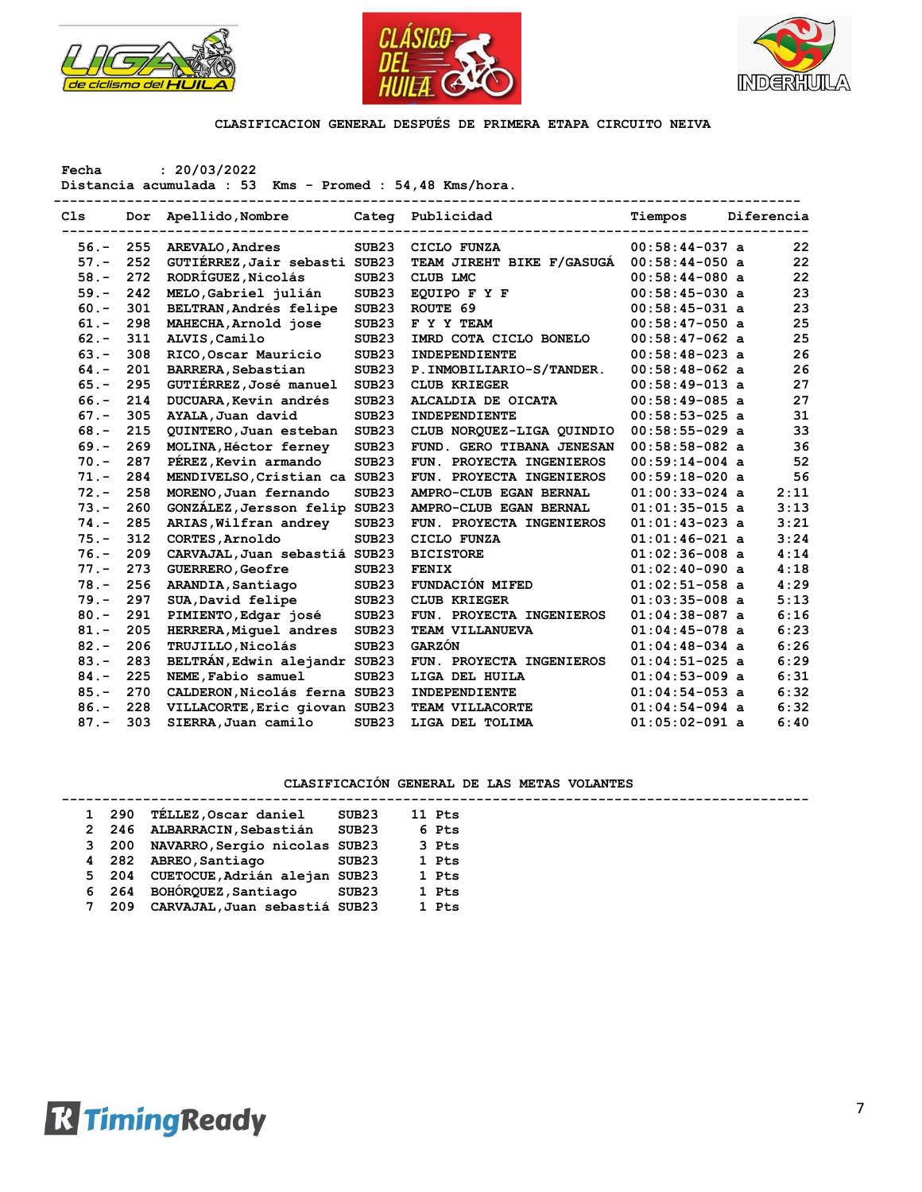CLASIFICACION GENERAL DESPUÉS DE PRIMERA ETAPA CIRCUITO NEIVA

Fecha : 20/03/2022
Distancia acumulada : 53 Kms - Promed : 54,48 Kms/hora.

| Cls | Dor | Apellido,Nombre | Categ | Publicidad | Tiempos | Diferencia |
|---|---|---|---|---|---|---|
| 56.- | 255 | AREVALO,Andres | SUB23 | CICLO FUNZA | 00:58:44-037 a | 22 |
| 57.- | 252 | GUTIÉRREZ,Jair sebasti | SUB23 | TEAM JIREHT BIKE F/GASUGÁ | 00:58:44-050 a | 22 |
| 58.- | 272 | RODRÍGUEZ,Nicolás | SUB23 | CLUB LMC | 00:58:44-080 a | 22 |
| 59.- | 242 | MELO,Gabriel julián | SUB23 | EQUIPO F Y F | 00:58:45-030 a | 23 |
| 60.- | 301 | BELTRAN,Andrés felipe | SUB23 | ROUTE 69 | 00:58:45-031 a | 23 |
| 61.- | 298 | MAHECHA,Arnold jose | SUB23 | F Y Y TEAM | 00:58:47-050 a | 25 |
| 62.- | 311 | ALVIS,Camilo | SUB23 | IMRD COTA CICLO BONELO | 00:58:47-062 a | 25 |
| 63.- | 308 | RICO,Oscar Mauricio | SUB23 | INDEPENDIENTE | 00:58:48-023 a | 26 |
| 64.- | 201 | BARRERA,Sebastian | SUB23 | P.INMOBILIARIO-S/TANDER. | 00:58:48-062 a | 26 |
| 65.- | 295 | GUTIÉRREZ,José manuel | SUB23 | CLUB KRIEGER | 00:58:49-013 a | 27 |
| 66.- | 214 | DUCUARA,Kevin andrés | SUB23 | ALCALDIA DE OICATA | 00:58:49-085 a | 27 |
| 67.- | 305 | AYALA,Juan david | SUB23 | INDEPENDIENTE | 00:58:53-025 a | 31 |
| 68.- | 215 | QUINTERO,Juan esteban | SUB23 | CLUB NORQUEZ-LIGA QUINDIO | 00:58:55-029 a | 33 |
| 69.- | 269 | MOLINA,Héctor ferney | SUB23 | FUND. GERO TIBANA JENESAN | 00:58:58-082 a | 36 |
| 70.- | 287 | PÉREZ,Kevin armando | SUB23 | FUN. PROYECTA INGENIEROS | 00:59:14-004 a | 52 |
| 71.- | 284 | MENDIVELSO,Cristian ca | SUB23 | FUN. PROYECTA INGENIEROS | 00:59:18-020 a | 56 |
| 72.- | 258 | MORENO,Juan fernando | SUB23 | AMPRO-CLUB EGAN BERNAL | 01:00:33-024 a | 2:11 |
| 73.- | 260 | GONZÁLEZ,Jersson felip | SUB23 | AMPRO-CLUB EGAN BERNAL | 01:01:35-015 a | 3:13 |
| 74.- | 285 | ARIAS,Wilfran andrey | SUB23 | FUN. PROYECTA INGENIEROS | 01:01:43-023 a | 3:21 |
| 75.- | 312 | CORTES,Arnoldo | SUB23 | CICLO FUNZA | 01:01:46-021 a | 3:24 |
| 76.- | 209 | CARVAJAL,Juan sebastiá | SUB23 | BICISTORE | 01:02:36-008 a | 4:14 |
| 77.- | 273 | GUERRERO,Geofre | SUB23 | FENIX | 01:02:40-090 a | 4:18 |
| 78.- | 256 | ARANDIA,Santiago | SUB23 | FUNDACIÓN MIFED | 01:02:51-058 a | 4:29 |
| 79.- | 297 | SUA,David felipe | SUB23 | CLUB KRIEGER | 01:03:35-008 a | 5:13 |
| 80.- | 291 | PIMIENTO,Edgar josé | SUB23 | FUN. PROYECTA INGENIEROS | 01:04:38-087 a | 6:16 |
| 81.- | 205 | HERRERA,Miguel andres | SUB23 | TEAM VILLANUEVA | 01:04:45-078 a | 6:23 |
| 82.- | 206 | TRUJILLO,Nicolás | SUB23 | GARZÓN | 01:04:48-034 a | 6:26 |
| 83.- | 283 | BELTRÁN,Edwin alejandr | SUB23 | FUN. PROYECTA INGENIEROS | 01:04:51-025 a | 6:29 |
| 84.- | 225 | NEME,Fabio samuel | SUB23 | LIGA DEL HUILA | 01:04:53-009 a | 6:31 |
| 85.- | 270 | CALDERON,Nicolás ferna | SUB23 | INDEPENDIENTE | 01:04:54-053 a | 6:32 |
| 86.- | 228 | VILLACORTE,Eric giovan | SUB23 | TEAM VILLACORTE | 01:04:54-094 a | 6:32 |
| 87.- | 303 | SIERRA,Juan camilo | SUB23 | LIGA DEL TOLIMA | 01:05:02-091 a | 6:40 |

CLASIFICACIÓN GENERAL DE LAS METAS VOLANTES

| | | | | |
|---|---|---|---|---|
| 1 | 290 | TÉLLEZ,Oscar daniel | SUB23 | 11 Pts |
| 2 | 246 | ALBARRACIN,Sebastián | SUB23 | 6 Pts |
| 3 | 200 | NAVARRO,Sergio nicolas | SUB23 | 3 Pts |
| 4 | 282 | ABREO,Santiago | SUB23 | 1 Pts |
| 5 | 204 | CUETOCUE,Adrián alejan | SUB23 | 1 Pts |
| 6 | 264 | BOHÓRQUEZ,Santiago | SUB23 | 1 Pts |
| 7 | 209 | CARVAJAL,Juan sebastiá | SUB23 | 1 Pts |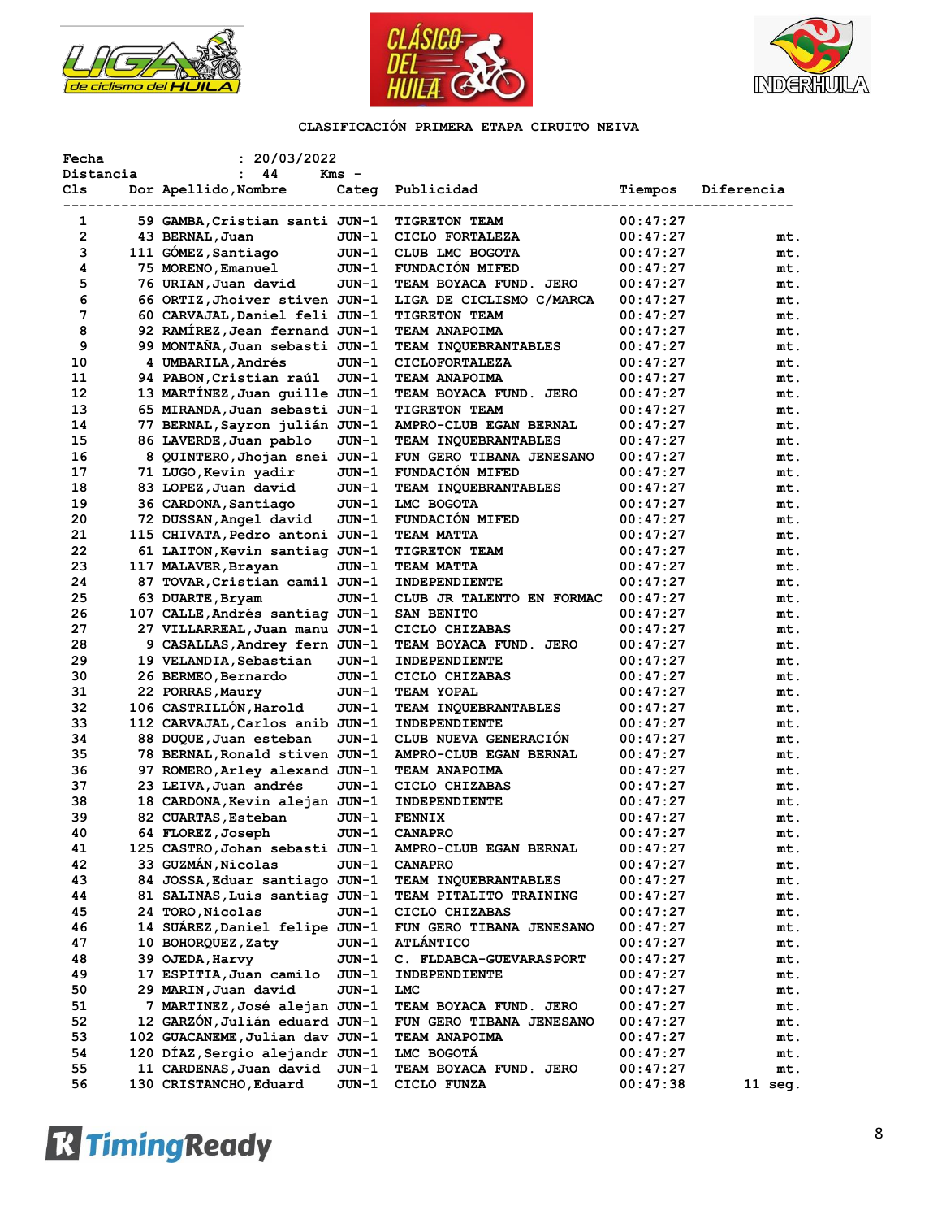# CLASIFICACIÓN PRIMERA ETAPA CIRUITO NEIVA

Fecha : 20/03/2022
Distancia : 44 Kms -

| Cls | Dor | Apellido,Nombre | Categ | Publicidad | Tiempos | Diferencia |
|---|---|---|---|---|---|---|
| 1 | 59 | GAMBA,Cristian santi | JUN-1 | TIGRETON TEAM | 00:47:27 | |
| 2 | 43 | BERNAL,Juan | JUN-1 | CICLO FORTALEZA | 00:47:27 | mt. |
| 3 | 111 | GÓMEZ,Santiago | JUN-1 | CLUB LMC BOGOTA | 00:47:27 | mt. |
| 4 | 75 | MORENO,Emanuel | JUN-1 | FUNDACIÓN MIFED | 00:47:27 | mt. |
| 5 | 76 | URIAN,Juan david | JUN-1 | TEAM BOYACA FUND. JERO | 00:47:27 | mt. |
| 6 | 66 | ORTIZ,Jhoiver stiven | JUN-1 | LIGA DE CICLISMO C/MARCA | 00:47:27 | mt. |
| 7 | 60 | CARVAJAL,Daniel feli | JUN-1 | TIGRETON TEAM | 00:47:27 | mt. |
| 8 | 92 | RAMÍREZ,Jean fernand | JUN-1 | TEAM ANAPOIMA | 00:47:27 | mt. |
| 9 | 99 | MONTAÑA,Juan sebasti | JUN-1 | TEAM INQUEBRANTABLES | 00:47:27 | mt. |
| 10 | 4 | UMBARILA,Andrés | JUN-1 | CICLOFORTALEZA | 00:47:27 | mt. |
| 11 | 94 | PABON,Cristian raúl | JUN-1 | TEAM ANAPOIMA | 00:47:27 | mt. |
| 12 | 13 | MARTÍNEZ,Juan guille | JUN-1 | TEAM BOYACA FUND. JERO | 00:47:27 | mt. |
| 13 | 65 | MIRANDA,Juan sebasti | JUN-1 | TIGRETON TEAM | 00:47:27 | mt. |
| 14 | 77 | BERNAL,Sayron julián | JUN-1 | AMPRO-CLUB EGAN BERNAL | 00:47:27 | mt. |
| 15 | 86 | LAVERDE,Juan pablo | JUN-1 | TEAM INQUEBRANTABLES | 00:47:27 | mt. |
| 16 | 8 | QUINTERO,Jhojan snei | JUN-1 | FUN GERO TIBANA JENESANO | 00:47:27 | mt. |
| 17 | 71 | LUGO,Kevin yadir | JUN-1 | FUNDACIÓN MIFED | 00:47:27 | mt. |
| 18 | 83 | LOPEZ,Juan david | JUN-1 | TEAM INQUEBRANTABLES | 00:47:27 | mt. |
| 19 | 36 | CARDONA,Santiago | JUN-1 | LMC BOGOTA | 00:47:27 | mt. |
| 20 | 72 | DUSSAN,Angel david | JUN-1 | FUNDACIÓN MIFED | 00:47:27 | mt. |
| 21 | 115 | CHIVATA,Pedro antoni | JUN-1 | TEAM MATTA | 00:47:27 | mt. |
| 22 | 61 | LAITON,Kevin santiag | JUN-1 | TIGRETON TEAM | 00:47:27 | mt. |
| 23 | 117 | MALAVER,Brayan | JUN-1 | TEAM MATTA | 00:47:27 | mt. |
| 24 | 87 | TOVAR,Cristian camil | JUN-1 | INDEPENDIENTE | 00:47:27 | mt. |
| 25 | 63 | DUARTE,Bryam | JUN-1 | CLUB JR TALENTO EN FORMAC | 00:47:27 | mt. |
| 26 | 107 | CALLE,Andrés santiag | JUN-1 | SAN BENITO | 00:47:27 | mt. |
| 27 | 27 | VILLARREAL,Juan manu | JUN-1 | CICLO CHIZABAS | 00:47:27 | mt. |
| 28 | 9 | CASALLAS,Andrey fern | JUN-1 | TEAM BOYACA FUND. JERO | 00:47:27 | mt. |
| 29 | 19 | VELANDIA,Sebastian | JUN-1 | INDEPENDIENTE | 00:47:27 | mt. |
| 30 | 26 | BERMEO,Bernardo | JUN-1 | CICLO CHIZABAS | 00:47:27 | mt. |
| 31 | 22 | PORRAS,Maury | JUN-1 | TEAM YOPAL | 00:47:27 | mt. |
| 32 | 106 | CASTRILLÓN,Harold | JUN-1 | TEAM INQUEBRANTABLES | 00:47:27 | mt. |
| 33 | 112 | CARVAJAL,Carlos anib | JUN-1 | INDEPENDIENTE | 00:47:27 | mt. |
| 34 | 88 | DUQUE,Juan esteban | JUN-1 | CLUB NUEVA GENERACIÓN | 00:47:27 | mt. |
| 35 | 78 | BERNAL,Ronald stiven | JUN-1 | AMPRO-CLUB EGAN BERNAL | 00:47:27 | mt. |
| 36 | 97 | ROMERO,Arley alexand | JUN-1 | TEAM ANAPOIMA | 00:47:27 | mt. |
| 37 | 23 | LEIVA,Juan andrés | JUN-1 | CICLO CHIZABAS | 00:47:27 | mt. |
| 38 | 18 | CARDONA,Kevin alejan | JUN-1 | INDEPENDIENTE | 00:47:27 | mt. |
| 39 | 82 | CUARTAS,Esteban | JUN-1 | FENNIX | 00:47:27 | mt. |
| 40 | 64 | FLOREZ,Joseph | JUN-1 | CANAPRO | 00:47:27 | mt. |
| 41 | 125 | CASTRO,Johan sebasti | JUN-1 | AMPRO-CLUB EGAN BERNAL | 00:47:27 | mt. |
| 42 | 33 | GUZMÁN,Nicolas | JUN-1 | CANAPRO | 00:47:27 | mt. |
| 43 | 84 | JOSSA,Eduar santiago | JUN-1 | TEAM INQUEBRANTABLES | 00:47:27 | mt. |
| 44 | 81 | SALINAS,Luis santiag | JUN-1 | TEAM PITALITO TRAINING | 00:47:27 | mt. |
| 45 | 24 | TORO,Nicolas | JUN-1 | CICLO CHIZABAS | 00:47:27 | mt. |
| 46 | 14 | SUÁREZ,Daniel felipe | JUN-1 | FUN GERO TIBANA JENESANO | 00:47:27 | mt. |
| 47 | 10 | BOHORQUEZ,Zaty | JUN-1 | ATLÁNTICO | 00:47:27 | mt. |
| 48 | 39 | OJEDA,Harvy | JUN-1 | C. FLDABCA-GUEVARASPORT | 00:47:27 | mt. |
| 49 | 17 | ESPITIA,Juan camilo | JUN-1 | INDEPENDIENTE | 00:47:27 | mt. |
| 50 | 29 | MARIN,Juan david | JUN-1 | LMC | 00:47:27 | mt. |
| 51 | 7 | MARTINEZ,José alejan | JUN-1 | TEAM BOYACA FUND. JERO | 00:47:27 | mt. |
| 52 | 12 | GARZÓN,Julián eduard | JUN-1 | FUN GERO TIBANA JENESANO | 00:47:27 | mt. |
| 53 | 102 | GUACANEME,Julian dav | JUN-1 | TEAM ANAPOIMA | 00:47:27 | mt. |
| 54 | 120 | DÍAZ,Sergio alejandr | JUN-1 | LMC BOGOTÁ | 00:47:27 | mt. |
| 55 | 11 | CARDENAS,Juan david | JUN-1 | TEAM BOYACA FUND. JERO | 00:47:27 | mt. |
| 56 | 130 | CRISTANCHO,Eduard | JUN-1 | CICLO FUNZA | 00:47:38 | 11 seg. |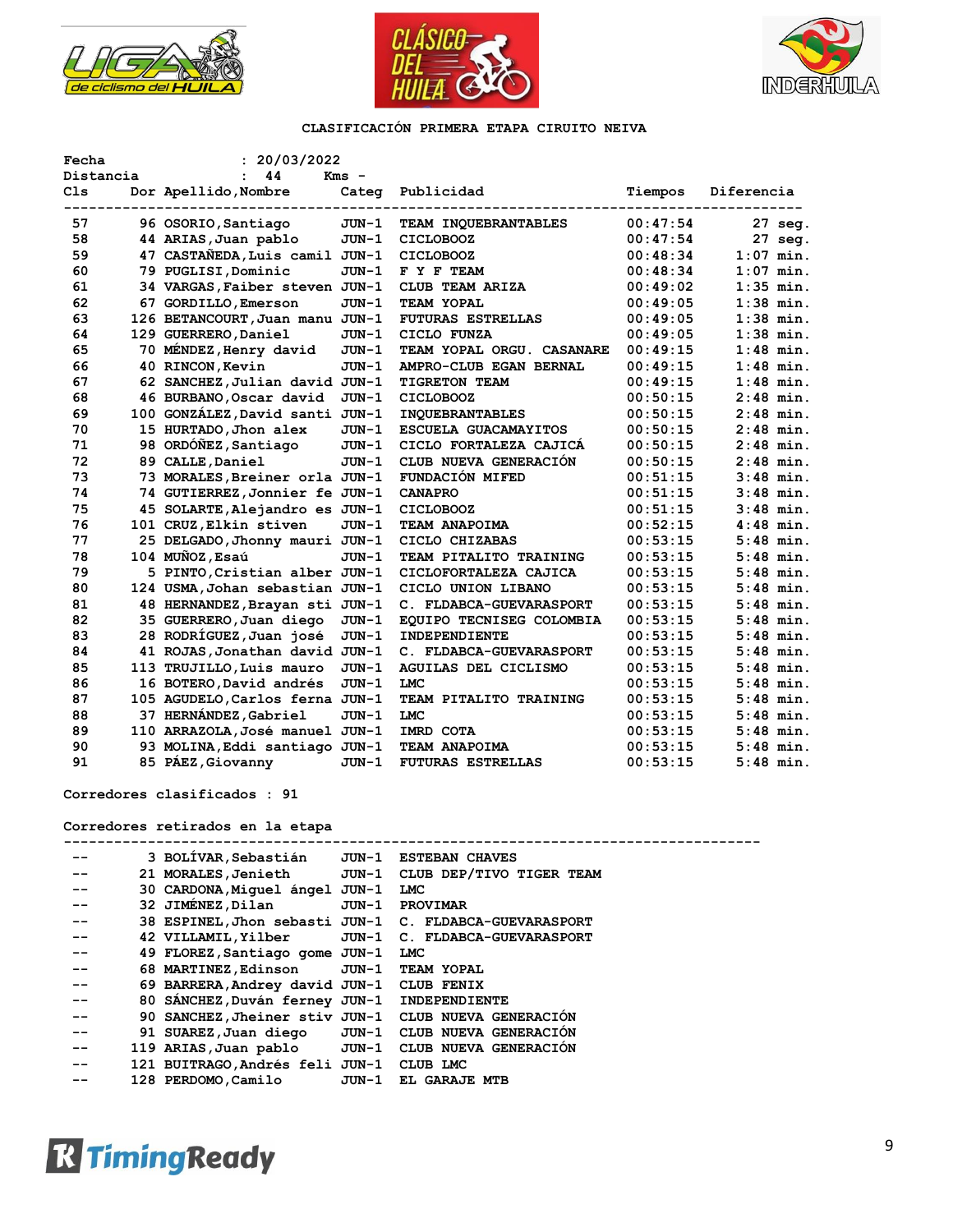**CLASIFICACIÓN PRIMERA ETAPA CIRUITO NEIVA**

**Fecha** : 20/03/2022
**Distancia** : 44 Kms -

| Cls | Dor | Apellido,Nombre | Categ | Publicidad | Tiempos | Diferencia |
|---|---|---|---|---|---|---|
| 57 | 96 | OSORIO,Santiago | JUN-1 | TEAM INQUEBRANTABLES | 00:47:54 | 27 seg. |
| 58 | 44 | ARIAS,Juan pablo | JUN-1 | CICLOBOOZ | 00:47:54 | 27 seg. |
| 59 | 47 | CASTAÑEDA,Luis camil | JUN-1 | CICLOBOOZ | 00:48:34 | 1:07 min. |
| 60 | 79 | PUGLISI,Dominic | JUN-1 | F Y F TEAM | 00:48:34 | 1:07 min. |
| 61 | 34 | VARGAS,Faiber steven | JUN-1 | CLUB TEAM ARIZA | 00:49:02 | 1:35 min. |
| 62 | 67 | GORDILLO,Emerson | JUN-1 | TEAM YOPAL | 00:49:05 | 1:38 min. |
| 63 | 126 | BETANCOURT,Juan manu | JUN-1 | FUTURAS ESTRELLAS | 00:49:05 | 1:38 min. |
| 64 | 129 | GUERRERO,Daniel | JUN-1 | CICLO FUNZA | 00:49:05 | 1:38 min. |
| 65 | 70 | MÉNDEZ,Henry david | JUN-1 | TEAM YOPAL ORGU. CASANARE | 00:49:15 | 1:48 min. |
| 66 | 40 | RINCON,Kevin | JUN-1 | AMPRO-CLUB EGAN BERNAL | 00:49:15 | 1:48 min. |
| 67 | 62 | SANCHEZ,Julian david | JUN-1 | TIGRETON TEAM | 00:49:15 | 1:48 min. |
| 68 | 46 | BURBANO,Oscar david | JUN-1 | CICLOBOOZ | 00:50:15 | 2:48 min. |
| 69 | 100 | GONZÁLEZ,David santi | JUN-1 | INQUEBRANTABLES | 00:50:15 | 2:48 min. |
| 70 | 15 | HURTADO,Jhon alex | JUN-1 | ESCUELA GUACAMAYITOS | 00:50:15 | 2:48 min. |
| 71 | 98 | ORDÓÑEZ,Santiago | JUN-1 | CICLO FORTALEZA CAJICÁ | 00:50:15 | 2:48 min. |
| 72 | 89 | CALLE,Daniel | JUN-1 | CLUB NUEVA GENERACIÓN | 00:50:15 | 2:48 min. |
| 73 | 73 | MORALES,Breiner orla | JUN-1 | FUNDACIÓN MIFED | 00:51:15 | 3:48 min. |
| 74 | 74 | GUTIERREZ,Jonnier fe | JUN-1 | CANAPRO | 00:51:15 | 3:48 min. |
| 75 | 45 | SOLARTE,Alejandro es | JUN-1 | CICLOBOOZ | 00:51:15 | 3:48 min. |
| 76 | 101 | CRUZ,Elkin stiven | JUN-1 | TEAM ANAPOIMA | 00:52:15 | 4:48 min. |
| 77 | 25 | DELGADO,Jhonny mauri | JUN-1 | CICLO CHIZABAS | 00:53:15 | 5:48 min. |
| 78 | 104 | MUÑOZ,Esaú | JUN-1 | TEAM PITALITO TRAINING | 00:53:15 | 5:48 min. |
| 79 | 5 | PINTO,Cristian alber | JUN-1 | CICLOFORTALEZA CAJICA | 00:53:15 | 5:48 min. |
| 80 | 124 | USMA,Johan sebastian | JUN-1 | CICLO UNION LIBANO | 00:53:15 | 5:48 min. |
| 81 | 48 | HERNANDEZ,Brayan sti | JUN-1 | C. FLDABCA-GUEVARASPORT | 00:53:15 | 5:48 min. |
| 82 | 35 | GUERRERO,Juan diego | JUN-1 | EQUIPO TECNISEG COLOMBIA | 00:53:15 | 5:48 min. |
| 83 | 28 | RODRÍGUEZ,Juan josé | JUN-1 | INDEPENDIENTE | 00:53:15 | 5:48 min. |
| 84 | 41 | ROJAS,Jonathan david | JUN-1 | C. FLDABCA-GUEVARASPORT | 00:53:15 | 5:48 min. |
| 85 | 113 | TRUJILLO,Luis mauro | JUN-1 | AGUILAS DEL CICLISMO | 00:53:15 | 5:48 min. |
| 86 | 16 | BOTERO,David andrés | JUN-1 | LMC | 00:53:15 | 5:48 min. |
| 87 | 105 | AGUDELO,Carlos ferna | JUN-1 | TEAM PITALITO TRAINING | 00:53:15 | 5:48 min. |
| 88 | 37 | HERNÁNDEZ,Gabriel | JUN-1 | LMC | 00:53:15 | 5:48 min. |
| 89 | 110 | ARRAZOLA,José manuel | JUN-1 | IMRD COTA | 00:53:15 | 5:48 min. |
| 90 | 93 | MOLINA,Eddi santiago | JUN-1 | TEAM ANAPOIMA | 00:53:15 | 5:48 min. |
| 91 | 85 | PÁEZ,Giovanny | JUN-1 | FUTURAS ESTRELLAS | 00:53:15 | 5:48 min. |

**Corredores clasificados : 91**

**Corredores retirados en la etapa**

| Cls | Dor | Apellido,Nombre | Categ | Publicidad |
|---|---|---|---|---|
| -- | 3 | BOLÍVAR,Sebastián | JUN-1 | ESTEBAN CHAVES |
| -- | 21 | MORALES,Jenieth | JUN-1 | CLUB DEP/TIVO TIGER TEAM |
| -- | 30 | CARDONA,Miguel ángel | JUN-1 | LMC |
| -- | 32 | JIMÉNEZ,Dilan | JUN-1 | PROVIMAR |
| -- | 38 | ESPINEL,Jhon sebasti | JUN-1 | C. FLDABCA-GUEVARASPORT |
| -- | 42 | VILLAMIL,Yilber | JUN-1 | C. FLDABCA-GUEVARASPORT |
| -- | 49 | FLOREZ,Santiago gome | JUN-1 | LMC |
| -- | 68 | MARTINEZ,Edinson | JUN-1 | TEAM YOPAL |
| -- | 69 | BARRERA,Andrey david | JUN-1 | CLUB FENIX |
| -- | 80 | SÁNCHEZ,Duván ferney | JUN-1 | INDEPENDIENTE |
| -- | 90 | SANCHEZ,Jheiner stiv | JUN-1 | CLUB NUEVA GENERACIÓN |
| -- | 91 | SUAREZ,Juan diego | JUN-1 | CLUB NUEVA GENERACIÓN |
| -- | 119 | ARIAS,Juan pablo | JUN-1 | CLUB NUEVA GENERACIÓN |
| -- | 121 | BUITRAGO,Andrés feli | JUN-1 | CLUB LMC |
| -- | 128 | PERDOMO,Camilo | JUN-1 | EL GARAJE MTB |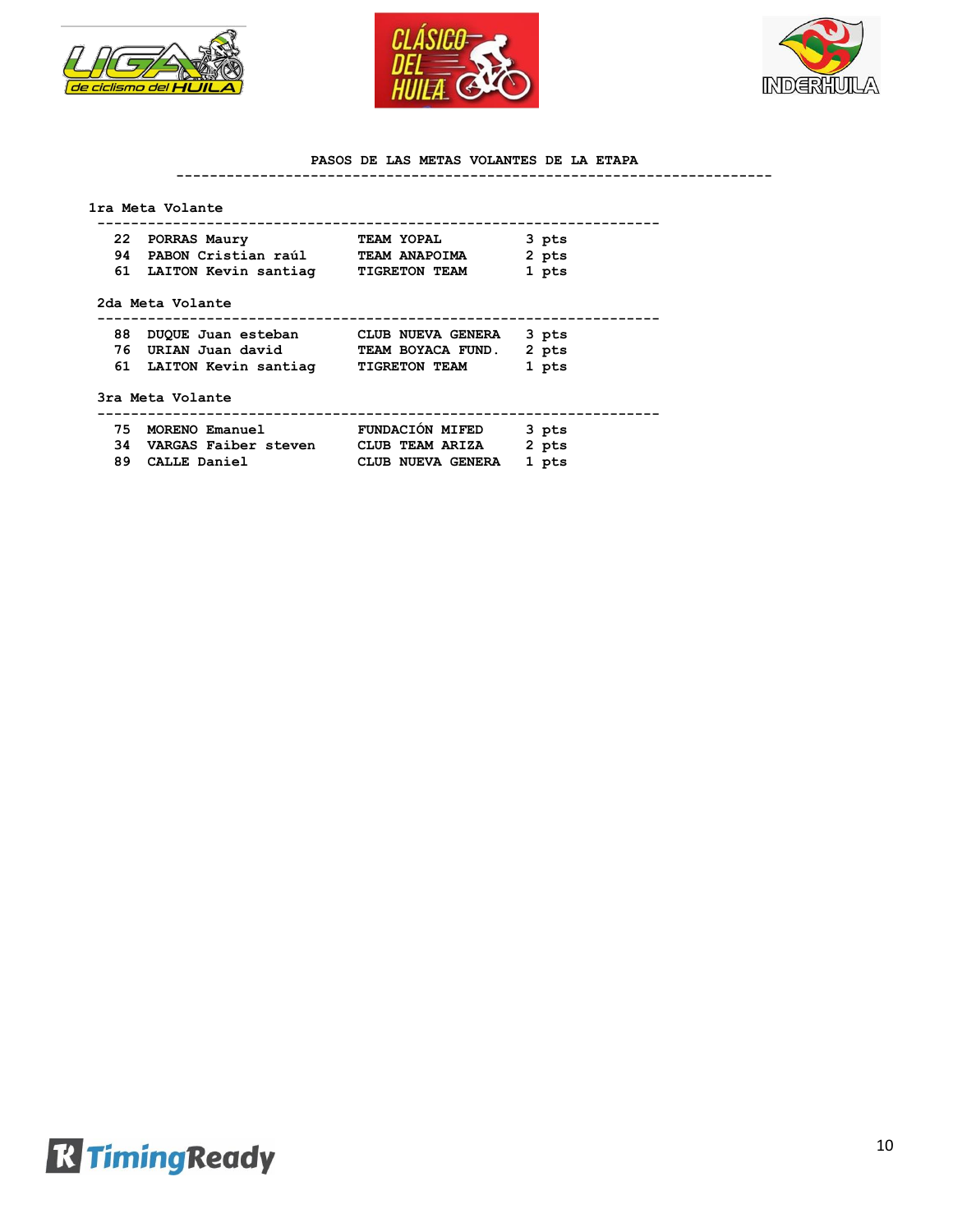## PASOS DE LAS METAS VOLANTES DE LA ETAPA

### 1ra Meta Volante

| | | | |
|---|---|---|---|
| 22 | PORRAS Maury | TEAM YOPAL | 3 pts |
| 94 | PABON Cristian raúl | TEAM ANAPOIMA | 2 pts |
| 61 | LAITON Kevin santiag | TIGRETON TEAM | 1 pts |

### 2da Meta Volante

| | | | |
|---|---|---|---|
| 88 | DUQUE Juan esteban | CLUB NUEVA GENERA | 3 pts |
| 76 | URIAN Juan david | TEAM BOYACA FUND. | 2 pts |
| 61 | LAITON Kevin santiag | TIGRETON TEAM | 1 pts |

### 3ra Meta Volante

| | | | |
|---|---|---|---|
| 75 | MORENO Emanuel | FUNDACIÓN MIFED | 3 pts |
| 34 | VARGAS Faiber steven | CLUB TEAM ARIZA | 2 pts |
| 89 | CALLE Daniel | CLUB NUEVA GENERA | 1 pts |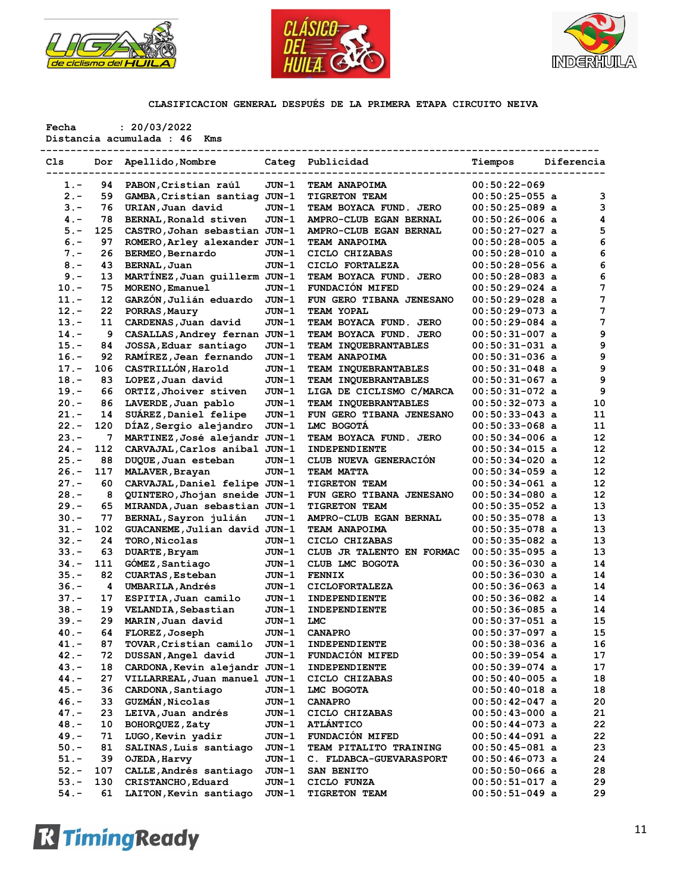## CLASIFICACION GENERAL DESPUÉS DE LA PRIMERA ETAPA CIRCUITO NEIVA

Fecha : 20/03/2022
Distancia acumulada : 46 Kms

| Cls | Dor | Apellido,Nombre | Categ | Publicidad | Tiempos | Diferencia |
|---|---|---|---|---|---|---|
| 1.- | 94 | PABON,Cristian raúl | JUN-1 | TEAM ANAPOIMA | 00:50:22-069 | |
| 2.- | 59 | GAMBA,Cristian santiag | JUN-1 | TIGRETON TEAM | 00:50:25-055 a | 3 |
| 3.- | 76 | URIAN,Juan david | JUN-1 | TEAM BOYACA FUND. JERO | 00:50:25-089 a | 3 |
| 4.- | 78 | BERNAL,Ronald stiven | JUN-1 | AMPRO-CLUB EGAN BERNAL | 00:50:26-006 a | 4 |
| 5.- | 125 | CASTRO,Johan sebastian | JUN-1 | AMPRO-CLUB EGAN BERNAL | 00:50:27-027 a | 5 |
| 6.- | 97 | ROMERO,Arley alexander | JUN-1 | TEAM ANAPOIMA | 00:50:28-005 a | 6 |
| 7.- | 26 | BERMEO,Bernardo | JUN-1 | CICLO CHIZABAS | 00:50:28-010 a | 6 |
| 8.- | 43 | BERNAL,Juan | JUN-1 | CICLO FORTALEZA | 00:50:28-056 a | 6 |
| 9.- | 13 | MARTÍNEZ,Juan guillerm | JUN-1 | TEAM BOYACA FUND. JERO | 00:50:28-083 a | 6 |
| 10.- | 75 | MORENO,Emanuel | JUN-1 | FUNDACIÓN MIFED | 00:50:29-024 a | 7 |
| 11.- | 12 | GARZÓN,Julián eduardo | JUN-1 | FUN GERO TIBANA JENESANO | 00:50:29-028 a | 7 |
| 12.- | 22 | PORRAS,Maury | JUN-1 | TEAM YOPAL | 00:50:29-073 a | 7 |
| 13.- | 11 | CARDENAS,Juan david | JUN-1 | TEAM BOYACA FUND. JERO | 00:50:29-084 a | 7 |
| 14.- | 9 | CASALLAS,Andrey fernan | JUN-1 | TEAM BOYACA FUND. JERO | 00:50:31-007 a | 9 |
| 15.- | 84 | JOSSA,Eduar santiago | JUN-1 | TEAM INQUEBRANTABLES | 00:50:31-031 a | 9 |
| 16.- | 92 | RAMÍREZ,Jean fernando | JUN-1 | TEAM ANAPOIMA | 00:50:31-036 a | 9 |
| 17.- | 106 | CASTRILLÓN,Harold | JUN-1 | TEAM INQUEBRANTABLES | 00:50:31-048 a | 9 |
| 18.- | 83 | LOPEZ,Juan david | JUN-1 | TEAM INQUEBRANTABLES | 00:50:31-067 a | 9 |
| 19.- | 66 | ORTIZ,Jhoiver stiven | JUN-1 | LIGA DE CICLISMO C/MARCA | 00:50:31-072 a | 9 |
| 20.- | 86 | LAVERDE,Juan pablo | JUN-1 | TEAM INQUEBRANTABLES | 00:50:32-073 a | 10 |
| 21.- | 14 | SUÁREZ,Daniel felipe | JUN-1 | FUN GERO TIBANA JENESANO | 00:50:33-043 a | 11 |
| 22.- | 120 | DÍAZ,Sergio alejandro | JUN-1 | LMC BOGOTÁ | 00:50:33-068 a | 11 |
| 23.- | 7 | MARTINEZ,José alejandr | JUN-1 | TEAM BOYACA FUND. JERO | 00:50:34-006 a | 12 |
| 24.- | 112 | CARVAJAL,Carlos anibal | JUN-1 | INDEPENDIENTE | 00:50:34-015 a | 12 |
| 25.- | 88 | DUQUE,Juan esteban | JUN-1 | CLUB NUEVA GENERACIÓN | 00:50:34-020 a | 12 |
| 26.- | 117 | MALAVER,Brayan | JUN-1 | TEAM MATTA | 00:50:34-059 a | 12 |
| 27.- | 60 | CARVAJAL,Daniel felipe | JUN-1 | TIGRETON TEAM | 00:50:34-061 a | 12 |
| 28.- | 8 | QUINTERO,Jhojan sneide | JUN-1 | FUN GERO TIBANA JENESANO | 00:50:34-080 a | 12 |
| 29.- | 65 | MIRANDA,Juan sebastian | JUN-1 | TIGRETON TEAM | 00:50:35-052 a | 13 |
| 30.- | 77 | BERNAL,Sayron julián | JUN-1 | AMPRO-CLUB EGAN BERNAL | 00:50:35-078 a | 13 |
| 31.- | 102 | GUACANEME,Julian david | JUN-1 | TEAM ANAPOIMA | 00:50:35-078 a | 13 |
| 32.- | 24 | TORO,Nicolas | JUN-1 | CICLO CHIZABAS | 00:50:35-082 a | 13 |
| 33.- | 63 | DUARTE,Bryam | JUN-1 | CLUB JR TALENTO EN FORMAC | 00:50:35-095 a | 13 |
| 34.- | 111 | GÓMEZ,Santiago | JUN-1 | CLUB LMC BOGOTA | 00:50:36-030 a | 14 |
| 35.- | 82 | CUARTAS,Esteban | JUN-1 | FENNIX | 00:50:36-030 a | 14 |
| 36.- | 4 | UMBARILA,Andrés | JUN-1 | CICLOFORTALEZA | 00:50:36-063 a | 14 |
| 37.- | 17 | ESPITIA,Juan camilo | JUN-1 | INDEPENDIENTE | 00:50:36-082 a | 14 |
| 38.- | 19 | VELANDIA,Sebastian | JUN-1 | INDEPENDIENTE | 00:50:36-085 a | 14 |
| 39.- | 29 | MARIN,Juan david | JUN-1 | LMC | 00:50:37-051 a | 15 |
| 40.- | 64 | FLOREZ,Joseph | JUN-1 | CANAPRO | 00:50:37-097 a | 15 |
| 41.- | 87 | TOVAR,Cristian camilo | JUN-1 | INDEPENDIENTE | 00:50:38-036 a | 16 |
| 42.- | 72 | DUSSAN,Angel david | JUN-1 | FUNDACIÓN MIFED | 00:50:39-054 a | 17 |
| 43.- | 18 | CARDONA,Kevin alejandr | JUN-1 | INDEPENDIENTE | 00:50:39-074 a | 17 |
| 44.- | 27 | VILLARREAL,Juan manuel | JUN-1 | CICLO CHIZABAS | 00:50:40-005 a | 18 |
| 45.- | 36 | CARDONA,Santiago | JUN-1 | LMC BOGOTA | 00:50:40-018 a | 18 |
| 46.- | 33 | GUZMÁN,Nicolas | JUN-1 | CANAPRO | 00:50:42-047 a | 20 |
| 47.- | 23 | LEIVA,Juan andrés | JUN-1 | CICLO CHIZABAS | 00:50:43-000 a | 21 |
| 48.- | 10 | BOHORQUEZ,Zaty | JUN-1 | ATLÁNTICO | 00:50:44-073 a | 22 |
| 49.- | 71 | LUGO,Kevin yadir | JUN-1 | FUNDACIÓN MIFED | 00:50:44-091 a | 22 |
| 50.- | 81 | SALINAS,Luis santiago | JUN-1 | TEAM PITALITO TRAINING | 00:50:45-081 a | 23 |
| 51.- | 39 | OJEDA,Harvy | JUN-1 | C. FLDABCA-GUEVARASPORT | 00:50:46-073 a | 24 |
| 52.- | 107 | CALLE,Andrés santiago | JUN-1 | SAN BENITO | 00:50:50-066 a | 28 |
| 53.- | 130 | CRISTANCHO,Eduard | JUN-1 | CICLO FUNZA | 00:50:51-017 a | 29 |
| 54.- | 61 | LAITON,Kevin santiago | JUN-1 | TIGRETON TEAM | 00:50:51-049 a | 29 |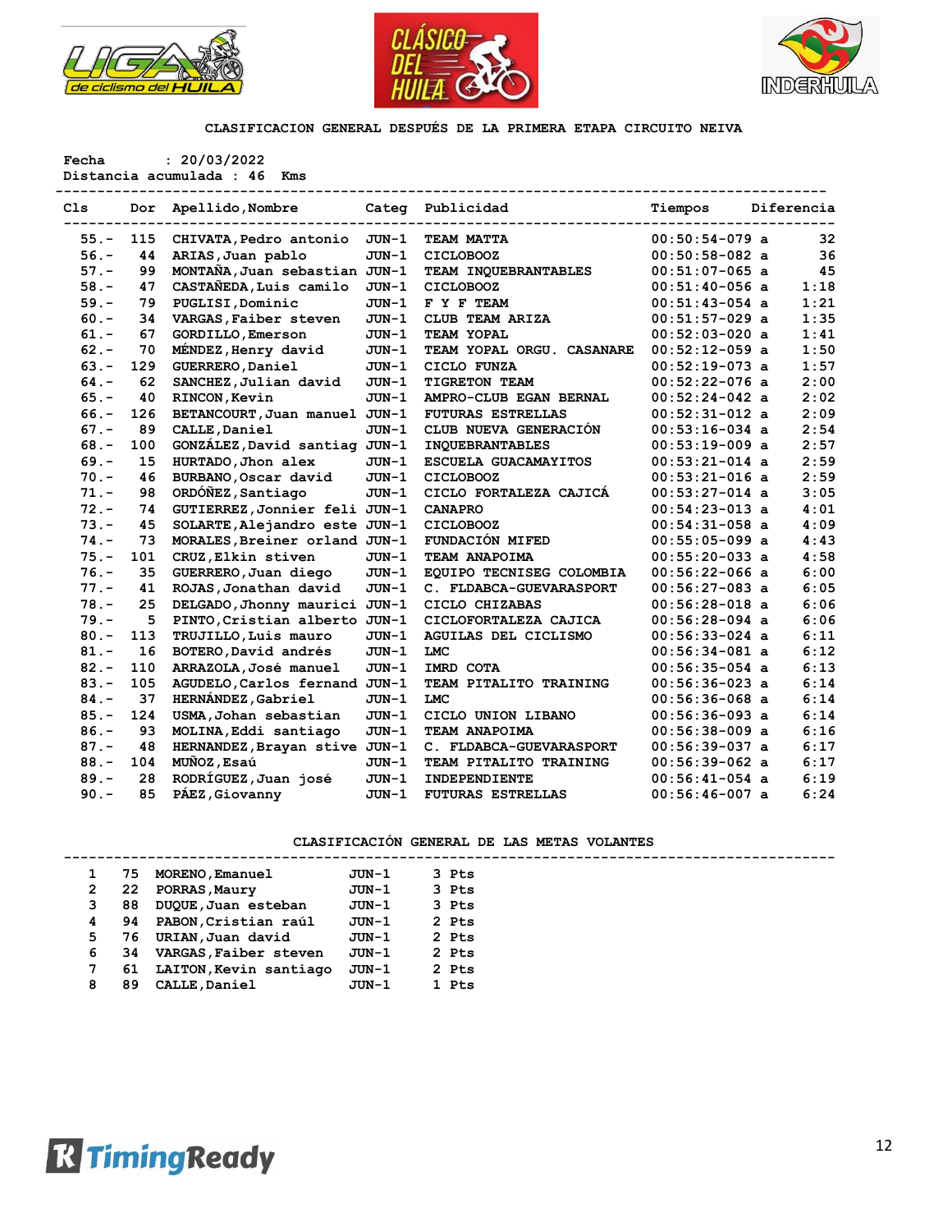## CLASIFICACION GENERAL DESPUÉS DE LA PRIMERA ETAPA CIRCUITO NEIVA

**Fecha** : 20/03/2022
**Distancia acumulada** : 46 Kms

| Cls | Dor | Apellido,Nombre | Categ | Publicidad | Tiempos | Diferencia |
|---|---|---|---|---|---|---|
| 55.- | 115 | CHIVATA,Pedro antonio | JUN-1 | TEAM MATTA | 00:50:54-079 a | 32 |
| 56.- | 44 | ARIAS,Juan pablo | JUN-1 | CICLOBOOZ | 00:50:58-082 a | 36 |
| 57.- | 99 | MONTAÑA,Juan sebastian | JUN-1 | TEAM INQUEBRANTABLES | 00:51:07-065 a | 45 |
| 58.- | 47 | CASTAÑEDA,Luis camilo | JUN-1 | CICLOBOOZ | 00:51:40-056 a | 1:18 |
| 59.- | 79 | PUGLISI,Dominic | JUN-1 | F Y F TEAM | 00:51:43-054 a | 1:21 |
| 60.- | 34 | VARGAS,Faiber steven | JUN-1 | CLUB TEAM ARIZA | 00:51:57-029 a | 1:35 |
| 61.- | 67 | GORDILLO,Emerson | JUN-1 | TEAM YOPAL | 00:52:03-020 a | 1:41 |
| 62.- | 70 | MÉNDEZ,Henry david | JUN-1 | TEAM YOPAL ORGU. CASANARE | 00:52:12-059 a | 1:50 |
| 63.- | 129 | GUERRERO,Daniel | JUN-1 | CICLO FUNZA | 00:52:19-073 a | 1:57 |
| 64.- | 62 | SANCHEZ,Julian david | JUN-1 | TIGRETON TEAM | 00:52:22-076 a | 2:00 |
| 65.- | 40 | RINCON,Kevin | JUN-1 | AMPRO-CLUB EGAN BERNAL | 00:52:24-042 a | 2:02 |
| 66.- | 126 | BETANCOURT,Juan manuel | JUN-1 | FUTURAS ESTRELLAS | 00:52:31-012 a | 2:09 |
| 67.- | 89 | CALLE,Daniel | JUN-1 | CLUB NUEVA GENERACIÓN | 00:53:16-034 a | 2:54 |
| 68.- | 100 | GONZÁLEZ,David santiag | JUN-1 | INQUEBRANTABLES | 00:53:19-009 a | 2:57 |
| 69.- | 15 | HURTADO,Jhon alex | JUN-1 | ESCUELA GUACAMAYITOS | 00:53:21-014 a | 2:59 |
| 70.- | 46 | BURBANO,Oscar david | JUN-1 | CICLOBOOZ | 00:53:21-016 a | 2:59 |
| 71.- | 98 | ORDÓÑEZ,Santiago | JUN-1 | CICLO FORTALEZA CAJICÁ | 00:53:27-014 a | 3:05 |
| 72.- | 74 | GUTIERREZ,Jonnier feli | JUN-1 | CANAPRO | 00:54:23-013 a | 4:01 |
| 73.- | 45 | SOLARTE,Alejandro este | JUN-1 | CICLOBOOZ | 00:54:31-058 a | 4:09 |
| 74.- | 73 | MORALES,Breiner orland | JUN-1 | FUNDACIÓN MIFED | 00:55:05-099 a | 4:43 |
| 75.- | 101 | CRUZ,Elkin stiven | JUN-1 | TEAM ANAPOIMA | 00:55:20-033 a | 4:58 |
| 76.- | 35 | GUERRERO,Juan diego | JUN-1 | EQUIPO TECNISEG COLOMBIA | 00:56:22-066 a | 6:00 |
| 77.- | 41 | ROJAS,Jonathan david | JUN-1 | C. FLDABCA-GUEVARASPORT | 00:56:27-083 a | 6:05 |
| 78.- | 25 | DELGADO,Jhonny maurici | JUN-1 | CICLO CHIZABAS | 00:56:28-018 a | 6:06 |
| 79.- | 5 | PINTO,Cristian alberto | JUN-1 | CICLOFORTALEZA CAJICA | 00:56:28-094 a | 6:06 |
| 80.- | 113 | TRUJILLO,Luis mauro | JUN-1 | AGUILAS DEL CICLISMO | 00:56:33-024 a | 6:11 |
| 81.- | 16 | BOTERO,David andrés | JUN-1 | LMC | 00:56:34-081 a | 6:12 |
| 82.- | 110 | ARRAZOLA,José manuel | JUN-1 | IMRD COTA | 00:56:35-054 a | 6:13 |
| 83.- | 105 | AGUDELO,Carlos fernand | JUN-1 | TEAM PITALITO TRAINING | 00:56:36-023 a | 6:14 |
| 84.- | 37 | HERNÁNDEZ,Gabriel | JUN-1 | LMC | 00:56:36-068 a | 6:14 |
| 85.- | 124 | USMA,Johan sebastian | JUN-1 | CICLO UNION LIBANO | 00:56:36-093 a | 6:14 |
| 86.- | 93 | MOLINA,Eddi santiago | JUN-1 | TEAM ANAPOIMA | 00:56:38-009 a | 6:16 |
| 87.- | 48 | HERNANDEZ,Brayan stive | JUN-1 | C. FLDABCA-GUEVARASPORT | 00:56:39-037 a | 6:17 |
| 88.- | 104 | MUÑOZ,Esaú | JUN-1 | TEAM PITALITO TRAINING | 00:56:39-062 a | 6:17 |
| 89.- | 28 | RODRÍGUEZ,Juan josé | JUN-1 | INDEPENDIENTE | 00:56:41-054 a | 6:19 |
| 90.- | 85 | PÁEZ,Giovanny | JUN-1 | FUTURAS ESTRELLAS | 00:56:46-007 a | 6:24 |

## CLASIFICACIÓN GENERAL DE LAS METAS VOLANTES

| Pos | Dor | Apellido,Nombre | Categ | Puntos |
|---|---|---|---|---|
| 1 | 75 | MORENO,Emanuel | JUN-1 | 3 Pts |
| 2 | 22 | PORRAS,Maury | JUN-1 | 3 Pts |
| 3 | 88 | DUQUE,Juan esteban | JUN-1 | 3 Pts |
| 4 | 94 | PABON,Cristian raúl | JUN-1 | 2 Pts |
| 5 | 76 | URIAN,Juan david | JUN-1 | 2 Pts |
| 6 | 34 | VARGAS,Faiber steven | JUN-1 | 2 Pts |
| 7 | 61 | LAITON,Kevin santiago | JUN-1 | 2 Pts |
| 8 | 89 | CALLE,Daniel | JUN-1 | 1 Pts |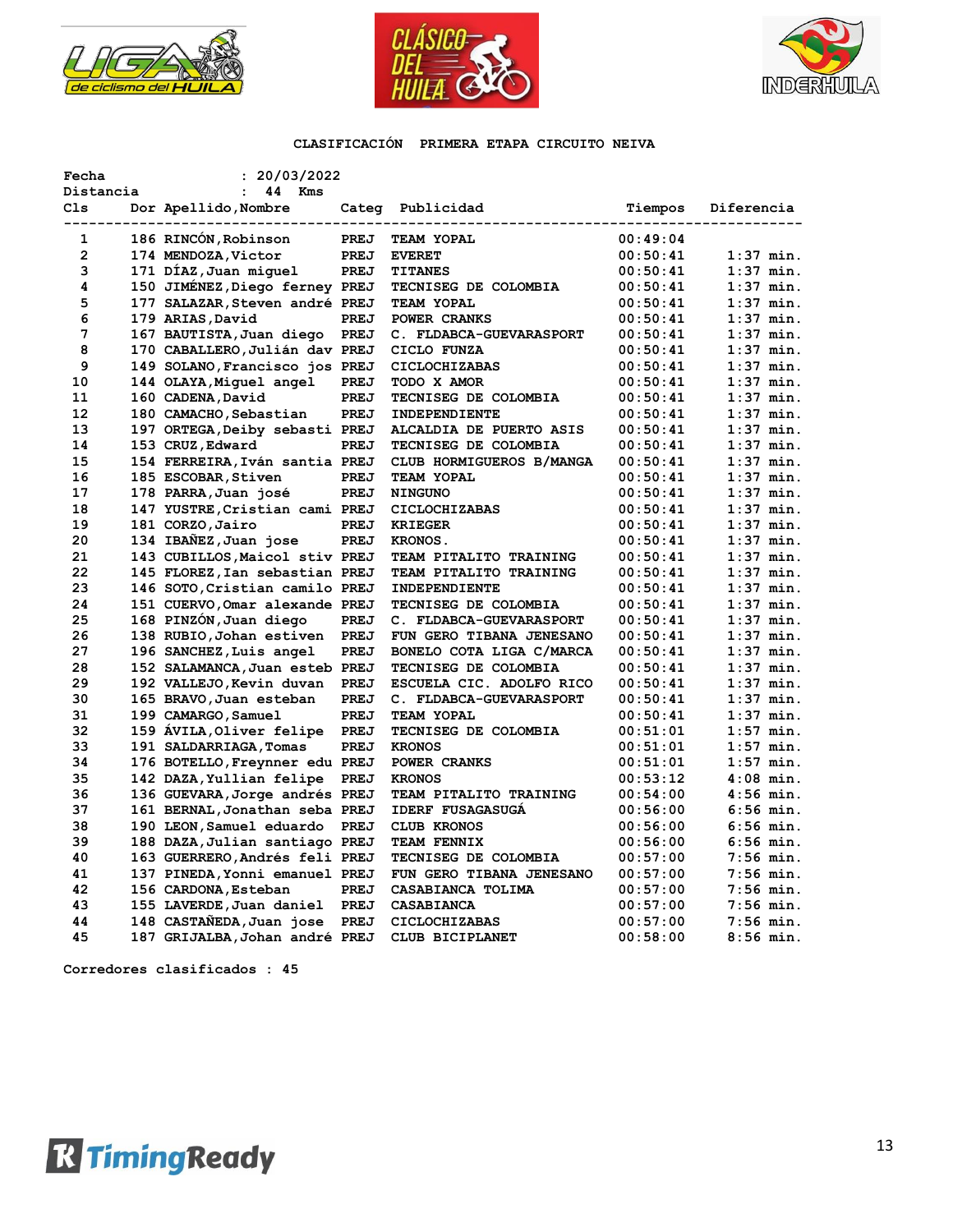## CLASIFICACIÓN PRIMERA ETAPA CIRCUITO NEIVA

Fecha : 20/03/2022
Distancia : 44 Kms

| Cls | Dor | Apellido,Nombre | Categ | Publicidad | Tiempos | Diferencia |
|---|---|---|---|---|---|---|
| 1 | 186 | RINCÓN,Robinson | PREJ | TEAM YOPAL | 00:49:04 | |
| 2 | 174 | MENDOZA,Victor | PREJ | EVERET | 00:50:41 | 1:37 min. |
| 3 | 171 | DÍAZ,Juan miguel | PREJ | TITANES | 00:50:41 | 1:37 min. |
| 4 | 150 | JIMÉNEZ,Diego ferney | PREJ | TECNISEG DE COLOMBIA | 00:50:41 | 1:37 min. |
| 5 | 177 | SALAZAR,Steven andré | PREJ | TEAM YOPAL | 00:50:41 | 1:37 min. |
| 6 | 179 | ARIAS,David | PREJ | POWER CRANKS | 00:50:41 | 1:37 min. |
| 7 | 167 | BAUTISTA,Juan diego | PREJ | C. FLDABCA-GUEVARASPORT | 00:50:41 | 1:37 min. |
| 8 | 170 | CABALLERO,Julián dav | PREJ | CICLO FUNZA | 00:50:41 | 1:37 min. |
| 9 | 149 | SOLANO,Francisco jos | PREJ | CICLOCHIZABAS | 00:50:41 | 1:37 min. |
| 10 | 144 | OLAYA,Miguel angel | PREJ | TODO X AMOR | 00:50:41 | 1:37 min. |
| 11 | 160 | CADENA,David | PREJ | TECNISEG DE COLOMBIA | 00:50:41 | 1:37 min. |
| 12 | 180 | CAMACHO,Sebastian | PREJ | INDEPENDIENTE | 00:50:41 | 1:37 min. |
| 13 | 197 | ORTEGA,Deiby sebasti | PREJ | ALCALDIA DE PUERTO ASIS | 00:50:41 | 1:37 min. |
| 14 | 153 | CRUZ,Edward | PREJ | TECNISEG DE COLOMBIA | 00:50:41 | 1:37 min. |
| 15 | 154 | FERREIRA,Iván santia | PREJ | CLUB HORMIGUEROS B/MANGA | 00:50:41 | 1:37 min. |
| 16 | 185 | ESCOBAR,Stiven | PREJ | TEAM YOPAL | 00:50:41 | 1:37 min. |
| 17 | 178 | PARRA,Juan josé | PREJ | NINGUNO | 00:50:41 | 1:37 min. |
| 18 | 147 | YUSTRE,Cristian cami | PREJ | CICLOCHIZABAS | 00:50:41 | 1:37 min. |
| 19 | 181 | CORZO,Jairo | PREJ | KRIEGER | 00:50:41 | 1:37 min. |
| 20 | 134 | IBAÑEZ,Juan jose | PREJ | KRONOS. | 00:50:41 | 1:37 min. |
| 21 | 143 | CUBILLOS,Maicol stiv | PREJ | TEAM PITALITO TRAINING | 00:50:41 | 1:37 min. |
| 22 | 145 | FLOREZ,Ian sebastian | PREJ | TEAM PITALITO TRAINING | 00:50:41 | 1:37 min. |
| 23 | 146 | SOTO,Cristian camilo | PREJ | INDEPENDIENTE | 00:50:41 | 1:37 min. |
| 24 | 151 | CUERVO,Omar alexande | PREJ | TECNISEG DE COLOMBIA | 00:50:41 | 1:37 min. |
| 25 | 168 | PINZÓN,Juan diego | PREJ | C. FLDABCA-GUEVARASPORT | 00:50:41 | 1:37 min. |
| 26 | 138 | RUBIO,Johan estiven | PREJ | FUN GERO TIBANA JENESANO | 00:50:41 | 1:37 min. |
| 27 | 196 | SANCHEZ,Luis angel | PREJ | BONELO COTA LIGA C/MARCA | 00:50:41 | 1:37 min. |
| 28 | 152 | SALAMANCA,Juan esteb | PREJ | TECNISEG DE COLOMBIA | 00:50:41 | 1:37 min. |
| 29 | 192 | VALLEJO,Kevin duvan | PREJ | ESCUELA CIC. ADOLFO RICO | 00:50:41 | 1:37 min. |
| 30 | 165 | BRAVO,Juan esteban | PREJ | C. FLDABCA-GUEVARASPORT | 00:50:41 | 1:37 min. |
| 31 | 199 | CAMARGO,Samuel | PREJ | TEAM YOPAL | 00:50:41 | 1:37 min. |
| 32 | 159 | ÁVILA,Oliver felipe | PREJ | TECNISEG DE COLOMBIA | 00:51:01 | 1:57 min. |
| 33 | 191 | SALDARRIAGA,Tomas | PREJ | KRONOS | 00:51:01 | 1:57 min. |
| 34 | 176 | BOTELLO,Freynner edu | PREJ | POWER CRANKS | 00:51:01 | 1:57 min. |
| 35 | 142 | DAZA,Yullian felipe | PREJ | KRONOS | 00:53:12 | 4:08 min. |
| 36 | 136 | GUEVARA,Jorge andrés | PREJ | TEAM PITALITO TRAINING | 00:54:00 | 4:56 min. |
| 37 | 161 | BERNAL,Jonathan seba | PREJ | IDERF FUSAGASUGÁ | 00:56:00 | 6:56 min. |
| 38 | 190 | LEON,Samuel eduardo | PREJ | CLUB KRONOS | 00:56:00 | 6:56 min. |
| 39 | 188 | DAZA,Julian santiago | PREJ | TEAM FENNIX | 00:56:00 | 6:56 min. |
| 40 | 163 | GUERRERO,Andrés feli | PREJ | TECNISEG DE COLOMBIA | 00:57:00 | 7:56 min. |
| 41 | 137 | PINEDA,Yonni emanuel | PREJ | FUN GERO TIBANA JENESANO | 00:57:00 | 7:56 min. |
| 42 | 156 | CARDONA,Esteban | PREJ | CASABIANCA TOLIMA | 00:57:00 | 7:56 min. |
| 43 | 155 | LAVERDE,Juan daniel | PREJ | CASABIANCA | 00:57:00 | 7:56 min. |
| 44 | 148 | CASTAÑEDA,Juan jose | PREJ | CICLOCHIZABAS | 00:57:00 | 7:56 min. |
| 45 | 187 | GRIJALBA,Johan andré | PREJ | CLUB BICIPLANET | 00:58:00 | 8:56 min. |

Corredores clasificados : 45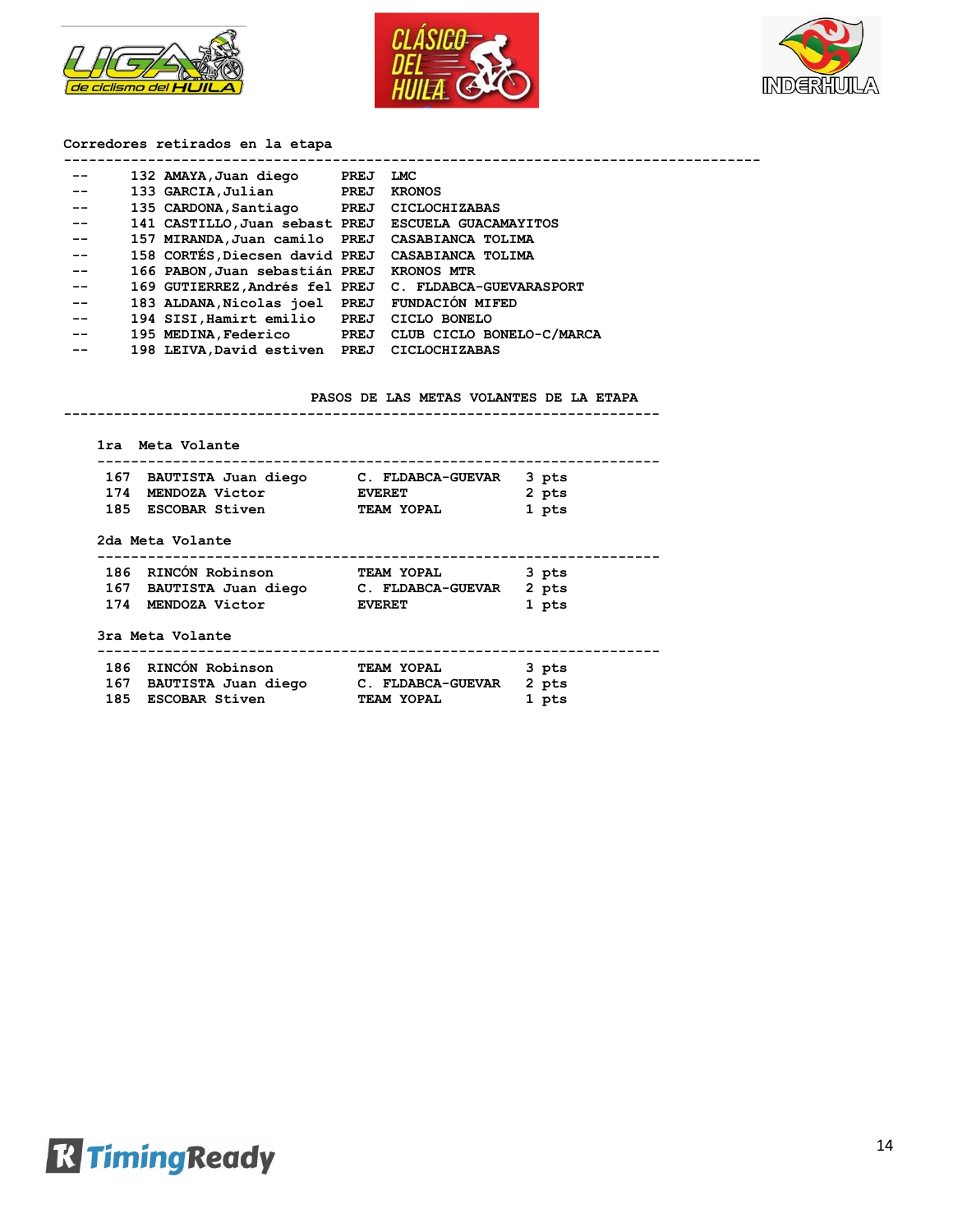Corredores retirados en la etapa

| | | | | |
|---|---|---|---|---|
| -- | 132 | AMAYA,Juan diego | PREJ | LMC |
| -- | 133 | GARCIA,Julian | PREJ | KRONOS |
| -- | 135 | CARDONA,Santiago | PREJ | CICLOCHIZABAS |
| -- | 141 | CASTILLO,Juan sebast | PREJ | ESCUELA GUACAMAYITOS |
| -- | 157 | MIRANDA,Juan camilo | PREJ | CASABIANCA TOLIMA |
| -- | 158 | CORTÉS,Diecsen david | PREJ | CASABIANCA TOLIMA |
| -- | 166 | PABON,Juan sebastián | PREJ | KRONOS MTR |
| -- | 169 | GUTIERREZ,Andrés fel | PREJ | C. FLDABCA-GUEVARASPORT |
| -- | 183 | ALDANA,Nicolas joel | PREJ | FUNDACIÓN MIFED |
| -- | 194 | SISI,Hamirt emilio | PREJ | CICLO BONELO |
| -- | 195 | MEDINA,Federico | PREJ | CLUB CICLO BONELO-C/MARCA |
| -- | 198 | LEIVA,David estiven | PREJ | CICLOCHIZABAS |

PASOS DE LAS METAS VOLANTES DE LA ETAPA

1ra Meta Volante

| | | | |
|---|---|---|---|
| 167 | BAUTISTA Juan diego | C. FLDABCA-GUEVAR | 3 pts |
| 174 | MENDOZA Victor | EVERET | 2 pts |
| 185 | ESCOBAR Stiven | TEAM YOPAL | 1 pts |

2da Meta Volante

| | | | |
|---|---|---|---|
| 186 | RINCÓN Robinson | TEAM YOPAL | 3 pts |
| 167 | BAUTISTA Juan diego | C. FLDABCA-GUEVAR | 2 pts |
| 174 | MENDOZA Victor | EVERET | 1 pts |

3ra Meta Volante

| | | | |
|---|---|---|---|
| 186 | RINCÓN Robinson | TEAM YOPAL | 3 pts |
| 167 | BAUTISTA Juan diego | C. FLDABCA-GUEVAR | 2 pts |
| 185 | ESCOBAR Stiven | TEAM YOPAL | 1 pts |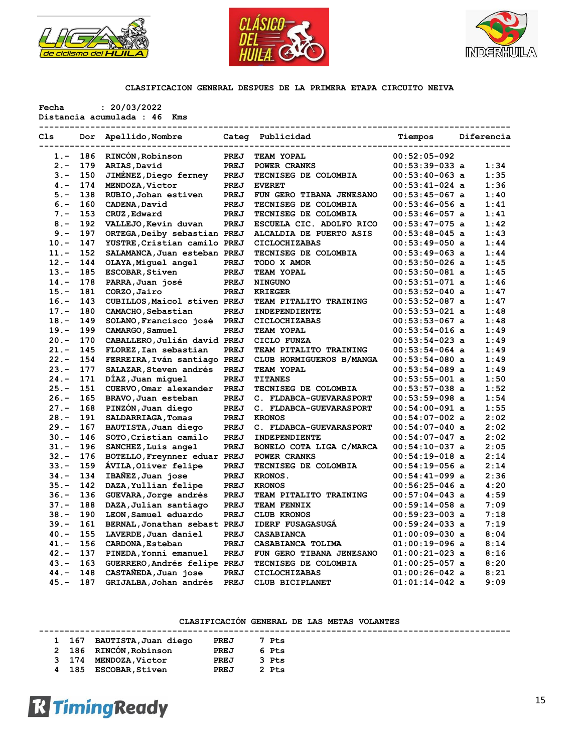### CLASIFICACION GENERAL DESPUES DE LA PRIMERA ETAPA CIRCUITO NEIVA

Fecha : 20/03/2022
Distancia acumulada : 46 Kms

| Cls | Dor | Apellido,Nombre | Categ | Publicidad | Tiempos | Diferencia |
|---|---|---|---|---|---|---|
| 1.- | 186 | RINCÓN,Robinson | PREJ | TEAM YOPAL | 00:52:05-092 | |
| 2.- | 179 | ARIAS,David | PREJ | POWER CRANKS | 00:53:39-033 a | 1:34 |
| 3.- | 150 | JIMÉNEZ,Diego ferney | PREJ | TECNISEG DE COLOMBIA | 00:53:40-063 a | 1:35 |
| 4.- | 174 | MENDOZA,Victor | PREJ | EVERET | 00:53:41-024 a | 1:36 |
| 5.- | 138 | RUBIO,Johan estiven | PREJ | FUN GERO TIBANA JENESANO | 00:53:45-067 a | 1:40 |
| 6.- | 160 | CADENA,David | PREJ | TECNISEG DE COLOMBIA | 00:53:46-056 a | 1:41 |
| 7.- | 153 | CRUZ,Edward | PREJ | TECNISEG DE COLOMBIA | 00:53:46-057 a | 1:41 |
| 8.- | 192 | VALLEJO,Kevin duvan | PREJ | ESCUELA CIC. ADOLFO RICO | 00:53:47-075 a | 1:42 |
| 9.- | 197 | ORTEGA,Deiby sebastian | PREJ | ALCALDIA DE PUERTO ASIS | 00:53:48-045 a | 1:43 |
| 10.- | 147 | YUSTRE,Cristian camilo | PREJ | CICLOCHIZABAS | 00:53:49-050 a | 1:44 |
| 11.- | 152 | SALAMANCA,Juan esteban | PREJ | TECNISEG DE COLOMBIA | 00:53:49-063 a | 1:44 |
| 12.- | 144 | OLAYA,Miguel angel | PREJ | TODO X AMOR | 00:53:50-026 a | 1:45 |
| 13.- | 185 | ESCOBAR,Stiven | PREJ | TEAM YOPAL | 00:53:50-081 a | 1:45 |
| 14.- | 178 | PARRA,Juan josé | PREJ | NINGUNO | 00:53:51-071 a | 1:46 |
| 15.- | 181 | CORZO,Jairo | PREJ | KRIEGER | 00:53:52-040 a | 1:47 |
| 16.- | 143 | CUBILLOS,Maicol stiven | PREJ | TEAM PITALITO TRAINING | 00:53:52-087 a | 1:47 |
| 17.- | 180 | CAMACHO,Sebastian | PREJ | INDEPENDIENTE | 00:53:53-021 a | 1:48 |
| 18.- | 149 | SOLANO,Francisco josé | PREJ | CICLOCHIZABAS | 00:53:53-067 a | 1:48 |
| 19.- | 199 | CAMARGO,Samuel | PREJ | TEAM YOPAL | 00:53:54-016 a | 1:49 |
| 20.- | 170 | CABALLERO,Julián david | PREJ | CICLO FUNZA | 00:53:54-023 a | 1:49 |
| 21.- | 145 | FLOREZ,Ian sebastian | PREJ | TEAM PITALITO TRAINING | 00:53:54-064 a | 1:49 |
| 22.- | 154 | FERREIRA,Iván santiago | PREJ | CLUB HORMIGUEROS B/MANGA | 00:53:54-080 a | 1:49 |
| 23.- | 177 | SALAZAR,Steven andrés | PREJ | TEAM YOPAL | 00:53:54-089 a | 1:49 |
| 24.- | 171 | DÍAZ,Juan miguel | PREJ | TITANES | 00:53:55-001 a | 1:50 |
| 25.- | 151 | CUERVO,Omar alexander | PREJ | TECNISEG DE COLOMBIA | 00:53:57-038 a | 1:52 |
| 26.- | 165 | BRAVO,Juan esteban | PREJ | C. FLDABCA-GUEVARASPORT | 00:53:59-098 a | 1:54 |
| 27.- | 168 | PINZÓN,Juan diego | PREJ | C. FLDABCA-GUEVARASPORT | 00:54:00-091 a | 1:55 |
| 28.- | 191 | SALDARRIAGA,Tomas | PREJ | KRONOS | 00:54:07-002 a | 2:02 |
| 29.- | 167 | BAUTISTA,Juan diego | PREJ | C. FLDABCA-GUEVARASPORT | 00:54:07-040 a | 2:02 |
| 30.- | 146 | SOTO,Cristian camilo | PREJ | INDEPENDIENTE | 00:54:07-047 a | 2:02 |
| 31.- | 196 | SANCHEZ,Luis angel | PREJ | BONELO COTA LIGA C/MARCA | 00:54:10-037 a | 2:05 |
| 32.- | 176 | BOTELLO,Freynner eduar | PREJ | POWER CRANKS | 00:54:19-018 a | 2:14 |
| 33.- | 159 | ÁVILA,Oliver felipe | PREJ | TECNISEG DE COLOMBIA | 00:54:19-056 a | 2:14 |
| 34.- | 134 | IBAÑEZ,Juan jose | PREJ | KRONOS. | 00:54:41-099 a | 2:36 |
| 35.- | 142 | DAZA,Yullian felipe | PREJ | KRONOS | 00:56:25-046 a | 4:20 |
| 36.- | 136 | GUEVARA,Jorge andrés | PREJ | TEAM PITALITO TRAINING | 00:57:04-043 a | 4:59 |
| 37.- | 188 | DAZA,Julian santiago | PREJ | TEAM FENNIX | 00:59:14-058 a | 7:09 |
| 38.- | 190 | LEON,Samuel eduardo | PREJ | CLUB KRONOS | 00:59:23-003 a | 7:18 |
| 39.- | 161 | BERNAL,Jonathan sebast | PREJ | IDERF FUSAGASUGÁ | 00:59:24-033 a | 7:19 |
| 40.- | 155 | LAVERDE,Juan daniel | PREJ | CASABIANCA | 01:00:09-030 a | 8:04 |
| 41.- | 156 | CARDONA,Esteban | PREJ | CASABIANCA TOLIMA | 01:00:19-096 a | 8:14 |
| 42.- | 137 | PINEDA,Yonni emanuel | PREJ | FUN GERO TIBANA JENESANO | 01:00:21-023 a | 8:16 |
| 43.- | 163 | GUERRERO,Andrés felipe | PREJ | TECNISEG DE COLOMBIA | 01:00:25-057 a | 8:20 |
| 44.- | 148 | CASTAÑEDA,Juan jose | PREJ | CICLOCHIZABAS | 01:00:26-042 a | 8:21 |
| 45.- | 187 | GRIJALBA,Johan andrés | PREJ | CLUB BICIPLANET | 01:01:14-042 a | 9:09 |

### CLASIFICACIÓN GENERAL DE LAS METAS VOLANTES

| | | | | |
|---|---|---|---|---|
| 1 | 167 | BAUTISTA,Juan diego | PREJ | 7 Pts |
| 2 | 186 | RINCÓN,Robinson | PREJ | 6 Pts |
| 3 | 174 | MENDOZA,Victor | PREJ | 3 Pts |
| 4 | 185 | ESCOBAR,Stiven | PREJ | 2 Pts |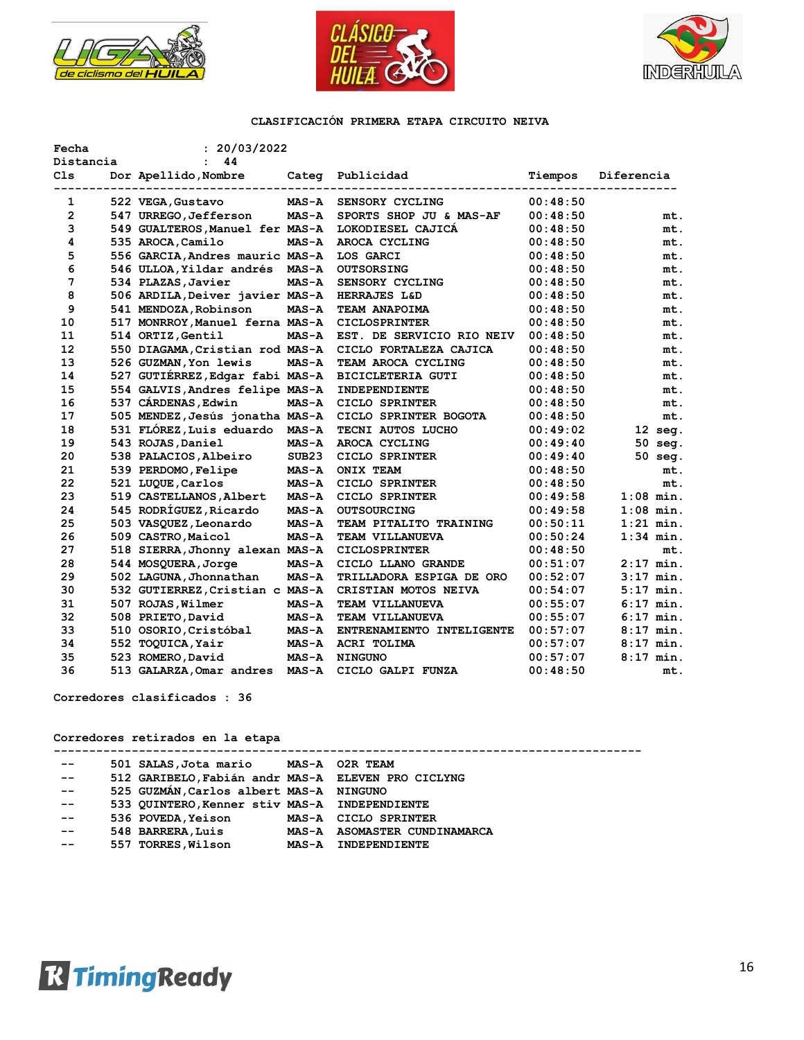**CLASIFICACIÓN PRIMERA ETAPA CIRCUITO NEIVA**

**Fecha** : 20/03/2022
**Distancia** : 44

| Cls | Dor | Apellido,Nombre | Categ | Publicidad | Tiempos | Diferencia |
|---|---|---|---|---|---|---|
| 1 | 522 | VEGA,Gustavo | MAS-A | SENSORY CYCLING | 00:48:50 | |
| 2 | 547 | URREGO,Jefferson | MAS-A | SPORTS SHOP JU & MAS-AF | 00:48:50 | mt. |
| 3 | 549 | GUALTEROS,Manuel fer | MAS-A | LOKODIESEL CAJICÁ | 00:48:50 | mt. |
| 4 | 535 | AROCA,Camilo | MAS-A | AROCA CYCLING | 00:48:50 | mt. |
| 5 | 556 | GARCIA,Andres mauric | MAS-A | LOS GARCI | 00:48:50 | mt. |
| 6 | 546 | ULLOA,Yildar andrés | MAS-A | OUTSORSING | 00:48:50 | mt. |
| 7 | 534 | PLAZAS,Javier | MAS-A | SENSORY CYCLING | 00:48:50 | mt. |
| 8 | 506 | ARDILA,Deiver javier | MAS-A | HERRAJES L&D | 00:48:50 | mt. |
| 9 | 541 | MENDOZA,Robinson | MAS-A | TEAM ANAPOIMA | 00:48:50 | mt. |
| 10 | 517 | MONRROY,Manuel ferna | MAS-A | CICLOSPRINTER | 00:48:50 | mt. |
| 11 | 514 | ORTIZ,Gentil | MAS-A | EST. DE SERVICIO RIO NEIV | 00:48:50 | mt. |
| 12 | 550 | DIAGAMA,Cristian rod | MAS-A | CICLO FORTALEZA CAJICA | 00:48:50 | mt. |
| 13 | 526 | GUZMAN,Yon lewis | MAS-A | TEAM AROCA CYCLING | 00:48:50 | mt. |
| 14 | 527 | GUTIÉRREZ,Edgar fabi | MAS-A | BICICLETERIA GUTI | 00:48:50 | mt. |
| 15 | 554 | GALVIS,Andres felipe | MAS-A | INDEPENDIENTE | 00:48:50 | mt. |
| 16 | 537 | CÁRDENAS,Edwin | MAS-A | CICLO SPRINTER | 00:48:50 | mt. |
| 17 | 505 | MENDEZ,Jesús jonatha | MAS-A | CICLO SPRINTER BOGOTA | 00:48:50 | mt. |
| 18 | 531 | FLÓREZ,Luis eduardo | MAS-A | TECNI AUTOS LUCHO | 00:49:02 | 12 seg. |
| 19 | 543 | ROJAS,Daniel | MAS-A | AROCA CYCLING | 00:49:40 | 50 seg. |
| 20 | 538 | PALACIOS,Albeiro | SUB23 | CICLO SPRINTER | 00:49:40 | 50 seg. |
| 21 | 539 | PERDOMO,Felipe | MAS-A | ONIX TEAM | 00:48:50 | mt. |
| 22 | 521 | LUQUE,Carlos | MAS-A | CICLO SPRINTER | 00:48:50 | mt. |
| 23 | 519 | CASTELLANOS,Albert | MAS-A | CICLO SPRINTER | 00:49:58 | 1:08 min. |
| 24 | 545 | RODRÍGUEZ,Ricardo | MAS-A | OUTSOURCING | 00:49:58 | 1:08 min. |
| 25 | 503 | VASQUEZ,Leonardo | MAS-A | TEAM PITALITO TRAINING | 00:50:11 | 1:21 min. |
| 26 | 509 | CASTRO,Maicol | MAS-A | TEAM VILLANUEVA | 00:50:24 | 1:34 min. |
| 27 | 518 | SIERRA,Jhonny alexan | MAS-A | CICLOSPRINTER | 00:48:50 | mt. |
| 28 | 544 | MOSQUERA,Jorge | MAS-A | CICLO LLANO GRANDE | 00:51:07 | 2:17 min. |
| 29 | 502 | LAGUNA,Jhonnathan | MAS-A | TRILLADORA ESPIGA DE ORO | 00:52:07 | 3:17 min. |
| 30 | 532 | GUTIERREZ,Cristian c | MAS-A | CRISTIAN MOTOS NEIVA | 00:54:07 | 5:17 min. |
| 31 | 507 | ROJAS,Wilmer | MAS-A | TEAM VILLANUEVA | 00:55:07 | 6:17 min. |
| 32 | 508 | PRIETO,David | MAS-A | TEAM VILLANUEVA | 00:55:07 | 6:17 min. |
| 33 | 510 | OSORIO,Cristóbal | MAS-A | ENTRENAMIENTO INTELIGENTE | 00:57:07 | 8:17 min. |
| 34 | 552 | TOQUICA,Yair | MAS-A | ACRI TOLIMA | 00:57:07 | 8:17 min. |
| 35 | 523 | ROMERO,David | MAS-A | NINGUNO | 00:57:07 | 8:17 min. |
| 36 | 513 | GALARZA,Omar andres | MAS-A | CICLO GALPI FUNZA | 00:48:50 | mt. |

Corredores clasificados : 36

Corredores retirados en la etapa

| Cls | Dor | Apellido,Nombre | Categ | Publicidad |
|---|---|---|---|---|
| -- | 501 | SALAS,Jota mario | MAS-A | O2R TEAM |
| -- | 512 | GARIBELO,Fabián andr | MAS-A | ELEVEN PRO CICLYNG |
| -- | 525 | GUZMÁN,Carlos albert | MAS-A | NINGUNO |
| -- | 533 | QUINTERO,Kenner stiv | MAS-A | INDEPENDIENTE |
| -- | 536 | POVEDA,Yeison | MAS-A | CICLO SPRINTER |
| -- | 548 | BARRERA,Luis | MAS-A | ASOMASTER CUNDINAMARCA |
| -- | 557 | TORRES,Wilson | MAS-A | INDEPENDIENTE |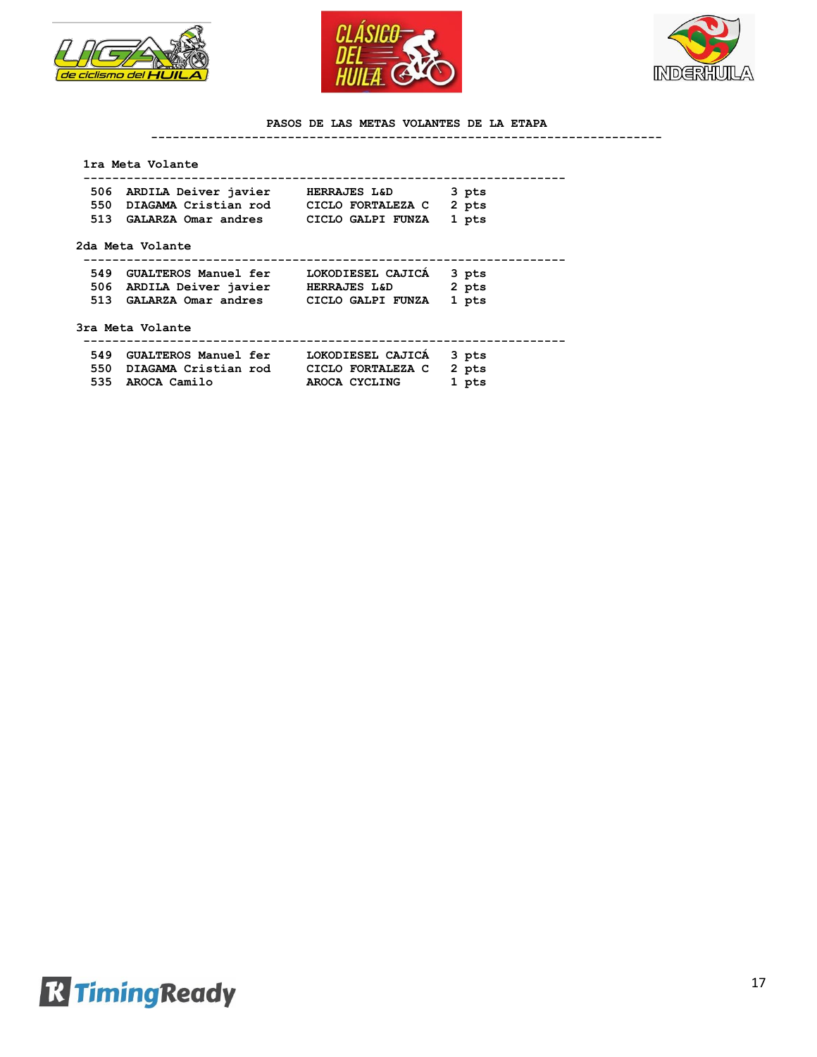## PASOS DE LAS METAS VOLANTES DE LA ETAPA

### 1ra Meta Volante

| | | | |
|---|---|---|---|
| 506 | ARDILA Deiver javier | HERRAJES L&D | 3 pts |
| 550 | DIAGAMA Cristian rod | CICLO FORTALEZA C | 2 pts |
| 513 | GALARZA Omar andres | CICLO GALPI FUNZA | 1 pts |

### 2da Meta Volante

| | | | |
|---|---|---|---|
| 549 | GUALTEROS Manuel fer | LOKODIESEL CAJICÁ | 3 pts |
| 506 | ARDILA Deiver javier | HERRAJES L&D | 2 pts |
| 513 | GALARZA Omar andres | CICLO GALPI FUNZA | 1 pts |

### 3ra Meta Volante

| | | | |
|---|---|---|---|
| 549 | GUALTEROS Manuel fer | LOKODIESEL CAJICÁ | 3 pts |
| 550 | DIAGAMA Cristian rod | CICLO FORTALEZA C | 2 pts |
| 535 | AROCA Camilo | AROCA CYCLING | 1 pts |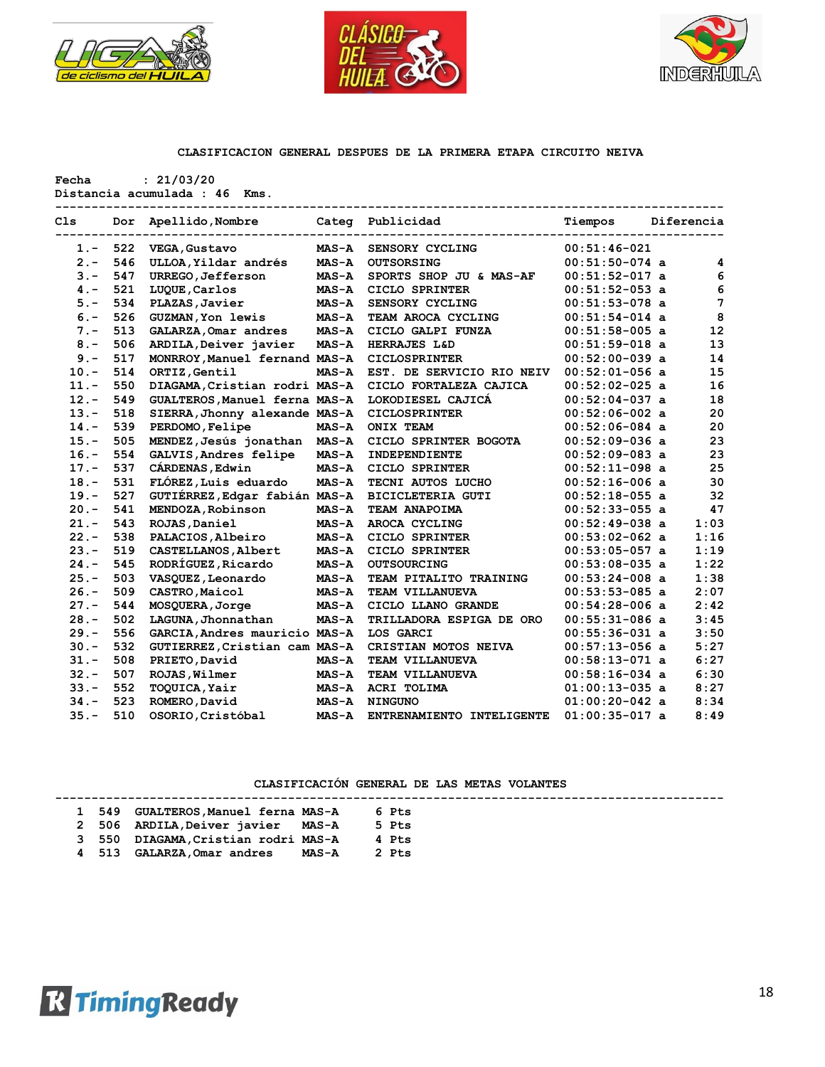## CLASIFICACION GENERAL DESPUES DE LA PRIMERA ETAPA CIRCUITO NEIVA

Fecha : 21/03/20
Distancia acumulada : 46 Kms.

| Cls | Dor | Apellido,Nombre | Categ | Publicidad | Tiempos | Diferencia |
|---|---|---|---|---|---|---|
| 1.- | 522 | VEGA,Gustavo | MAS-A | SENSORY CYCLING | 00:51:46-021 | |
| 2.- | 546 | ULLOA,Yildar andrés | MAS-A | OUTSORSING | 00:51:50-074 a | 4 |
| 3.- | 547 | URREGO,Jefferson | MAS-A | SPORTS SHOP JU & MAS-AF | 00:51:52-017 a | 6 |
| 4.- | 521 | LUQUE,Carlos | MAS-A | CICLO SPRINTER | 00:51:52-053 a | 6 |
| 5.- | 534 | PLAZAS,Javier | MAS-A | SENSORY CYCLING | 00:51:53-078 a | 7 |
| 6.- | 526 | GUZMAN,Yon lewis | MAS-A | TEAM AROCA CYCLING | 00:51:54-014 a | 8 |
| 7.- | 513 | GALARZA,Omar andres | MAS-A | CICLO GALPI FUNZA | 00:51:58-005 a | 12 |
| 8.- | 506 | ARDILA,Deiver javier | MAS-A | HERRAJES L&D | 00:51:59-018 a | 13 |
| 9.- | 517 | MONRROY,Manuel fernand | MAS-A | CICLOSPRINTER | 00:52:00-039 a | 14 |
| 10.- | 514 | ORTIZ,Gentil | MAS-A | EST. DE SERVICIO RIO NEIV | 00:52:01-056 a | 15 |
| 11.- | 550 | DIAGAMA,Cristian rodri | MAS-A | CICLO FORTALEZA CAJICA | 00:52:02-025 a | 16 |
| 12.- | 549 | GUALTEROS,Manuel ferna | MAS-A | LOKODIESEL CAJICÁ | 00:52:04-037 a | 18 |
| 13.- | 518 | SIERRA,Jhonny alexande | MAS-A | CICLOSPRINTER | 00:52:06-002 a | 20 |
| 14.- | 539 | PERDOMO,Felipe | MAS-A | ONIX TEAM | 00:52:06-084 a | 20 |
| 15.- | 505 | MENDEZ,Jesús jonathan | MAS-A | CICLO SPRINTER BOGOTA | 00:52:09-036 a | 23 |
| 16.- | 554 | GALVIS,Andres felipe | MAS-A | INDEPENDIENTE | 00:52:09-083 a | 23 |
| 17.- | 537 | CÁRDENAS,Edwin | MAS-A | CICLO SPRINTER | 00:52:11-098 a | 25 |
| 18.- | 531 | FLÓREZ,Luis eduardo | MAS-A | TECNI AUTOS LUCHO | 00:52:16-006 a | 30 |
| 19.- | 527 | GUTIÉRREZ,Edgar fabián | MAS-A | BICICLETERIA GUTI | 00:52:18-055 a | 32 |
| 20.- | 541 | MENDOZA,Robinson | MAS-A | TEAM ANAPOIMA | 00:52:33-055 a | 47 |
| 21.- | 543 | ROJAS,Daniel | MAS-A | AROCA CYCLING | 00:52:49-038 a | 1:03 |
| 22.- | 538 | PALACIOS,Albeiro | MAS-A | CICLO SPRINTER | 00:53:02-062 a | 1:16 |
| 23.- | 519 | CASTELLANOS,Albert | MAS-A | CICLO SPRINTER | 00:53:05-057 a | 1:19 |
| 24.- | 545 | RODRÍGUEZ,Ricardo | MAS-A | OUTSOURCING | 00:53:08-035 a | 1:22 |
| 25.- | 503 | VASQUEZ,Leonardo | MAS-A | TEAM PITALITO TRAINING | 00:53:24-008 a | 1:38 |
| 26.- | 509 | CASTRO,Maicol | MAS-A | TEAM VILLANUEVA | 00:53:53-085 a | 2:07 |
| 27.- | 544 | MOSQUERA,Jorge | MAS-A | CICLO LLANO GRANDE | 00:54:28-006 a | 2:42 |
| 28.- | 502 | LAGUNA,Jhonnathan | MAS-A | TRILLADORA ESPIGA DE ORO | 00:55:31-086 a | 3:45 |
| 29.- | 556 | GARCIA,Andres mauricio | MAS-A | LOS GARCI | 00:55:36-031 a | 3:50 |
| 30.- | 532 | GUTIERREZ,Cristian cam | MAS-A | CRISTIAN MOTOS NEIVA | 00:57:13-056 a | 5:27 |
| 31.- | 508 | PRIETO,David | MAS-A | TEAM VILLANUEVA | 00:58:13-071 a | 6:27 |
| 32.- | 507 | ROJAS,Wilmer | MAS-A | TEAM VILLANUEVA | 00:58:16-034 a | 6:30 |
| 33.- | 552 | TOQUICA,Yair | MAS-A | ACRI TOLIMA | 01:00:13-035 a | 8:27 |
| 34.- | 523 | ROMERO,David | MAS-A | NINGUNO | 01:00:20-042 a | 8:34 |
| 35.- | 510 | OSORIO,Cristóbal | MAS-A | ENTRENAMIENTO INTELIGENTE | 01:00:35-017 a | 8:49 |

## CLASIFICACIÓN GENERAL DE LAS METAS VOLANTES

| | Dor | Apellido,Nombre | Categ | Puntos |
|---|---|---|---|---|
| 1 | 549 | GUALTEROS,Manuel ferna | MAS-A | 6 Pts |
| 2 | 506 | ARDILA,Deiver javier | MAS-A | 5 Pts |
| 3 | 550 | DIAGAMA,Cristian rodri | MAS-A | 4 Pts |
| 4 | 513 | GALARZA,Omar andres | MAS-A | 2 Pts |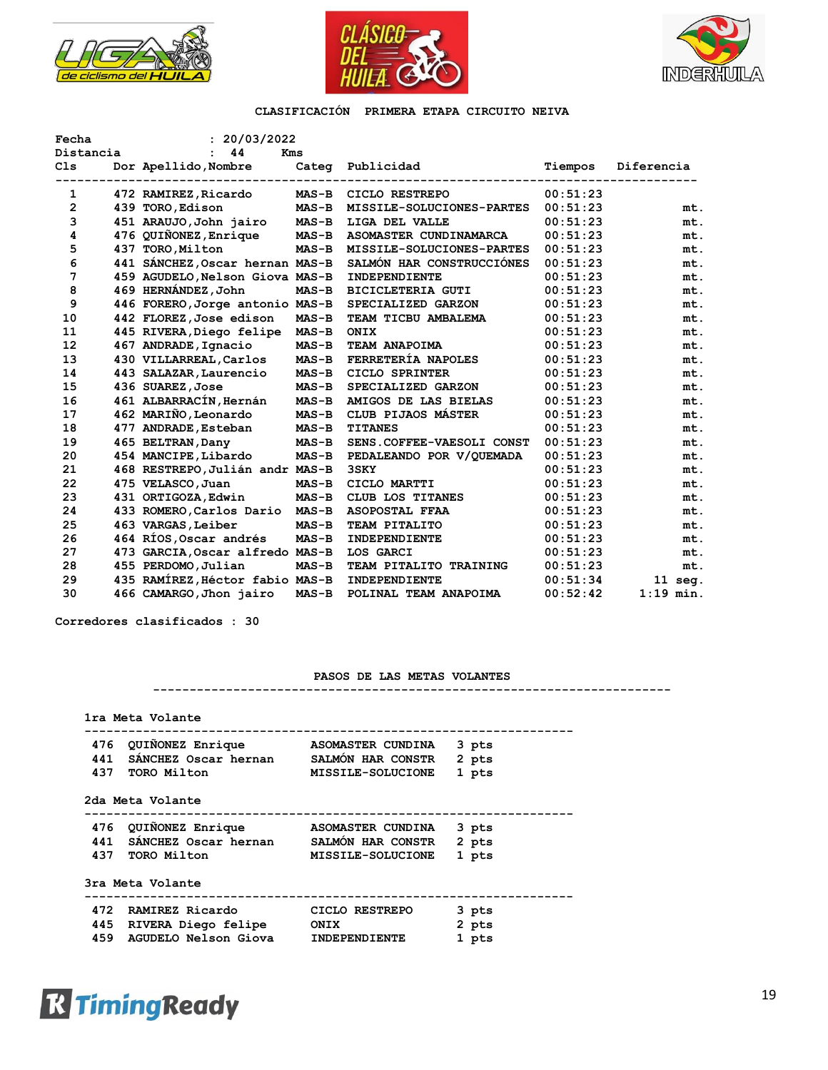## CLASIFICACIÓN PRIMERA ETAPA CIRCUITO NEIVA

Fecha : 20/03/2022
Distancia : 44 Kms

| Cls | Dor | Apellido,Nombre | Categ | Publicidad | Tiempos | Diferencia |
|---|---|---|---|---|---|---|
| 1 | 472 | RAMIREZ,Ricardo | MAS-B | CICLO RESTREPO | 00:51:23 | |
| 2 | 439 | TORO,Edison | MAS-B | MISSILE-SOLUCIONES-PARTES | 00:51:23 | mt. |
| 3 | 451 | ARAUJO,John jairo | MAS-B | LIGA DEL VALLE | 00:51:23 | mt. |
| 4 | 476 | QUIÑONEZ,Enrique | MAS-B | ASOMASTER CUNDINAMARCA | 00:51:23 | mt. |
| 5 | 437 | TORO,Milton | MAS-B | MISSILE-SOLUCIONES-PARTES | 00:51:23 | mt. |
| 6 | 441 | SÁNCHEZ,Oscar hernan | MAS-B | SALMÓN HAR CONSTRUCCIÓNES | 00:51:23 | mt. |
| 7 | 459 | AGUDELO,Nelson Giova | MAS-B | INDEPENDIENTE | 00:51:23 | mt. |
| 8 | 469 | HERNÁNDEZ,John | MAS-B | BICICLETERIA GUTI | 00:51:23 | mt. |
| 9 | 446 | FORERO,Jorge antonio | MAS-B | SPECIALIZED GARZON | 00:51:23 | mt. |
| 10 | 442 | FLOREZ,Jose edison | MAS-B | TEAM TICBU AMBALEMA | 00:51:23 | mt. |
| 11 | 445 | RIVERA,Diego felipe | MAS-B | ONIX | 00:51:23 | mt. |
| 12 | 467 | ANDRADE,Ignacio | MAS-B | TEAM ANAPOIMA | 00:51:23 | mt. |
| 13 | 430 | VILLARREAL,Carlos | MAS-B | FERRETERÍA NAPOLES | 00:51:23 | mt. |
| 14 | 443 | SALAZAR,Laurencio | MAS-B | CICLO SPRINTER | 00:51:23 | mt. |
| 15 | 436 | SUAREZ,Jose | MAS-B | SPECIALIZED GARZON | 00:51:23 | mt. |
| 16 | 461 | ALBARRACÍN,Hernán | MAS-B | AMIGOS DE LAS BIELAS | 00:51:23 | mt. |
| 17 | 462 | MARIÑO,Leonardo | MAS-B | CLUB PIJAOS MÁSTER | 00:51:23 | mt. |
| 18 | 477 | ANDRADE,Esteban | MAS-B | TITANES | 00:51:23 | mt. |
| 19 | 465 | BELTRAN,Dany | MAS-B | SENS.COFFEE-VAESOLI CONST | 00:51:23 | mt. |
| 20 | 454 | MANCIPE,Libardo | MAS-B | PEDALEANDO POR V/QUEMADA | 00:51:23 | mt. |
| 21 | 468 | RESTREPO,Julián andr | MAS-B | 3SKY | 00:51:23 | mt. |
| 22 | 475 | VELASCO,Juan | MAS-B | CICLO MARTTI | 00:51:23 | mt. |
| 23 | 431 | ORTIGOZA,Edwin | MAS-B | CLUB LOS TITANES | 00:51:23 | mt. |
| 24 | 433 | ROMERO,Carlos Dario | MAS-B | ASOPOSTAL FFAA | 00:51:23 | mt. |
| 25 | 463 | VARGAS,Leiber | MAS-B | TEAM PITALITO | 00:51:23 | mt. |
| 26 | 464 | RÍOS,Oscar andrés | MAS-B | INDEPENDIENTE | 00:51:23 | mt. |
| 27 | 473 | GARCIA,Oscar alfredo | MAS-B | LOS GARCI | 00:51:23 | mt. |
| 28 | 455 | PERDOMO,Julian | MAS-B | TEAM PITALITO TRAINING | 00:51:23 | mt. |
| 29 | 435 | RAMÍREZ,Héctor fabio | MAS-B | INDEPENDIENTE | 00:51:34 | 11 seg. |
| 30 | 466 | CAMARGO,Jhon jairo | MAS-B | POLINAL TEAM ANAPOIMA | 00:52:42 | 1:19 min. |

Corredores clasificados : 30

### PASOS DE LAS METAS VOLANTES

**1ra Meta Volante**

| Dor | Nombre | Equipo | Puntos |
|---|---|---|---|
| 476 | QUIÑONEZ Enrique | ASOMASTER CUNDINA | 3 pts |
| 441 | SÁNCHEZ Oscar hernan | SALMÓN HAR CONSTR | 2 pts |
| 437 | TORO Milton | MISSILE-SOLUCIONE | 1 pts |

**2da Meta Volante**

| Dor | Nombre | Equipo | Puntos |
|---|---|---|---|
| 476 | QUIÑONEZ Enrique | ASOMASTER CUNDINA | 3 pts |
| 441 | SÁNCHEZ Oscar hernan | SALMÓN HAR CONSTR | 2 pts |
| 437 | TORO Milton | MISSILE-SOLUCIONE | 1 pts |

**3ra Meta Volante**

| Dor | Nombre | Equipo | Puntos |
|---|---|---|---|
| 472 | RAMIREZ Ricardo | CICLO RESTREPO | 3 pts |
| 445 | RIVERA Diego felipe | ONIX | 2 pts |
| 459 | AGUDELO Nelson Giova | INDEPENDIENTE | 1 pts |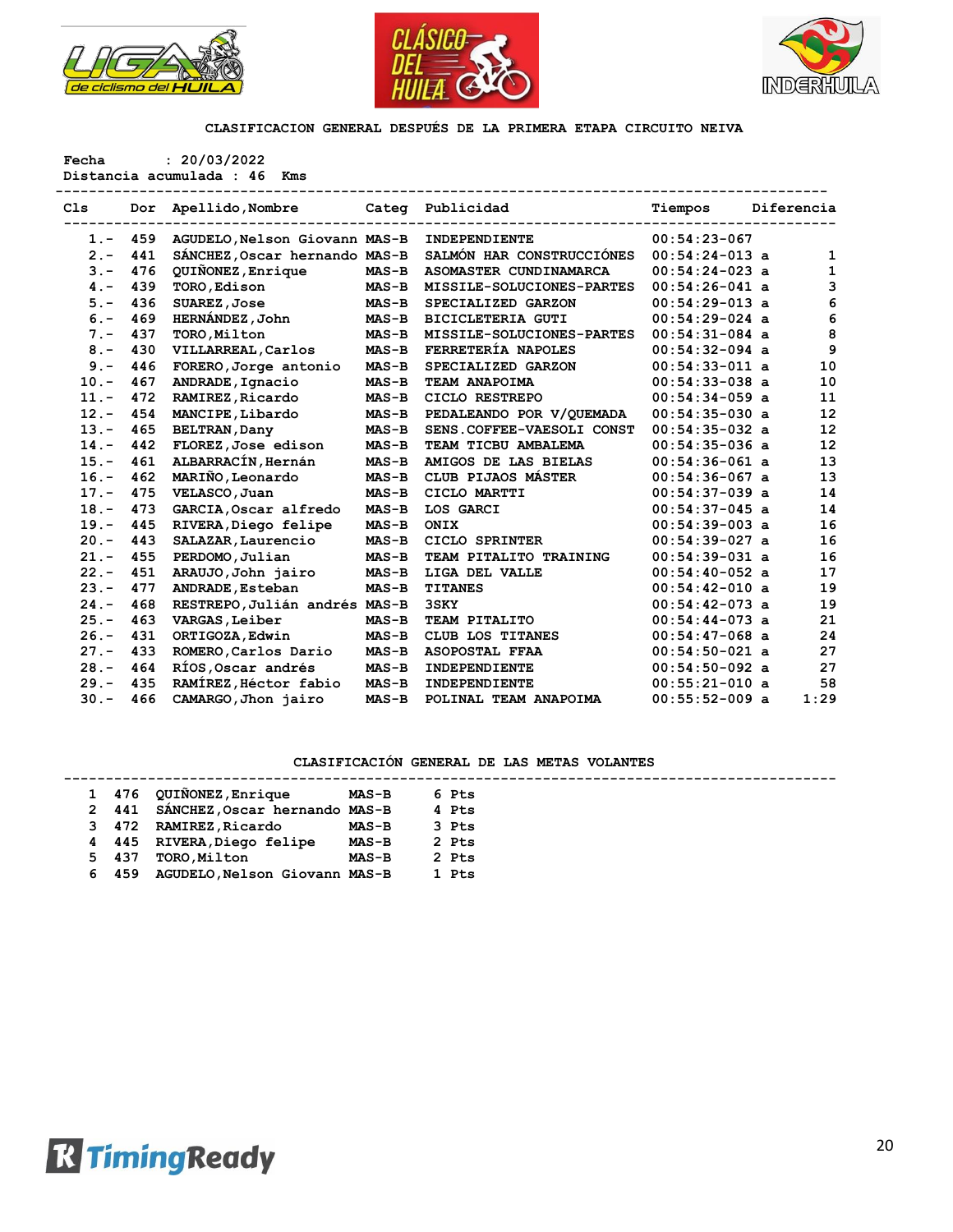## CLASIFICACION GENERAL DESPUÉS DE LA PRIMERA ETAPA CIRCUITO NEIVA

Fecha : 20/03/2022
Distancia acumulada : 46 Kms

| Cls | Dor | Apellido,Nombre | Categ | Publicidad | Tiempos | Diferencia |
|---|---|---|---|---|---|---|
| 1.- | 459 | AGUDELO,Nelson Giovann | MAS-B | INDEPENDIENTE | 00:54:23-067 | |
| 2.- | 441 | SÁNCHEZ,Oscar hernando | MAS-B | SALMÓN HAR CONSTRUCCIÓNES | 00:54:24-013 a | 1 |
| 3.- | 476 | QUIÑONEZ,Enrique | MAS-B | ASOMASTER CUNDINAMARCA | 00:54:24-023 a | 1 |
| 4.- | 439 | TORO,Edison | MAS-B | MISSILE-SOLUCIONES-PARTES | 00:54:26-041 a | 3 |
| 5.- | 436 | SUAREZ,Jose | MAS-B | SPECIALIZED GARZON | 00:54:29-013 a | 6 |
| 6.- | 469 | HERNÁNDEZ,John | MAS-B | BICICLETERIA GUTI | 00:54:29-024 a | 6 |
| 7.- | 437 | TORO,Milton | MAS-B | MISSILE-SOLUCIONES-PARTES | 00:54:31-084 a | 8 |
| 8.- | 430 | VILLARREAL,Carlos | MAS-B | FERRETERÍA NAPOLES | 00:54:32-094 a | 9 |
| 9.- | 446 | FORERO,Jorge antonio | MAS-B | SPECIALIZED GARZON | 00:54:33-011 a | 10 |
| 10.- | 467 | ANDRADE,Ignacio | MAS-B | TEAM ANAPOIMA | 00:54:33-038 a | 10 |
| 11.- | 472 | RAMIREZ,Ricardo | MAS-B | CICLO RESTREPO | 00:54:34-059 a | 11 |
| 12.- | 454 | MANCIPE,Libardo | MAS-B | PEDALEANDO POR V/QUEMADA | 00:54:35-030 a | 12 |
| 13.- | 465 | BELTRAN,Dany | MAS-B | SENS.COFFEE-VAESOLI CONST | 00:54:35-032 a | 12 |
| 14.- | 442 | FLOREZ,Jose edison | MAS-B | TEAM TICBU AMBALEMA | 00:54:35-036 a | 12 |
| 15.- | 461 | ALBARRACÍN,Hernán | MAS-B | AMIGOS DE LAS BIELAS | 00:54:36-061 a | 13 |
| 16.- | 462 | MARIÑO,Leonardo | MAS-B | CLUB PIJAOS MÁSTER | 00:54:36-067 a | 13 |
| 17.- | 475 | VELASCO,Juan | MAS-B | CICLO MARTTI | 00:54:37-039 a | 14 |
| 18.- | 473 | GARCIA,Oscar alfredo | MAS-B | LOS GARCI | 00:54:37-045 a | 14 |
| 19.- | 445 | RIVERA,Diego felipe | MAS-B | ONIX | 00:54:39-003 a | 16 |
| 20.- | 443 | SALAZAR,Laurencio | MAS-B | CICLO SPRINTER | 00:54:39-027 a | 16 |
| 21.- | 455 | PERDOMO,Julian | MAS-B | TEAM PITALITO TRAINING | 00:54:39-031 a | 16 |
| 22.- | 451 | ARAUJO,John jairo | MAS-B | LIGA DEL VALLE | 00:54:40-052 a | 17 |
| 23.- | 477 | ANDRADE,Esteban | MAS-B | TITANES | 00:54:42-010 a | 19 |
| 24.- | 468 | RESTREPO,Julián andrés | MAS-B | 3SKY | 00:54:42-073 a | 19 |
| 25.- | 463 | VARGAS,Leiber | MAS-B | TEAM PITALITO | 00:54:44-073 a | 21 |
| 26.- | 431 | ORTIGOZA,Edwin | MAS-B | CLUB LOS TITANES | 00:54:47-068 a | 24 |
| 27.- | 433 | ROMERO,Carlos Dario | MAS-B | ASOPOSTAL FFAA | 00:54:50-021 a | 27 |
| 28.- | 464 | RÍOS,Oscar andrés | MAS-B | INDEPENDIENTE | 00:54:50-092 a | 27 |
| 29.- | 435 | RAMÍREZ,Héctor fabio | MAS-B | INDEPENDIENTE | 00:55:21-010 a | 58 |
| 30.- | 466 | CAMARGO,Jhon jairo | MAS-B | POLINAL TEAM ANAPOIMA | 00:55:52-009 a | 1:29 |

## CLASIFICACIÓN GENERAL DE LAS METAS VOLANTES

| | | | | |
|---|---|---|---|---|
| 1 | 476 | QUIÑONEZ,Enrique | MAS-B | 6 Pts |
| 2 | 441 | SÁNCHEZ,Oscar hernando | MAS-B | 4 Pts |
| 3 | 472 | RAMIREZ,Ricardo | MAS-B | 3 Pts |
| 4 | 445 | RIVERA,Diego felipe | MAS-B | 2 Pts |
| 5 | 437 | TORO,Milton | MAS-B | 2 Pts |
| 6 | 459 | AGUDELO,Nelson Giovann | MAS-B | 1 Pts |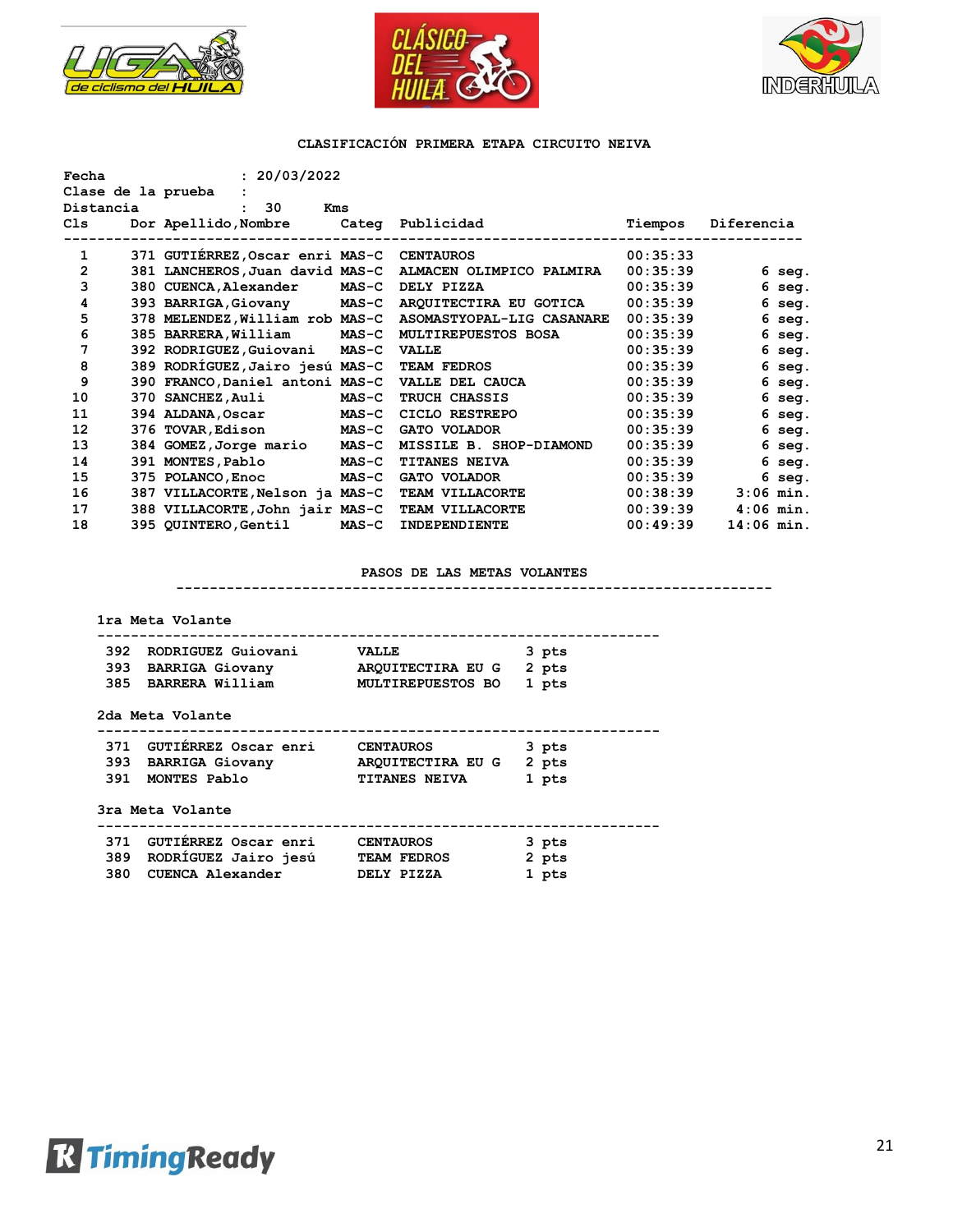## CLASIFICACIÓN PRIMERA ETAPA CIRCUITO NEIVA

**Fecha** : 20/03/2022
**Clase de la prueba** :
**Distancia** : 30 Kms

| Cls | Dor | Apellido,Nombre | Categ | Publicidad | Tiempos | Diferencia |
|---|---|---|---|---|---|---|
| 1 | 371 | GUTIÉRREZ,Oscar enri | MAS-C | CENTAUROS | 00:35:33 | |
| 2 | 381 | LANCHEROS,Juan david | MAS-C | ALMACEN OLIMPICO PALMIRA | 00:35:39 | 6 seg. |
| 3 | 380 | CUENCA,Alexander | MAS-C | DELY PIZZA | 00:35:39 | 6 seg. |
| 4 | 393 | BARRIGA,Giovany | MAS-C | ARQUITECTIRA EU GOTICA | 00:35:39 | 6 seg. |
| 5 | 378 | MELENDEZ,William rob | MAS-C | ASOMASTYOPAL-LIG CASANARE | 00:35:39 | 6 seg. |
| 6 | 385 | BARRERA,William | MAS-C | MULTIREPUESTOS BOSA | 00:35:39 | 6 seg. |
| 7 | 392 | RODRIGUEZ,Guiovani | MAS-C | VALLE | 00:35:39 | 6 seg. |
| 8 | 389 | RODRÍGUEZ,Jairo jesú | MAS-C | TEAM FEDROS | 00:35:39 | 6 seg. |
| 9 | 390 | FRANCO,Daniel antoni | MAS-C | VALLE DEL CAUCA | 00:35:39 | 6 seg. |
| 10 | 370 | SANCHEZ,Auli | MAS-C | TRUCH CHASSIS | 00:35:39 | 6 seg. |
| 11 | 394 | ALDANA,Oscar | MAS-C | CICLO RESTREPO | 00:35:39 | 6 seg. |
| 12 | 376 | TOVAR,Edison | MAS-C | GATO VOLADOR | 00:35:39 | 6 seg. |
| 13 | 384 | GOMEZ,Jorge mario | MAS-C | MISSILE B. SHOP-DIAMOND | 00:35:39 | 6 seg. |
| 14 | 391 | MONTES,Pablo | MAS-C | TITANES NEIVA | 00:35:39 | 6 seg. |
| 15 | 375 | POLANCO,Enoc | MAS-C | GATO VOLADOR | 00:35:39 | 6 seg. |
| 16 | 387 | VILLACORTE,Nelson ja | MAS-C | TEAM VILLACORTE | 00:38:39 | 3:06 min. |
| 17 | 388 | VILLACORTE,John jair | MAS-C | TEAM VILLACORTE | 00:39:39 | 4:06 min. |
| 18 | 395 | QUINTERO,Gentil | MAS-C | INDEPENDIENTE | 00:49:39 | 14:06 min. |

### PASOS DE LAS METAS VOLANTES

**1ra Meta Volante**

| Dor | Nombre | Equipo | Puntos |
|---|---|---|---|
| 392 | RODRIGUEZ Guiovani | VALLE | 3 pts |
| 393 | BARRIGA Giovany | ARQUITECTIRA EU G | 2 pts |
| 385 | BARRERA William | MULTIREPUESTOS BO | 1 pts |

**2da Meta Volante**

| Dor | Nombre | Equipo | Puntos |
|---|---|---|---|
| 371 | GUTIÉRREZ Oscar enri | CENTAUROS | 3 pts |
| 393 | BARRIGA Giovany | ARQUITECTIRA EU G | 2 pts |
| 391 | MONTES Pablo | TITANES NEIVA | 1 pts |

**3ra Meta Volante**

| Dor | Nombre | Equipo | Puntos |
|---|---|---|---|
| 371 | GUTIÉRREZ Oscar enri | CENTAUROS | 3 pts |
| 389 | RODRÍGUEZ Jairo jesú | TEAM FEDROS | 2 pts |
| 380 | CUENCA Alexander | DELY PIZZA | 1 pts |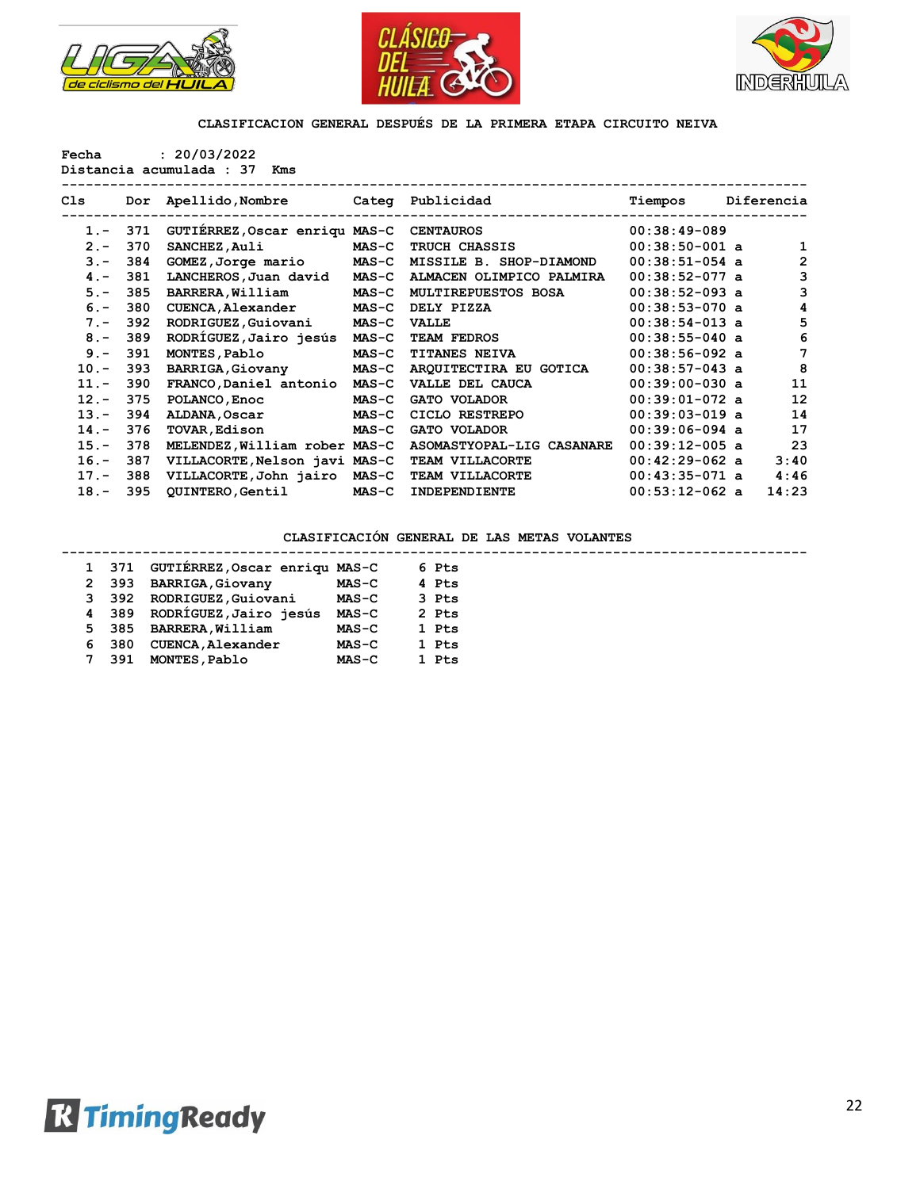## CLASIFICACION GENERAL DESPUÉS DE LA PRIMERA ETAPA CIRCUITO NEIVA

Fecha : 20/03/2022
Distancia acumulada : 37 Kms

| Cls | Dor | Apellido,Nombre | Categ | Publicidad | Tiempos | Diferencia |
|---|---|---|---|---|---|---|
| 1.- | 371 | GUTIÉRREZ,Oscar enriqu | MAS-C | CENTAUROS | 00:38:49-089 | |
| 2.- | 370 | SANCHEZ,Auli | MAS-C | TRUCH CHASSIS | 00:38:50-001 a | 1 |
| 3.- | 384 | GOMEZ,Jorge mario | MAS-C | MISSILE B. SHOP-DIAMOND | 00:38:51-054 a | 2 |
| 4.- | 381 | LANCHEROS,Juan david | MAS-C | ALMACEN OLIMPICO PALMIRA | 00:38:52-077 a | 3 |
| 5.- | 385 | BARRERA,William | MAS-C | MULTIREPUESTOS BOSA | 00:38:52-093 a | 3 |
| 6.- | 380 | CUENCA,Alexander | MAS-C | DELY PIZZA | 00:38:53-070 a | 4 |
| 7.- | 392 | RODRIGUEZ,Guiovani | MAS-C | VALLE | 00:38:54-013 a | 5 |
| 8.- | 389 | RODRÍGUEZ,Jairo jesús | MAS-C | TEAM FEDROS | 00:38:55-040 a | 6 |
| 9.- | 391 | MONTES,Pablo | MAS-C | TITANES NEIVA | 00:38:56-092 a | 7 |
| 10.- | 393 | BARRIGA,Giovany | MAS-C | ARQUITECTIRA EU GOTICA | 00:38:57-043 a | 8 |
| 11.- | 390 | FRANCO,Daniel antonio | MAS-C | VALLE DEL CAUCA | 00:39:00-030 a | 11 |
| 12.- | 375 | POLANCO,Enoc | MAS-C | GATO VOLADOR | 00:39:01-072 a | 12 |
| 13.- | 394 | ALDANA,Oscar | MAS-C | CICLO RESTREPO | 00:39:03-019 a | 14 |
| 14.- | 376 | TOVAR,Edison | MAS-C | GATO VOLADOR | 00:39:06-094 a | 17 |
| 15.- | 378 | MELENDEZ,William rober | MAS-C | ASOMASTYOPAL-LIG CASANARE | 00:39:12-005 a | 23 |
| 16.- | 387 | VILLACORTE,Nelson javi | MAS-C | TEAM VILLACORTE | 00:42:29-062 a | 3:40 |
| 17.- | 388 | VILLACORTE,John jairo | MAS-C | TEAM VILLACORTE | 00:43:35-071 a | 4:46 |
| 18.- | 395 | QUINTERO,Gentil | MAS-C | INDEPENDIENTE | 00:53:12-062 a | 14:23 |

## CLASIFICACIÓN GENERAL DE LAS METAS VOLANTES

| | | | | |
|---|---|---|---|---|
| 1 | 371 | GUTIÉRREZ,Oscar enriqu | MAS-C | 6 Pts |
| 2 | 393 | BARRIGA,Giovany | MAS-C | 4 Pts |
| 3 | 392 | RODRIGUEZ,Guiovani | MAS-C | 3 Pts |
| 4 | 389 | RODRÍGUEZ,Jairo jesús | MAS-C | 2 Pts |
| 5 | 385 | BARRERA,William | MAS-C | 1 Pts |
| 6 | 380 | CUENCA,Alexander | MAS-C | 1 Pts |
| 7 | 391 | MONTES,Pablo | MAS-C | 1 Pts |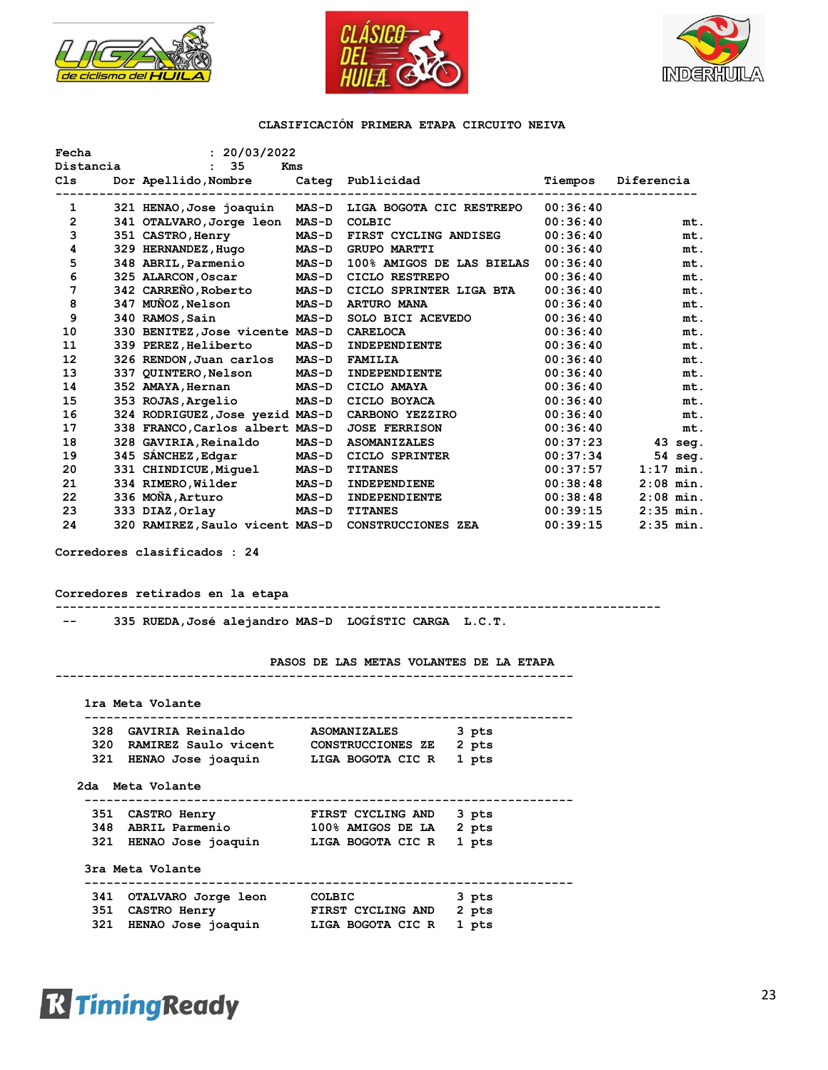## CLASIFICACIÓN PRIMERA ETAPA CIRCUITO NEIVA

**Fecha** : 20/03/2022
**Distancia** : 35 Kms

| Cls | Dor | Apellido,Nombre | Categ | Publicidad | Tiempos | Diferencia |
|---|---|---|---|---|---|---|
| 1 | 321 | HENAO,Jose joaquin | MAS-D | LIGA BOGOTA CIC RESTREPO | 00:36:40 | |
| 2 | 341 | OTALVARO,Jorge leon | MAS-D | COLBIC | 00:36:40 | mt. |
| 3 | 351 | CASTRO,Henry | MAS-D | FIRST CYCLING ANDISEG | 00:36:40 | mt. |
| 4 | 329 | HERNANDEZ,Hugo | MAS-D | GRUPO MARTTI | 00:36:40 | mt. |
| 5 | 348 | ABRIL,Parmenio | MAS-D | 100% AMIGOS DE LAS BIELAS | 00:36:40 | mt. |
| 6 | 325 | ALARCON,Oscar | MAS-D | CICLO RESTREPO | 00:36:40 | mt. |
| 7 | 342 | CARREÑO,Roberto | MAS-D | CICLO SPRINTER LIGA BTA | 00:36:40 | mt. |
| 8 | 347 | MUÑOZ,Nelson | MAS-D | ARTURO MANA | 00:36:40 | mt. |
| 9 | 340 | RAMOS,Sain | MAS-D | SOLO BICI ACEVEDO | 00:36:40 | mt. |
| 10 | 330 | BENITEZ,Jose vicente | MAS-D | CARELOCA | 00:36:40 | mt. |
| 11 | 339 | PEREZ,Heliberto | MAS-D | INDEPENDIENTE | 00:36:40 | mt. |
| 12 | 326 | RENDON,Juan carlos | MAS-D | FAMILIA | 00:36:40 | mt. |
| 13 | 337 | QUINTERO,Nelson | MAS-D | INDEPENDIENTE | 00:36:40 | mt. |
| 14 | 352 | AMAYA,Hernan | MAS-D | CICLO AMAYA | 00:36:40 | mt. |
| 15 | 353 | ROJAS,Argelio | MAS-D | CICLO BOYACA | 00:36:40 | mt. |
| 16 | 324 | RODRIGUEZ,Jose yezid | MAS-D | CARBONO YEZZIRO | 00:36:40 | mt. |
| 17 | 338 | FRANCO,Carlos albert | MAS-D | JOSE FERRISON | 00:36:40 | mt. |
| 18 | 328 | GAVIRIA,Reinaldo | MAS-D | ASOMANIZALES | 00:37:23 | 43 seg. |
| 19 | 345 | SÁNCHEZ,Edgar | MAS-D | CICLO SPRINTER | 00:37:34 | 54 seg. |
| 20 | 331 | CHINDICUE,Miguel | MAS-D | TITANES | 00:37:57 | 1:17 min. |
| 21 | 334 | RIMERO,Wilder | MAS-D | INDEPENDIENE | 00:38:48 | 2:08 min. |
| 22 | 336 | MOÑA,Arturo | MAS-D | INDEPENDIENTE | 00:38:48 | 2:08 min. |
| 23 | 333 | DIAZ,Orlay | MAS-D | TITANES | 00:39:15 | 2:35 min. |
| 24 | 320 | RAMIREZ,Saulo vicent | MAS-D | CONSTRUCCIONES ZEA | 00:39:15 | 2:35 min. |

**Corredores clasificados : 24**

**Corredores retirados en la etapa**

| Cls | Dor | Apellido,Nombre | Categ | Publicidad |
|---|---|---|---|---|
| -- | 335 | RUEDA,José alejandro | MAS-D | LOGÍSTIC CARGA L.C.T. |

### PASOS DE LAS METAS VOLANTES DE LA ETAPA

**1ra Meta Volante**

| Dor | Nombre | Publicidad | Puntos |
|---|---|---|---|
| 328 | GAVIRIA Reinaldo | ASOMANIZALES | 3 pts |
| 320 | RAMIREZ Saulo vicent | CONSTRUCCIONES ZE | 2 pts |
| 321 | HENAO Jose joaquin | LIGA BOGOTA CIC R | 1 pts |

**2da Meta Volante**

| Dor | Nombre | Publicidad | Puntos |
|---|---|---|---|
| 351 | CASTRO Henry | FIRST CYCLING AND | 3 pts |
| 348 | ABRIL Parmenio | 100% AMIGOS DE LA | 2 pts |
| 321 | HENAO Jose joaquin | LIGA BOGOTA CIC R | 1 pts |

**3ra Meta Volante**

| Dor | Nombre | Publicidad | Puntos |
|---|---|---|---|
| 341 | OTALVARO Jorge leon | COLBIC | 3 pts |
| 351 | CASTRO Henry | FIRST CYCLING AND | 2 pts |
| 321 | HENAO Jose joaquin | LIGA BOGOTA CIC R | 1 pts |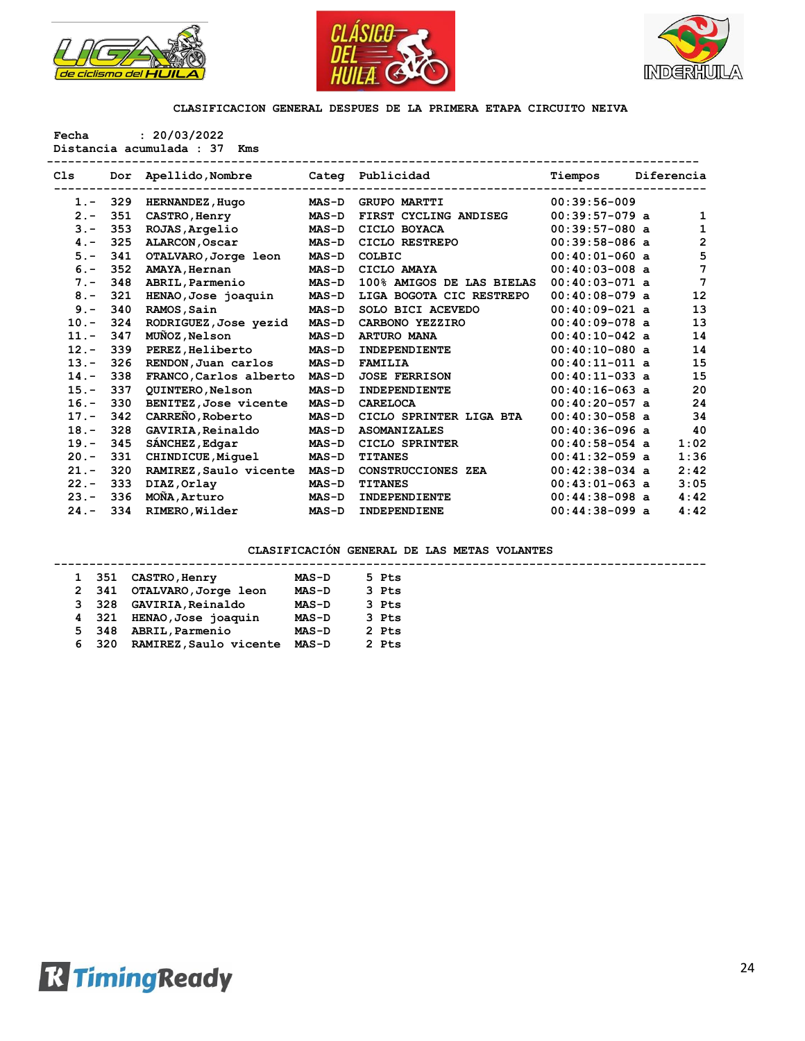## CLASIFICACION GENERAL DESPUES DE LA PRIMERA ETAPA CIRCUITO NEIVA

Fecha : 20/03/2022
Distancia acumulada : 37 Kms

| Cls | Dor | Apellido,Nombre | Categ | Publicidad | Tiempos | Diferencia |
|---|---|---|---|---|---|---|
| 1.- | 329 | HERNANDEZ,Hugo | MAS-D | GRUPO MARTTI | 00:39:56-009 | |
| 2.- | 351 | CASTRO,Henry | MAS-D | FIRST CYCLING ANDISEG | 00:39:57-079 a | 1 |
| 3.- | 353 | ROJAS,Argelio | MAS-D | CICLO BOYACA | 00:39:57-080 a | 1 |
| 4.- | 325 | ALARCON,Oscar | MAS-D | CICLO RESTREPO | 00:39:58-086 a | 2 |
| 5.- | 341 | OTALVARO,Jorge leon | MAS-D | COLBIC | 00:40:01-060 a | 5 |
| 6.- | 352 | AMAYA,Hernan | MAS-D | CICLO AMAYA | 00:40:03-008 a | 7 |
| 7.- | 348 | ABRIL,Parmenio | MAS-D | 100% AMIGOS DE LAS BIELAS | 00:40:03-071 a | 7 |
| 8.- | 321 | HENAO,Jose joaquin | MAS-D | LIGA BOGOTA CIC RESTREPO | 00:40:08-079 a | 12 |
| 9.- | 340 | RAMOS,Sain | MAS-D | SOLO BICI ACEVEDO | 00:40:09-021 a | 13 |
| 10.- | 324 | RODRIGUEZ,Jose yezid | MAS-D | CARBONO YEZZIRO | 00:40:09-078 a | 13 |
| 11.- | 347 | MUÑOZ,Nelson | MAS-D | ARTURO MANA | 00:40:10-042 a | 14 |
| 12.- | 339 | PEREZ,Heliberto | MAS-D | INDEPENDIENTE | 00:40:10-080 a | 14 |
| 13.- | 326 | RENDON,Juan carlos | MAS-D | FAMILIA | 00:40:11-011 a | 15 |
| 14.- | 338 | FRANCO,Carlos alberto | MAS-D | JOSE FERRISON | 00:40:11-033 a | 15 |
| 15.- | 337 | QUINTERO,Nelson | MAS-D | INDEPENDIENTE | 00:40:16-063 a | 20 |
| 16.- | 330 | BENITEZ,Jose vicente | MAS-D | CARELOCA | 00:40:20-057 a | 24 |
| 17.- | 342 | CARREÑO,Roberto | MAS-D | CICLO SPRINTER LIGA BTA | 00:40:30-058 a | 34 |
| 18.- | 328 | GAVIRIA,Reinaldo | MAS-D | ASOMANIZALES | 00:40:36-096 a | 40 |
| 19.- | 345 | SÁNCHEZ,Edgar | MAS-D | CICLO SPRINTER | 00:40:58-054 a | 1:02 |
| 20.- | 331 | CHINDICUE,Miguel | MAS-D | TITANES | 00:41:32-059 a | 1:36 |
| 21.- | 320 | RAMIREZ,Saulo vicente | MAS-D | CONSTRUCCIONES ZEA | 00:42:38-034 a | 2:42 |
| 22.- | 333 | DIAZ,Orlay | MAS-D | TITANES | 00:43:01-063 a | 3:05 |
| 23.- | 336 | MOÑA,Arturo | MAS-D | INDEPENDIENTE | 00:44:38-098 a | 4:42 |
| 24.- | 334 | RIMERO,Wilder | MAS-D | INDEPENDIENE | 00:44:38-099 a | 4:42 |

### CLASIFICACIÓN GENERAL DE LAS METAS VOLANTES

| | | | | |
|---|---|---|---|---|
| 1 | 351 | CASTRO,Henry | MAS-D | 5 Pts |
| 2 | 341 | OTALVARO,Jorge leon | MAS-D | 3 Pts |
| 3 | 328 | GAVIRIA,Reinaldo | MAS-D | 3 Pts |
| 4 | 321 | HENAO,Jose joaquin | MAS-D | 3 Pts |
| 5 | 348 | ABRIL,Parmenio | MAS-D | 2 Pts |
| 6 | 320 | RAMIREZ,Saulo vicente | MAS-D | 2 Pts |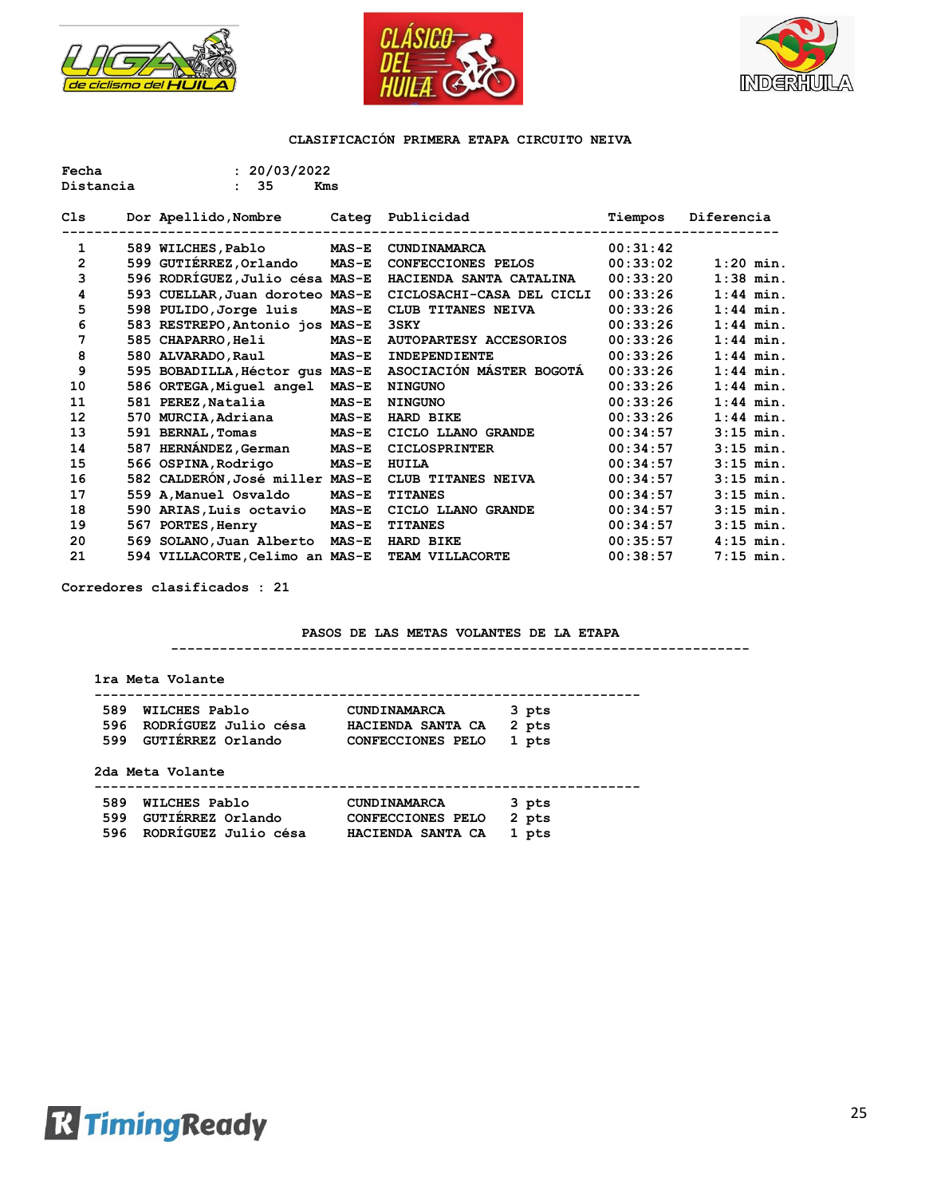## CLASIFICACIÓN PRIMERA ETAPA CIRCUITO NEIVA

Fecha : 20/03/2022
Distancia : 35 Kms

| Cls | Dor | Apellido,Nombre | Categ | Publicidad | Tiempos | Diferencia |
|---|---|---|---|---|---|---|
| 1 | 589 | WILCHES,Pablo | MAS-E | CUNDINAMARCA | 00:31:42 | |
| 2 | 599 | GUTIÉRREZ,Orlando | MAS-E | CONFECCIONES PELOS | 00:33:02 | 1:20 min. |
| 3 | 596 | RODRÍGUEZ,Julio césa | MAS-E | HACIENDA SANTA CATALINA | 00:33:20 | 1:38 min. |
| 4 | 593 | CUELLAR,Juan doroteo | MAS-E | CICLOSACHI-CASA DEL CICLI | 00:33:26 | 1:44 min. |
| 5 | 598 | PULIDO,Jorge luis | MAS-E | CLUB TITANES NEIVA | 00:33:26 | 1:44 min. |
| 6 | 583 | RESTREPO,Antonio jos | MAS-E | 3SKY | 00:33:26 | 1:44 min. |
| 7 | 585 | CHAPARRO,Heli | MAS-E | AUTOPARTESY ACCESORIOS | 00:33:26 | 1:44 min. |
| 8 | 580 | ALVARADO,Raul | MAS-E | INDEPENDIENTE | 00:33:26 | 1:44 min. |
| 9 | 595 | BOBADILLA,Héctor gus | MAS-E | ASOCIACIÓN MÁSTER BOGOTÁ | 00:33:26 | 1:44 min. |
| 10 | 586 | ORTEGA,Miguel angel | MAS-E | NINGUNO | 00:33:26 | 1:44 min. |
| 11 | 581 | PEREZ,Natalia | MAS-E | NINGUNO | 00:33:26 | 1:44 min. |
| 12 | 570 | MURCIA,Adriana | MAS-E | HARD BIKE | 00:33:26 | 1:44 min. |
| 13 | 591 | BERNAL,Tomas | MAS-E | CICLO LLANO GRANDE | 00:34:57 | 3:15 min. |
| 14 | 587 | HERNÁNDEZ,German | MAS-E | CICLOSPRINTER | 00:34:57 | 3:15 min. |
| 15 | 566 | OSPINA,Rodrigo | MAS-E | HUILA | 00:34:57 | 3:15 min. |
| 16 | 582 | CALDERÓN,José miller | MAS-E | CLUB TITANES NEIVA | 00:34:57 | 3:15 min. |
| 17 | 559 | A,Manuel Osvaldo | MAS-E | TITANES | 00:34:57 | 3:15 min. |
| 18 | 590 | ARIAS,Luis octavio | MAS-E | CICLO LLANO GRANDE | 00:34:57 | 3:15 min. |
| 19 | 567 | PORTES,Henry | MAS-E | TITANES | 00:34:57 | 3:15 min. |
| 20 | 569 | SOLANO,Juan Alberto | MAS-E | HARD BIKE | 00:35:57 | 4:15 min. |
| 21 | 594 | VILLACORTE,Celimo an | MAS-E | TEAM VILLACORTE | 00:38:57 | 7:15 min. |

Corredores clasificados : 21

### PASOS DE LAS METAS VOLANTES DE LA ETAPA

**1ra Meta Volante**

| Dor | Nombre | Publicidad | Puntos |
|---|---|---|---|
| 589 | WILCHES Pablo | CUNDINAMARCA | 3 pts |
| 596 | RODRÍGUEZ Julio césa | HACIENDA SANTA CA | 2 pts |
| 599 | GUTIÉRREZ Orlando | CONFECCIONES PELO | 1 pts |

**2da Meta Volante**

| Dor | Nombre | Publicidad | Puntos |
|---|---|---|---|
| 589 | WILCHES Pablo | CUNDINAMARCA | 3 pts |
| 599 | GUTIÉRREZ Orlando | CONFECCIONES PELO | 2 pts |
| 596 | RODRÍGUEZ Julio césa | HACIENDA SANTA CA | 1 pts |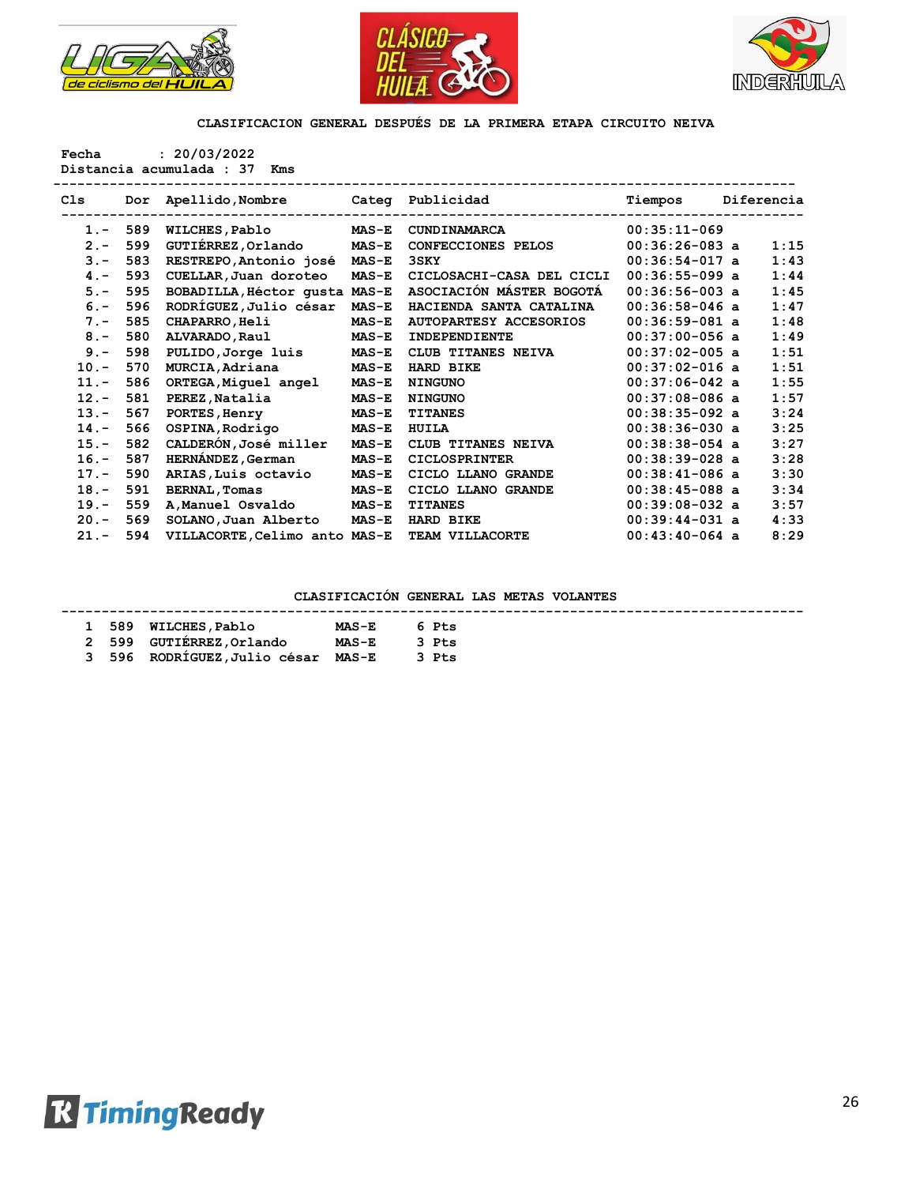## CLASIFICACION GENERAL DESPUÉS DE LA PRIMERA ETAPA CIRCUITO NEIVA

Fecha : 20/03/2022
Distancia acumulada : 37 Kms

| Cls | Dor | Apellido,Nombre | Categ | Publicidad | Tiempos | Diferencia |
|---|---|---|---|---|---|---|
| 1.- | 589 | WILCHES,Pablo | MAS-E | CUNDINAMARCA | 00:35:11-069 | |
| 2.- | 599 | GUTIÉRREZ,Orlando | MAS-E | CONFECCIONES PELOS | 00:36:26-083 a | 1:15 |
| 3.- | 583 | RESTREPO,Antonio josé | MAS-E | 3SKY | 00:36:54-017 a | 1:43 |
| 4.- | 593 | CUELLAR,Juan doroteo | MAS-E | CICLOSACHI-CASA DEL CICLI | 00:36:55-099 a | 1:44 |
| 5.- | 595 | BOBADILLA,Héctor gusta | MAS-E | ASOCIACIÓN MÁSTER BOGOTÁ | 00:36:56-003 a | 1:45 |
| 6.- | 596 | RODRÍGUEZ,Julio césar | MAS-E | HACIENDA SANTA CATALINA | 00:36:58-046 a | 1:47 |
| 7.- | 585 | CHAPARRO,Heli | MAS-E | AUTOPARTESY ACCESORIOS | 00:36:59-081 a | 1:48 |
| 8.- | 580 | ALVARADO,Raul | MAS-E | INDEPENDIENTE | 00:37:00-056 a | 1:49 |
| 9.- | 598 | PULIDO,Jorge luis | MAS-E | CLUB TITANES NEIVA | 00:37:02-005 a | 1:51 |
| 10.- | 570 | MURCIA,Adriana | MAS-E | HARD BIKE | 00:37:02-016 a | 1:51 |
| 11.- | 586 | ORTEGA,Miguel angel | MAS-E | NINGUNO | 00:37:06-042 a | 1:55 |
| 12.- | 581 | PEREZ,Natalia | MAS-E | NINGUNO | 00:37:08-086 a | 1:57 |
| 13.- | 567 | PORTES,Henry | MAS-E | TITANES | 00:38:35-092 a | 3:24 |
| 14.- | 566 | OSPINA,Rodrigo | MAS-E | HUILA | 00:38:36-030 a | 3:25 |
| 15.- | 582 | CALDERÓN,José miller | MAS-E | CLUB TITANES NEIVA | 00:38:38-054 a | 3:27 |
| 16.- | 587 | HERNÁNDEZ,German | MAS-E | CICLOSPRINTER | 00:38:39-028 a | 3:28 |
| 17.- | 590 | ARIAS,Luis octavio | MAS-E | CICLO LLANO GRANDE | 00:38:41-086 a | 3:30 |
| 18.- | 591 | BERNAL,Tomas | MAS-E | CICLO LLANO GRANDE | 00:38:45-088 a | 3:34 |
| 19.- | 559 | A,Manuel Osvaldo | MAS-E | TITANES | 00:39:08-032 a | 3:57 |
| 20.- | 569 | SOLANO,Juan Alberto | MAS-E | HARD BIKE | 00:39:44-031 a | 4:33 |
| 21.- | 594 | VILLACORTE,Celimo anto | MAS-E | TEAM VILLACORTE | 00:43:40-064 a | 8:29 |

## CLASIFICACIÓN GENERAL LAS METAS VOLANTES

| | | | | |
|---|---|---|---|---|
| 1 | 589 | WILCHES,Pablo | MAS-E | 6 Pts |
| 2 | 599 | GUTIÉRREZ,Orlando | MAS-E | 3 Pts |
| 3 | 596 | RODRÍGUEZ,Julio césar | MAS-E | 3 Pts |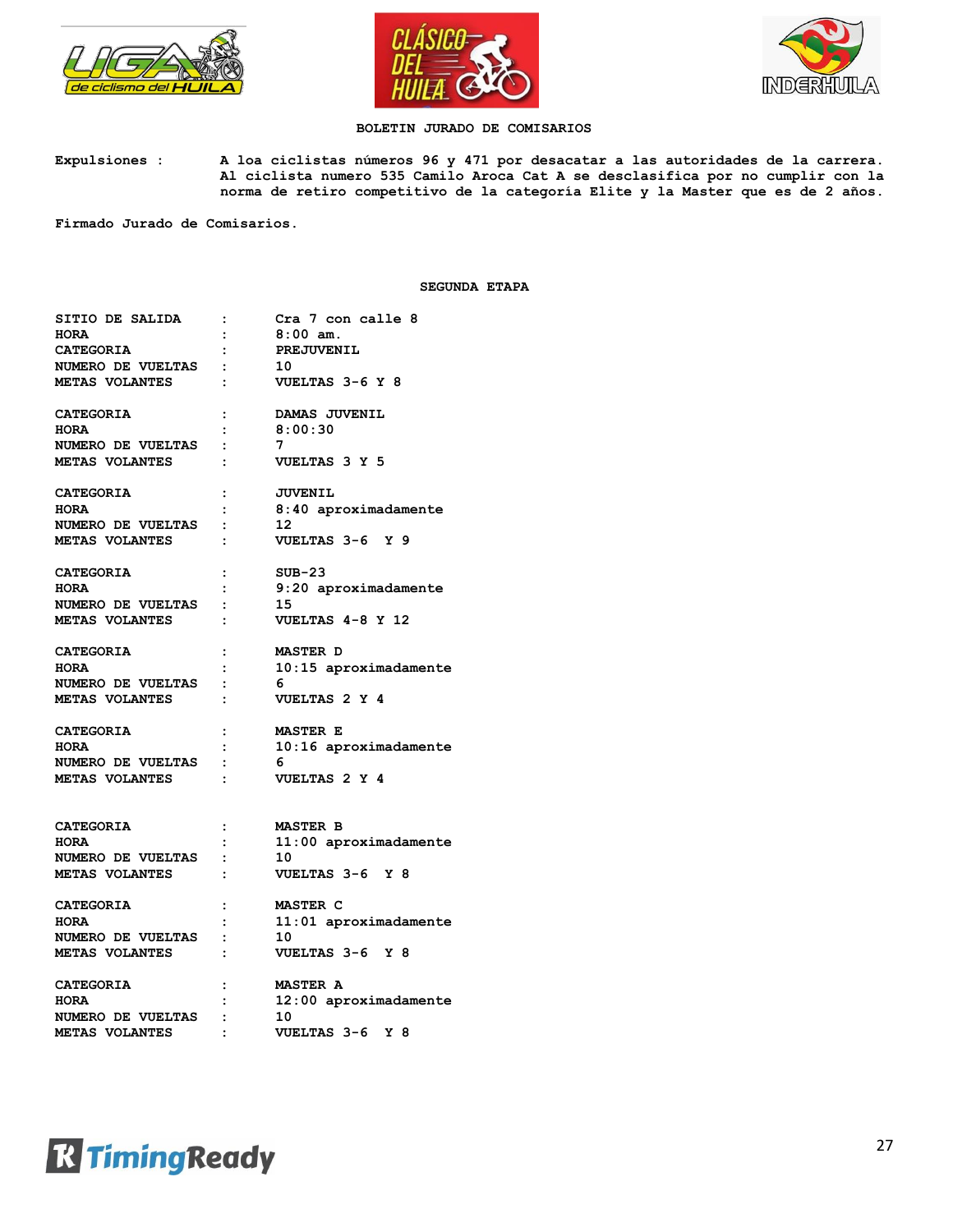# BOLETIN JURADO DE COMISARIOS

**Expulsiones :** A loa ciclistas números 96 y 471 por desacatar a las autoridades de la carrera. Al ciclista numero 535 Camilo Aroca Cat A se desclasifica por no cumplir con la norma de retiro competitivo de la categoría Elite y la Master que es de 2 años.

Firmado Jurado de Comisarios.

## SEGUNDA ETAPA

| | | |
|---|---|---|
| **SITIO DE SALIDA** | : | Cra 7 con calle 8 |
| **HORA** | : | 8:00 am. |
| **CATEGORIA** | : | PREJUVENIL |
| **NUMERO DE VUELTAS** | : | 10 |
| **METAS VOLANTES** | : | VUELTAS 3-6 Y 8 |

| | | |
|---|---|---|
| **CATEGORIA** | : | DAMAS JUVENIL |
| **HORA** | : | 8:00:30 |
| **NUMERO DE VUELTAS** | : | 7 |
| **METAS VOLANTES** | : | VUELTAS 3 Y 5 |

| | | |
|---|---|---|
| **CATEGORIA** | : | JUVENIL |
| **HORA** | : | 8:40 aproximadamente |
| **NUMERO DE VUELTAS** | : | 12 |
| **METAS VOLANTES** | : | VUELTAS 3-6 Y 9 |

| | | |
|---|---|---|
| **CATEGORIA** | : | SUB-23 |
| **HORA** | : | 9:20 aproximadamente |
| **NUMERO DE VUELTAS** | : | 15 |
| **METAS VOLANTES** | : | VUELTAS 4-8 Y 12 |

| | | |
|---|---|---|
| **CATEGORIA** | : | MASTER D |
| **HORA** | : | 10:15 aproximadamente |
| **NUMERO DE VUELTAS** | : | 6 |
| **METAS VOLANTES** | : | VUELTAS 2 Y 4 |

| | | |
|---|---|---|
| **CATEGORIA** | : | MASTER E |
| **HORA** | : | 10:16 aproximadamente |
| **NUMERO DE VUELTAS** | : | 6 |
| **METAS VOLANTES** | : | VUELTAS 2 Y 4 |

| | | |
|---|---|---|
| **CATEGORIA** | : | MASTER B |
| **HORA** | : | 11:00 aproximadamente |
| **NUMERO DE VUELTAS** | : | 10 |
| **METAS VOLANTES** | : | VUELTAS 3-6 Y 8 |

| | | |
|---|---|---|
| **CATEGORIA** | : | MASTER C |
| **HORA** | : | 11:01 aproximadamente |
| **NUMERO DE VUELTAS** | : | 10 |
| **METAS VOLANTES** | : | VUELTAS 3-6 Y 8 |

| | | |
|---|---|---|
| **CATEGORIA** | : | MASTER A |
| **HORA** | : | 12:00 aproximadamente |
| **NUMERO DE VUELTAS** | : | 10 |
| **METAS VOLANTES** | : | VUELTAS 3-6 Y 8 |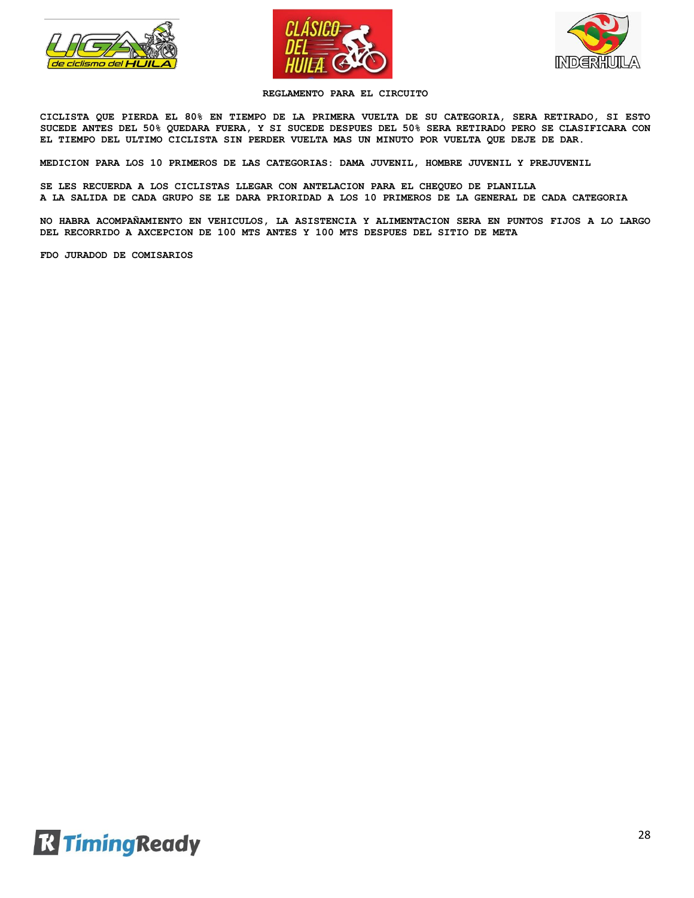## REGLAMENTO PARA EL CIRCUITO

**CICLISTA QUE PIERDA EL 80% EN TIEMPO DE LA PRIMERA VUELTA DE SU CATEGORIA, SERA RETIRADO, SI ESTO SUCEDE ANTES DEL 50% QUEDARA FUERA, Y SI SUCEDE DESPUES DEL 50% SERA RETIRADO PERO SE CLASIFICARA CON EL TIEMPO DEL ULTIMO CICLISTA SIN PERDER VUELTA MAS UN MINUTO POR VUELTA QUE DEJE DE DAR.**

**MEDICION PARA LOS 10 PRIMEROS DE LAS CATEGORIAS: DAMA JUVENIL, HOMBRE JUVENIL Y PREJUVENIL**

**SE LES RECUERDA A LOS CICLISTAS LLEGAR CON ANTELACION PARA EL CHEQUEO DE PLANILLA**
**A LA SALIDA DE CADA GRUPO SE LE DARA PRIORIDAD A LOS 10 PRIMEROS DE LA GENERAL DE CADA CATEGORIA**

**NO HABRA ACOMPAÑAMIENTO EN VEHICULOS, LA ASISTENCIA Y ALIMENTACION SERA EN PUNTOS FIJOS A LO LARGO DEL RECORRIDO A AXCEPCION DE 100 MTS ANTES Y 100 MTS DESPUES DEL SITIO DE META**

**FDO JURADOD DE COMISARIOS**